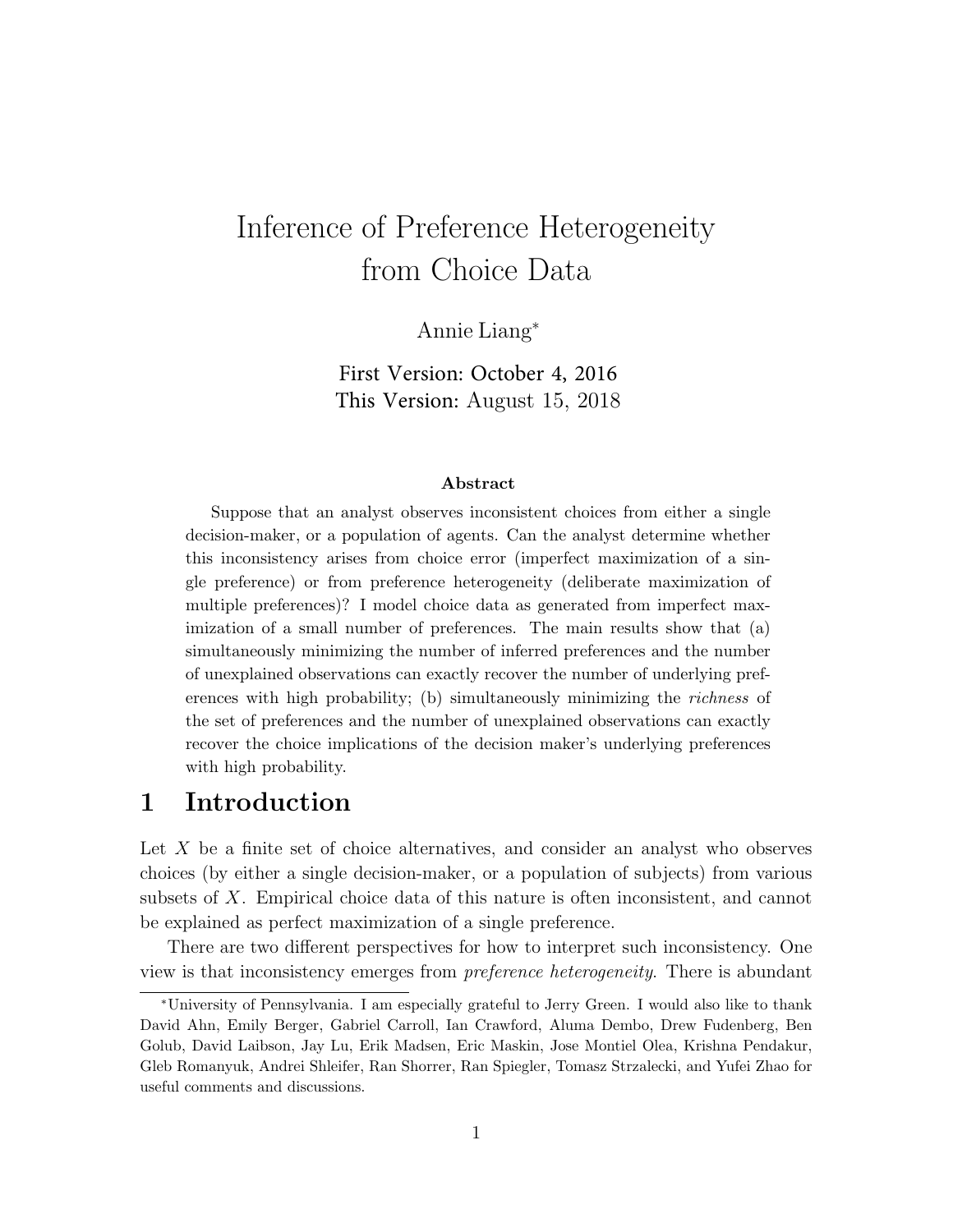# Inference of Preference Heterogeneity from Choice Data

Annie Liang*

**First Version: October 4, 2016**
**This Version:** August 15, 2018

### Abstract

Suppose that an analyst observes inconsistent choices from either a single decision-maker, or a population of agents. Can the analyst determine whether this inconsistency arises from choice error (imperfect maximization of a single preference) or from preference heterogeneity (deliberate maximization of multiple preferences)? I model choice data as generated from imperfect maximization of a small number of preferences. The main results show that (a) simultaneously minimizing the number of inferred preferences and the number of unexplained observations can exactly recover the number of underlying preferences with high probability; (b) simultaneously minimizing the *richness* of the set of preferences and the number of unexplained observations can exactly recover the choice implications of the decision maker's underlying preferences with high probability.

## 1 Introduction

Let $X$ be a finite set of choice alternatives, and consider an analyst who observes choices (by either a single decision-maker, or a population of subjects) from various subsets of $X$. Empirical choice data of this nature is often inconsistent, and cannot be explained as perfect maximization of a single preference.

There are two different perspectives for how to interpret such inconsistency. One view is that inconsistency emerges from *preference heterogeneity*. There is abundant

---

*University of Pennsylvania. I am especially grateful to Jerry Green. I would also like to thank David Ahn, Emily Berger, Gabriel Carroll, Ian Crawford, Aluma Dembo, Drew Fudenberg, Ben Golub, David Laibson, Jay Lu, Erik Madsen, Eric Maskin, Jose Montiel Olea, Krishna Pendakur, Gleb Romanyuk, Andrei Shleifer, Ran Shorrer, Ran Spiegler, Tomasz Strzalecki, and Yufei Zhao for useful comments and discussions.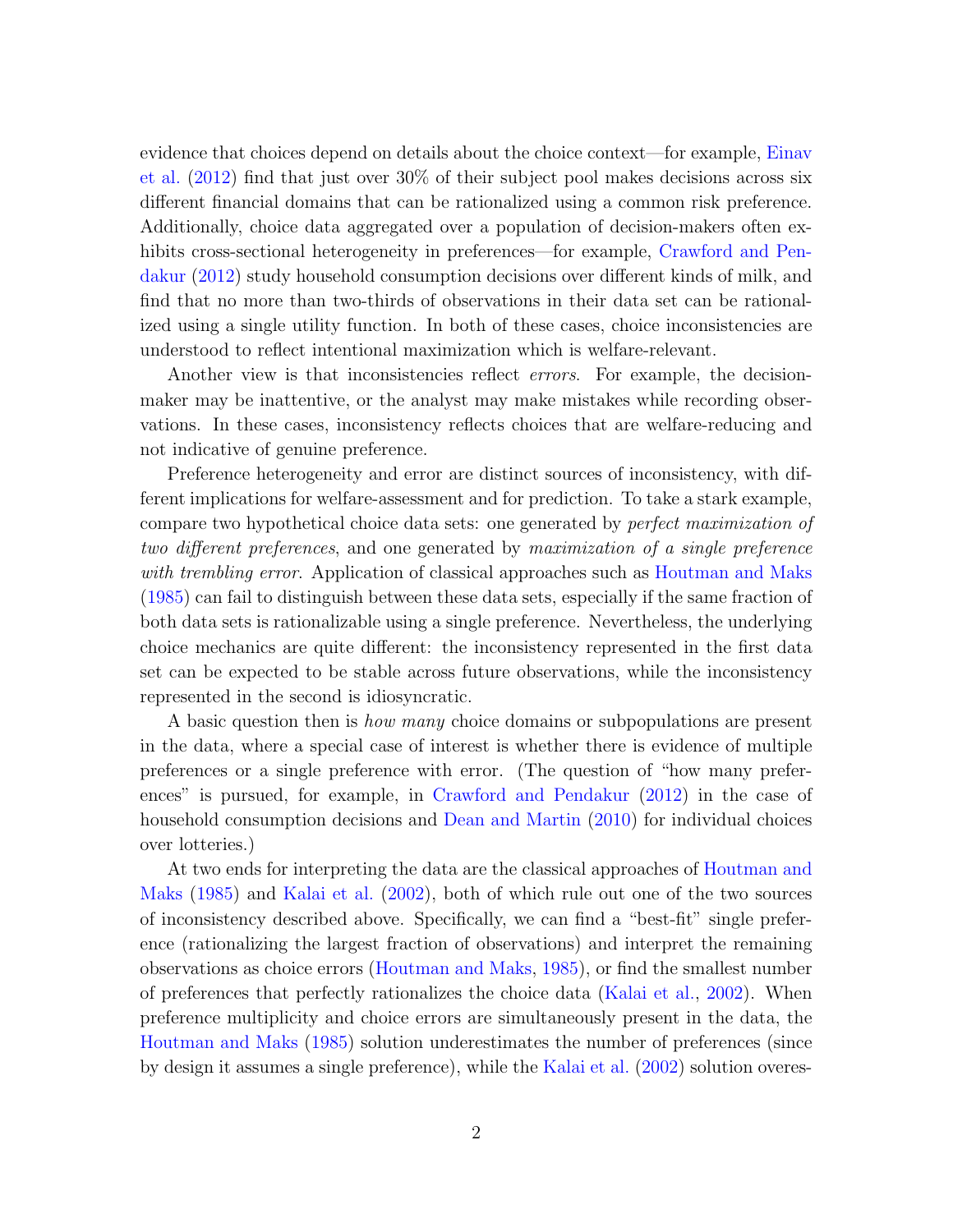evidence that choices depend on details about the choice context—for example, Einav et al. (2012) find that just over 30% of their subject pool makes decisions across six different financial domains that can be rationalized using a common risk preference. Additionally, choice data aggregated over a population of decision-makers often exhibits cross-sectional heterogeneity in preferences—for example, Crawford and Pendakur (2012) study household consumption decisions over different kinds of milk, and find that no more than two-thirds of observations in their data set can be rationalized using a single utility function. In both of these cases, choice inconsistencies are understood to reflect intentional maximization which is welfare-relevant.

Another view is that inconsistencies reflect *errors*. For example, the decision-maker may be inattentive, or the analyst may make mistakes while recording observations. In these cases, inconsistency reflects choices that are welfare-reducing and not indicative of genuine preference.

Preference heterogeneity and error are distinct sources of inconsistency, with different implications for welfare-assessment and for prediction. To take a stark example, compare two hypothetical choice data sets: one generated by *perfect maximization of two different preferences*, and one generated by *maximization of a single preference with trembling error*. Application of classical approaches such as Houtman and Maks (1985) can fail to distinguish between these data sets, especially if the same fraction of both data sets is rationalizable using a single preference. Nevertheless, the underlying choice mechanics are quite different: the inconsistency represented in the first data set can be expected to be stable across future observations, while the inconsistency represented in the second is idiosyncratic.

A basic question then is *how many* choice domains or subpopulations are present in the data, where a special case of interest is whether there is evidence of multiple preferences or a single preference with error. (The question of "how many preferences" is pursued, for example, in Crawford and Pendakur (2012) in the case of household consumption decisions and Dean and Martin (2010) for individual choices over lotteries.)

At two ends for interpreting the data are the classical approaches of Houtman and Maks (1985) and Kalai et al. (2002), both of which rule out one of the two sources of inconsistency described above. Specifically, we can find a "best-fit" single preference (rationalizing the largest fraction of observations) and interpret the remaining observations as choice errors (Houtman and Maks, 1985), or find the smallest number of preferences that perfectly rationalizes the choice data (Kalai et al., 2002). When preference multiplicity and choice errors are simultaneously present in the data, the Houtman and Maks (1985) solution underestimates the number of preferences (since by design it assumes a single preference), while the Kalai et al. (2002) solution overes-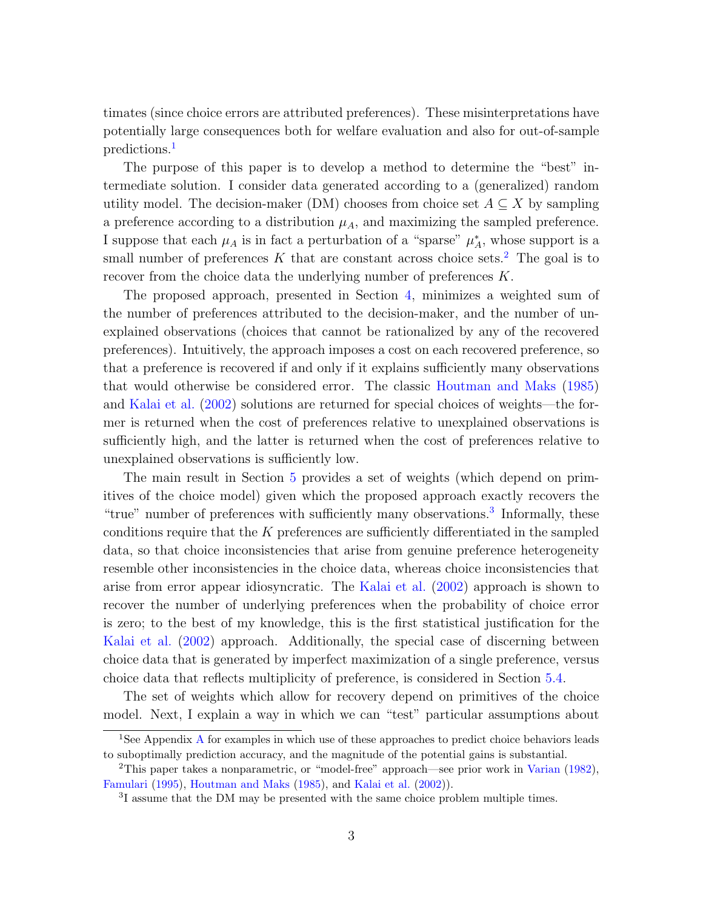timates (since choice errors are attributed preferences). These misinterpretations have potentially large consequences both for welfare evaluation and also for out-of-sample predictions.[1]

The purpose of this paper is to develop a method to determine the "best" intermediate solution. I consider data generated according to a (generalized) random utility model. The decision-maker (DM) chooses from choice set $A \subseteq X$ by sampling a preference according to a distribution $\mu_A$, and maximizing the sampled preference. I suppose that each $\mu_A$ is in fact a perturbation of a "sparse" $\mu^*_A$, whose support is a small number of preferences $K$ that are constant across choice sets.[2] The goal is to recover from the choice data the underlying number of preferences $K$.

The proposed approach, presented in Section 4, minimizes a weighted sum of the number of preferences attributed to the decision-maker, and the number of unexplained observations (choices that cannot be rationalized by any of the recovered preferences). Intuitively, the approach imposes a cost on each recovered preference, so that a preference is recovered if and only if it explains sufficiently many observations that would otherwise be considered error. The classic Houtman and Maks (1985) and Kalai et al. (2002) solutions are returned for special choices of weights—the former is returned when the cost of preferences relative to unexplained observations is sufficiently high, and the latter is returned when the cost of preferences relative to unexplained observations is sufficiently low.

The main result in Section 5 provides a set of weights (which depend on primitives of the choice model) given which the proposed approach exactly recovers the "true" number of preferences with sufficiently many observations.[3] Informally, these conditions require that the $K$ preferences are sufficiently differentiated in the sampled data, so that choice inconsistencies that arise from genuine preference heterogeneity resemble other inconsistencies in the choice data, whereas choice inconsistencies that arise from error appear idiosyncratic. The Kalai et al. (2002) approach is shown to recover the number of underlying preferences when the probability of choice error is zero; to the best of my knowledge, this is the first statistical justification for the Kalai et al. (2002) approach. Additionally, the special case of discerning between choice data that is generated by imperfect maximization of a single preference, versus choice data that reflects multiplicity of preference, is considered in Section 5.4.

The set of weights which allow for recovery depend on primitives of the choice model. Next, I explain a way in which we can "test" particular assumptions about

[1] See Appendix A for examples in which use of these approaches to predict choice behaviors leads to suboptimally prediction accuracy, and the magnitude of the potential gains is substantial.

[2] This paper takes a nonparametric, or "model-free" approach—see prior work in Varian (1982), Famulari (1995), Houtman and Maks (1985), and Kalai et al. (2002)).

[3] I assume that the DM may be presented with the same choice problem multiple times.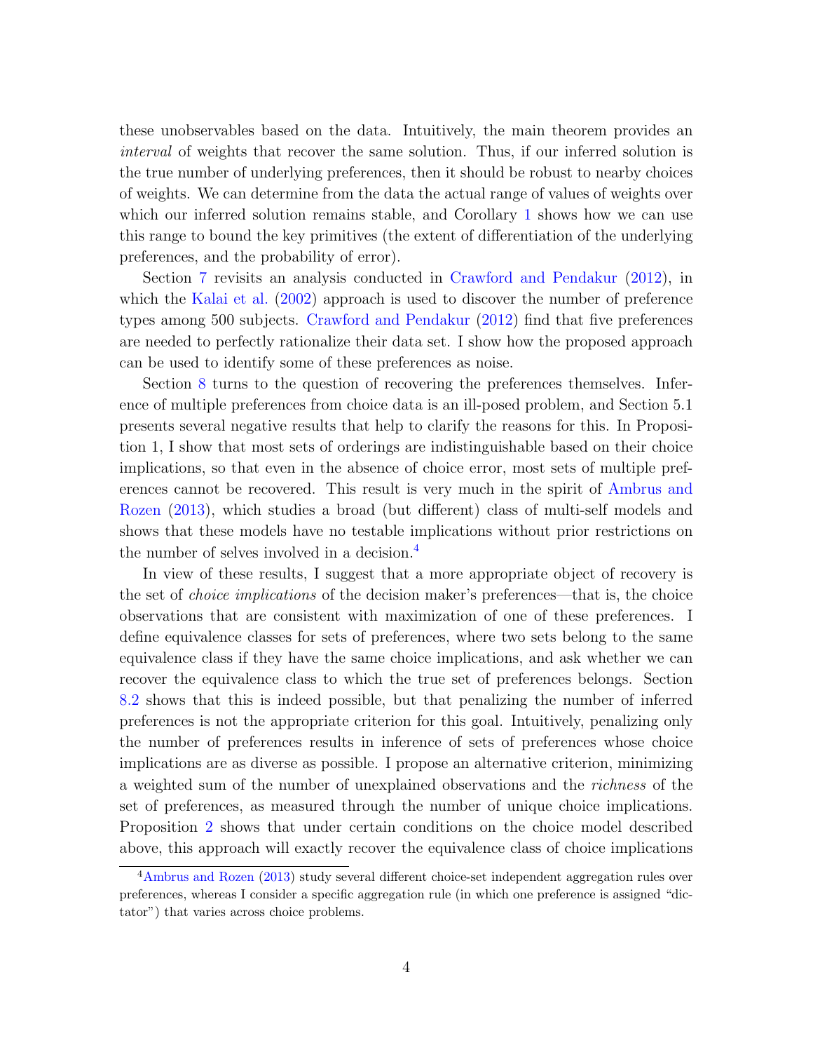these unobservables based on the data. Intuitively, the main theorem provides an *interval* of weights that recover the same solution. Thus, if our inferred solution is the true number of underlying preferences, then it should be robust to nearby choices of weights. We can determine from the data the actual range of values of weights over which our inferred solution remains stable, and Corollary 1 shows how we can use this range to bound the key primitives (the extent of differentiation of the underlying preferences, and the probability of error).

Section 7 revisits an analysis conducted in Crawford and Pendakur (2012), in which the Kalai et al. (2002) approach is used to discover the number of preference types among 500 subjects. Crawford and Pendakur (2012) find that five preferences are needed to perfectly rationalize their data set. I show how the proposed approach can be used to identify some of these preferences as noise.

Section 8 turns to the question of recovering the preferences themselves. Inference of multiple preferences from choice data is an ill-posed problem, and Section 5.1 presents several negative results that help to clarify the reasons for this. In Proposition 1, I show that most sets of orderings are indistinguishable based on their choice implications, so that even in the absence of choice error, most sets of multiple preferences cannot be recovered. This result is very much in the spirit of Ambrus and Rozen (2013), which studies a broad (but different) class of multi-self models and shows that these models have no testable implications without prior restrictions on the number of selves involved in a decision.[4]

In view of these results, I suggest that a more appropriate object of recovery is the set of *choice implications* of the decision maker's preferences—that is, the choice observations that are consistent with maximization of one of these preferences. I define equivalence classes for sets of preferences, where two sets belong to the same equivalence class if they have the same choice implications, and ask whether we can recover the equivalence class to which the true set of preferences belongs. Section 8.2 shows that this is indeed possible, but that penalizing the number of inferred preferences is not the appropriate criterion for this goal. Intuitively, penalizing only the number of preferences results in inference of sets of preferences whose choice implications are as diverse as possible. I propose an alternative criterion, minimizing a weighted sum of the number of unexplained observations and the *richness* of the set of preferences, as measured through the number of unique choice implications. Proposition 2 shows that under certain conditions on the choice model described above, this approach will exactly recover the equivalence class of choice implications

[4] Ambrus and Rozen (2013) study several different choice-set independent aggregation rules over preferences, whereas I consider a specific aggregation rule (in which one preference is assigned "dictator") that varies across choice problems.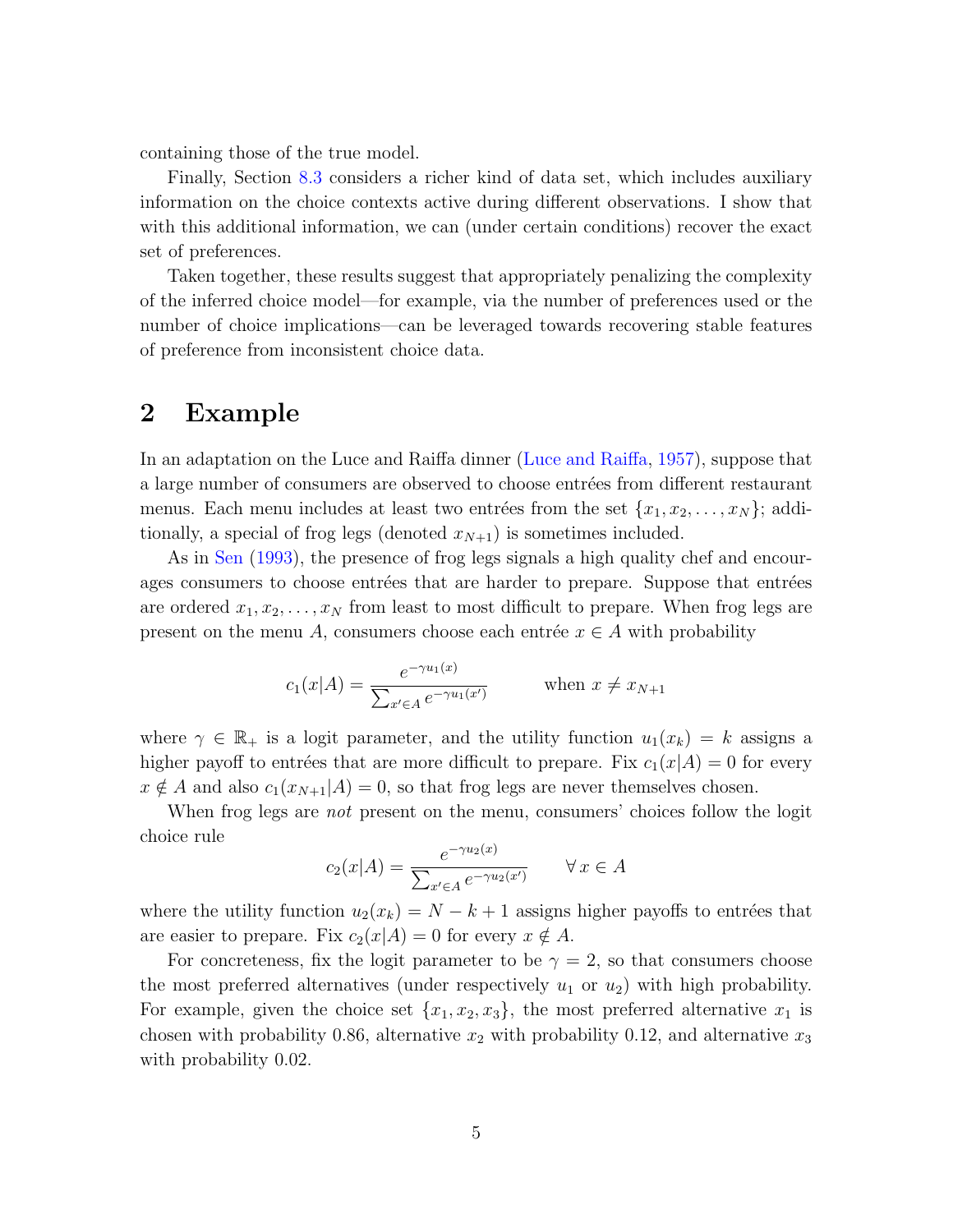containing those of the true model.

Finally, Section 8.3 considers a richer kind of data set, which includes auxiliary information on the choice contexts active during different observations. I show that with this additional information, we can (under certain conditions) recover the exact set of preferences.

Taken together, these results suggest that appropriately penalizing the complexity of the inferred choice model—for example, via the number of preferences used or the number of choice implications—can be leveraged towards recovering stable features of preference from inconsistent choice data.

## 2 Example

In an adaptation on the Luce and Raiffa dinner (Luce and Raiffa, 1957), suppose that a large number of consumers are observed to choose entrées from different restaurant menus. Each menu includes at least two entrées from the set $\{x_1, x_2, \ldots, x_N\}$; additionally, a special of frog legs (denoted $x_{N+1}$) is sometimes included.

As in Sen (1993), the presence of frog legs signals a high quality chef and encourages consumers to choose entrées that are harder to prepare. Suppose that entrées are ordered $x_1, x_2, \ldots, x_N$ from least to most difficult to prepare. When frog legs are present on the menu $A$, consumers choose each entrée $x \in A$ with probability

$$c_1(x|A) = \frac{e^{-\gamma u_1(x)}}{\sum_{x' \in A} e^{-\gamma u_1(x')}} \qquad \text{when } x \neq x_{N+1}$$

where $\gamma \in \mathbb{R}_+$ is a logit parameter, and the utility function $u_1(x_k) = k$ assigns a higher payoff to entrées that are more difficult to prepare. Fix $c_1(x|A) = 0$ for every $x \notin A$ and also $c_1(x_{N+1}|A) = 0$, so that frog legs are never themselves chosen.

When frog legs are *not* present on the menu, consumers' choices follow the logit choice rule

$$c_2(x|A) = \frac{e^{-\gamma u_2(x)}}{\sum_{x' \in A} e^{-\gamma u_2(x')}} \qquad \forall\, x \in A$$

where the utility function $u_2(x_k) = N - k + 1$ assigns higher payoffs to entrées that are easier to prepare. Fix $c_2(x|A) = 0$ for every $x \notin A$.

For concreteness, fix the logit parameter to be $\gamma = 2$, so that consumers choose the most preferred alternatives (under respectively $u_1$ or $u_2$) with high probability. For example, given the choice set $\{x_1, x_2, x_3\}$, the most preferred alternative $x_1$ is chosen with probability 0.86, alternative $x_2$ with probability 0.12, and alternative $x_3$ with probability 0.02.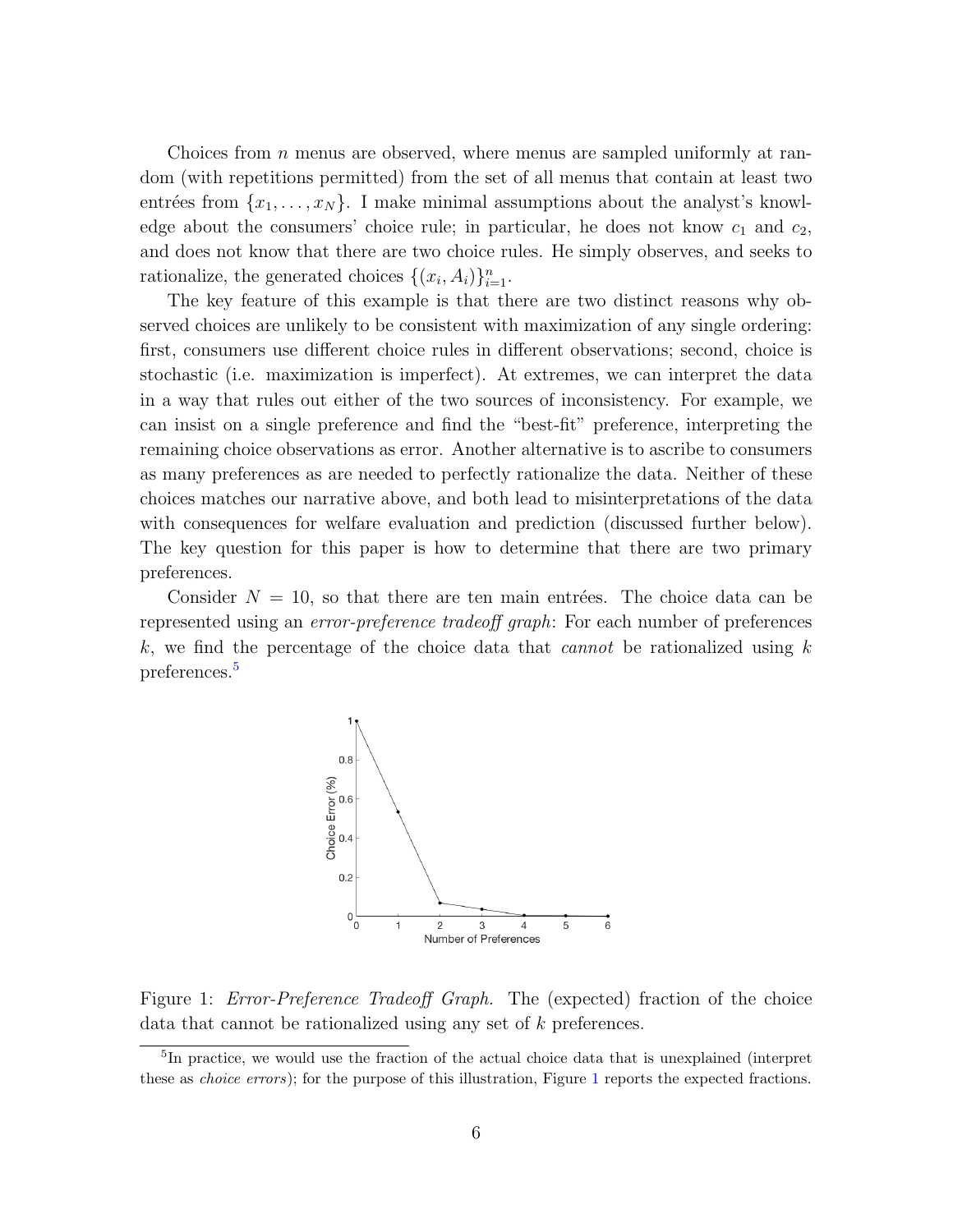Choices from $n$ menus are observed, where menus are sampled uniformly at random (with repetitions permitted) from the set of all menus that contain at least two entrées from $\{x_1, \ldots, x_N\}$. I make minimal assumptions about the analyst's knowledge about the consumers' choice rule; in particular, he does not know $c_1$ and $c_2$, and does not know that there are two choice rules. He simply observes, and seeks to rationalize, the generated choices $\{(x_i, A_i)\}_{i=1}^n$.

The key feature of this example is that there are two distinct reasons why observed choices are unlikely to be consistent with maximization of any single ordering: first, consumers use different choice rules in different observations; second, choice is stochastic (i.e. maximization is imperfect). At extremes, we can interpret the data in a way that rules out either of the two sources of inconsistency. For example, we can insist on a single preference and find the "best-fit" preference, interpreting the remaining choice observations as error. Another alternative is to ascribe to consumers as many preferences as are needed to perfectly rationalize the data. Neither of these choices matches our narrative above, and both lead to misinterpretations of the data with consequences for welfare evaluation and prediction (discussed further below). The key question for this paper is how to determine that there are two primary preferences.

Consider $N = 10$, so that there are ten main entrées. The choice data can be represented using an *error-preference tradeoff graph*: For each number of preferences $k$, we find the percentage of the choice data that *cannot* be rationalized using $k$ preferences.[5]

Figure 1: *Error-Preference Tradeoff Graph.* The (expected) fraction of the choice data that cannot be rationalized using any set of $k$ preferences.

[5] In practice, we would use the fraction of the actual choice data that is unexplained (interpret these as *choice errors*); for the purpose of this illustration, Figure 1 reports the expected fractions.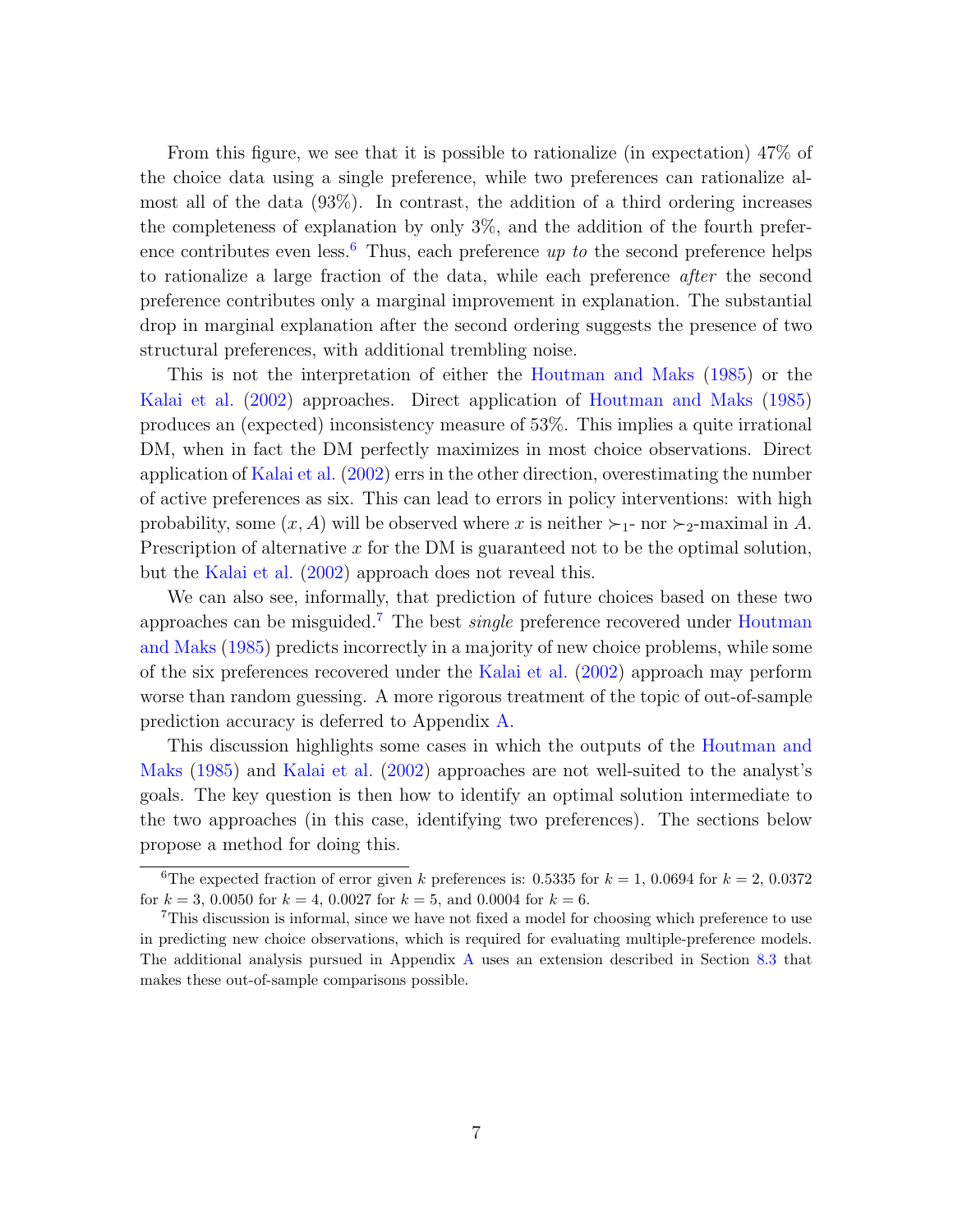From this figure, we see that it is possible to rationalize (in expectation) 47% of the choice data using a single preference, while two preferences can rationalize almost all of the data (93%). In contrast, the addition of a third ordering increases the completeness of explanation by only 3%, and the addition of the fourth preference contributes even less.[6] Thus, each preference *up to* the second preference helps to rationalize a large fraction of the data, while each preference *after* the second preference contributes only a marginal improvement in explanation. The substantial drop in marginal explanation after the second ordering suggests the presence of two structural preferences, with additional trembling noise.

This is not the interpretation of either the Houtman and Maks (1985) or the Kalai et al. (2002) approaches. Direct application of Houtman and Maks (1985) produces an (expected) inconsistency measure of 53%. This implies a quite irrational DM, when in fact the DM perfectly maximizes in most choice observations. Direct application of Kalai et al. (2002) errs in the other direction, overestimating the number of active preferences as six. This can lead to errors in policy interventions: with high probability, some $(x, A)$ will be observed where $x$ is neither $\succ_1$- nor $\succ_2$-maximal in $A$. Prescription of alternative $x$ for the DM is guaranteed not to be the optimal solution, but the Kalai et al. (2002) approach does not reveal this.

We can also see, informally, that prediction of future choices based on these two approaches can be misguided.[7] The best *single* preference recovered under Houtman and Maks (1985) predicts incorrectly in a majority of new choice problems, while some of the six preferences recovered under the Kalai et al. (2002) approach may perform worse than random guessing. A more rigorous treatment of the topic of out-of-sample prediction accuracy is deferred to Appendix A.

This discussion highlights some cases in which the outputs of the Houtman and Maks (1985) and Kalai et al. (2002) approaches are not well-suited to the analyst's goals. The key question is then how to identify an optimal solution intermediate to the two approaches (in this case, identifying two preferences). The sections below propose a method for doing this.

---

[6] The expected fraction of error given $k$ preferences is: 0.5335 for $k = 1$, 0.0694 for $k = 2$, 0.0372 for $k = 3$, 0.0050 for $k = 4$, 0.0027 for $k = 5$, and 0.0004 for $k = 6$.

[7] This discussion is informal, since we have not fixed a model for choosing which preference to use in predicting new choice observations, which is required for evaluating multiple-preference models. The additional analysis pursued in Appendix A uses an extension described in Section 8.3 that makes these out-of-sample comparisons possible.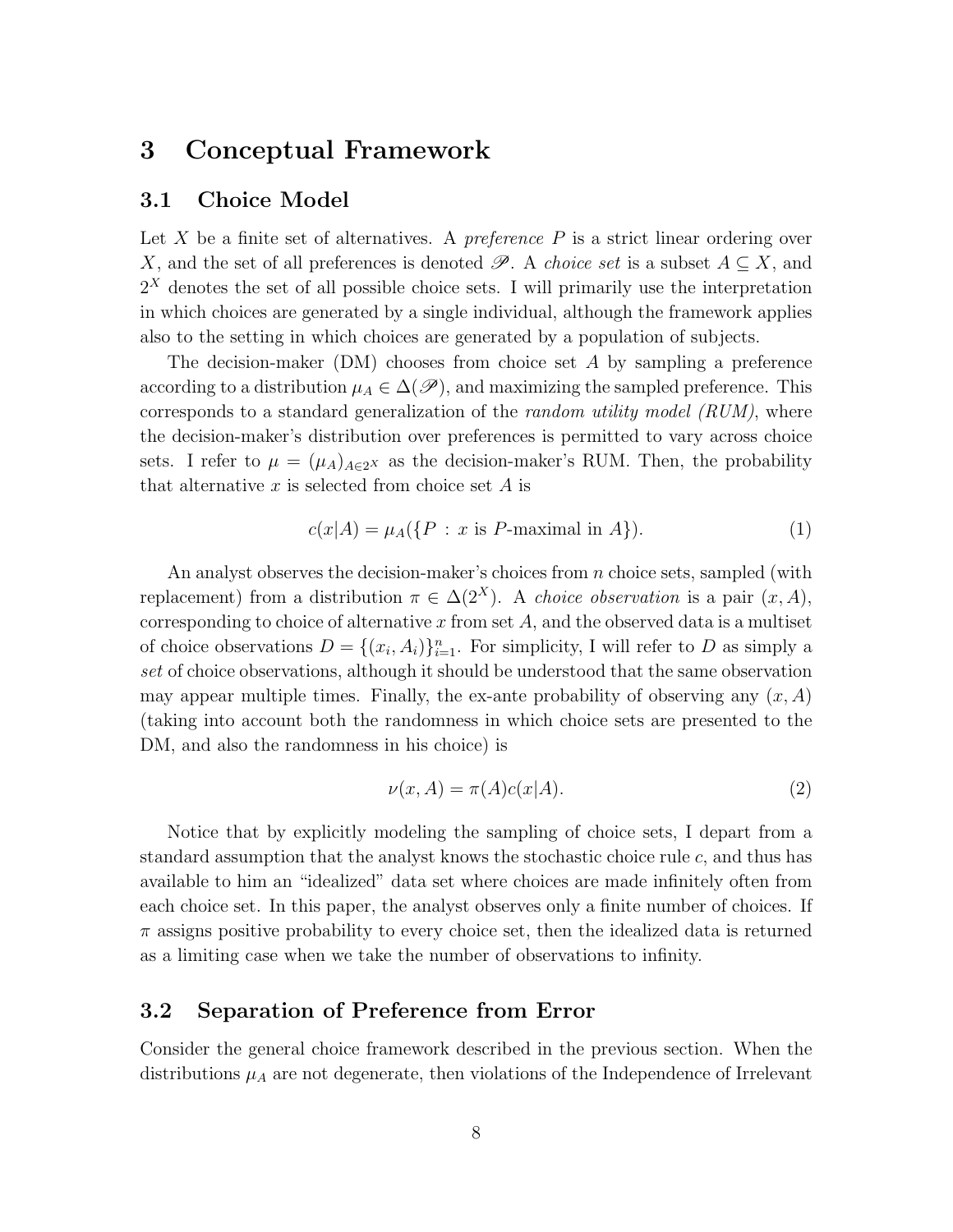# 3 Conceptual Framework

## 3.1 Choice Model

Let $X$ be a finite set of alternatives. A *preference* $P$ is a strict linear ordering over $X$, and the set of all preferences is denoted $\mathscr{P}$. A *choice set* is a subset $A \subseteq X$, and $2^X$ denotes the set of all possible choice sets. I will primarily use the interpretation in which choices are generated by a single individual, although the framework applies also to the setting in which choices are generated by a population of subjects.

The decision-maker (DM) chooses from choice set $A$ by sampling a preference according to a distribution $\mu_A \in \Delta(\mathscr{P})$, and maximizing the sampled preference. This corresponds to a standard generalization of the *random utility model (RUM)*, where the decision-maker's distribution over preferences is permitted to vary across choice sets. I refer to $\mu = (\mu_A)_{A \in 2^X}$ as the decision-maker's RUM. Then, the probability that alternative $x$ is selected from choice set $A$ is

$$c(x|A) = \mu_A(\{P : x \text{ is } P\text{-maximal in } A\}). \tag{1}$$

An analyst observes the decision-maker's choices from $n$ choice sets, sampled (with replacement) from a distribution $\pi \in \Delta(2^X)$. A *choice observation* is a pair $(x, A)$, corresponding to choice of alternative $x$ from set $A$, and the observed data is a multiset of choice observations $D = \{(x_i, A_i)\}_{i=1}^n$. For simplicity, I will refer to $D$ as simply a *set* of choice observations, although it should be understood that the same observation may appear multiple times. Finally, the ex-ante probability of observing any $(x, A)$ (taking into account both the randomness in which choice sets are presented to the DM, and also the randomness in his choice) is

$$\nu(x, A) = \pi(A)c(x|A). \tag{2}$$

Notice that by explicitly modeling the sampling of choice sets, I depart from a standard assumption that the analyst knows the stochastic choice rule $c$, and thus has available to him an "idealized" data set where choices are made infinitely often from each choice set. In this paper, the analyst observes only a finite number of choices. If $\pi$ assigns positive probability to every choice set, then the idealized data is returned as a limiting case when we take the number of observations to infinity.

## 3.2 Separation of Preference from Error

Consider the general choice framework described in the previous section. When the distributions $\mu_A$ are not degenerate, then violations of the Independence of Irrelevant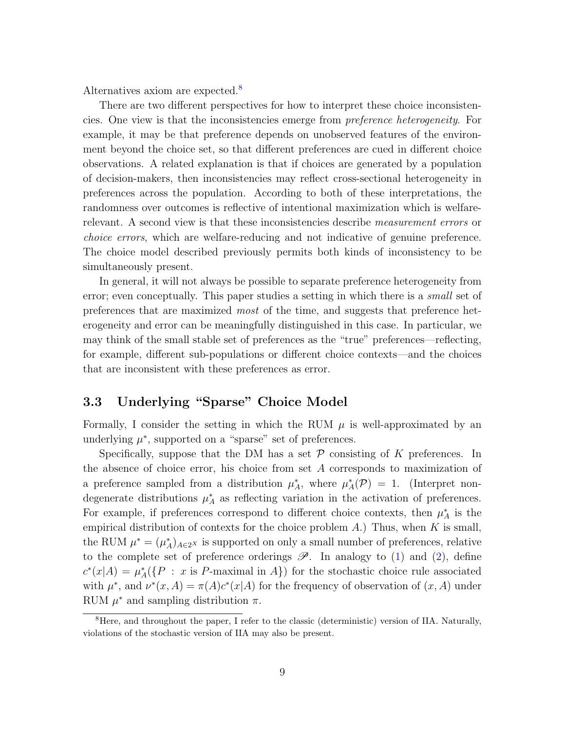Alternatives axiom are expected.[8]

There are two different perspectives for how to interpret these choice inconsistencies. One view is that the inconsistencies emerge from *preference heterogeneity*. For example, it may be that preference depends on unobserved features of the environment beyond the choice set, so that different preferences are cued in different choice observations. A related explanation is that if choices are generated by a population of decision-makers, then inconsistencies may reflect cross-sectional heterogeneity in preferences across the population. According to both of these interpretations, the randomness over outcomes is reflective of intentional maximization which is welfare-relevant. A second view is that these inconsistencies describe *measurement errors* or *choice errors*, which are welfare-reducing and not indicative of genuine preference. The choice model described previously permits both kinds of inconsistency to be simultaneously present.

In general, it will not always be possible to separate preference heterogeneity from error; even conceptually. This paper studies a setting in which there is a *small* set of preferences that are maximized *most* of the time, and suggests that preference heterogeneity and error can be meaningfully distinguished in this case. In particular, we may think of the small stable set of preferences as the "true" preferences—reflecting, for example, different sub-populations or different choice contexts—and the choices that are inconsistent with these preferences as error.

### 3.3 Underlying "Sparse" Choice Model

Formally, I consider the setting in which the RUM $\mu$ is well-approximated by an underlying $\mu^*$, supported on a "sparse" set of preferences.

Specifically, suppose that the DM has a set $\mathcal{P}$ consisting of $K$ preferences. In the absence of choice error, his choice from set $A$ corresponds to maximization of a preference sampled from a distribution $\mu_A^*$, where $\mu_A^*(\mathcal{P}) = 1$. (Interpret non-degenerate distributions $\mu_A^*$ as reflecting variation in the activation of preferences. For example, if preferences correspond to different choice contexts, then $\mu_A^*$ is the empirical distribution of contexts for the choice problem $A$.) Thus, when $K$ is small, the RUM $\mu^* = (\mu_A^*)_{A \in 2^X}$ is supported on only a small number of preferences, relative to the complete set of preference orderings $\mathscr{P}$. In analogy to (1) and (2), define $c^*(x|A) = \mu_A^*(\{P : x \text{ is } P\text{-maximal in } A\})$ for the stochastic choice rule associated with $\mu^*$, and $\nu^*(x, A) = \pi(A)c^*(x|A)$ for the frequency of observation of $(x, A)$ under RUM $\mu^*$ and sampling distribution $\pi$.

[8] Here, and throughout the paper, I refer to the classic (deterministic) version of IIA. Naturally, violations of the stochastic version of IIA may also be present.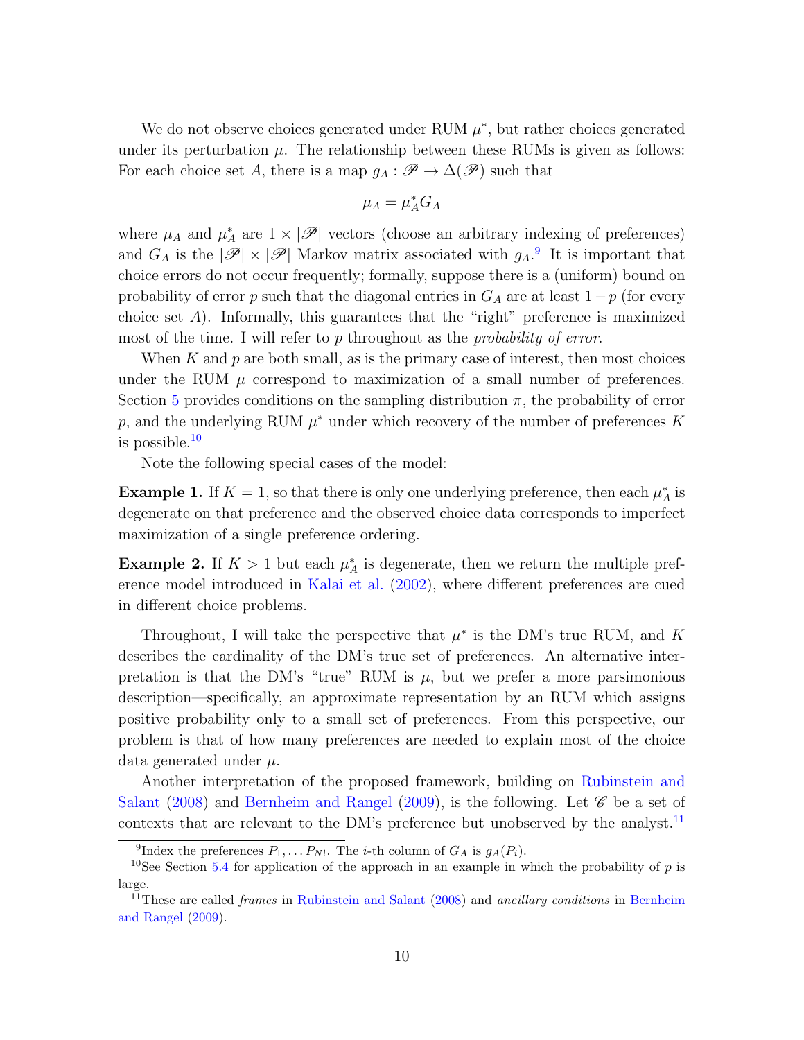We do not observe choices generated under RUM $\mu^*$, but rather choices generated under its perturbation $\mu$. The relationship between these RUMs is given as follows: For each choice set $A$, there is a map $g_A : \mathscr{P} \to \Delta(\mathscr{P})$ such that

$$\mu_A = \mu_A^* G_A$$

where $\mu_A$ and $\mu_A^*$ are $1 \times |\mathscr{P}|$ vectors (choose an arbitrary indexing of preferences) and $G_A$ is the $|\mathscr{P}| \times |\mathscr{P}|$ Markov matrix associated with $g_A$.[9] It is important that choice errors do not occur frequently; formally, suppose there is a (uniform) bound on probability of error $p$ such that the diagonal entries in $G_A$ are at least $1 - p$ (for every choice set $A$). Informally, this guarantees that the "right" preference is maximized most of the time. I will refer to $p$ throughout as the *probability of error*.

When $K$ and $p$ are both small, as is the primary case of interest, then most choices under the RUM $\mu$ correspond to maximization of a small number of preferences. Section 5 provides conditions on the sampling distribution $\pi$, the probability of error $p$, and the underlying RUM $\mu^*$ under which recovery of the number of preferences $K$ is possible.[10]

Note the following special cases of the model:

**Example 1.** If $K = 1$, so that there is only one underlying preference, then each $\mu_A^*$ is degenerate on that preference and the observed choice data corresponds to imperfect maximization of a single preference ordering.

**Example 2.** If $K > 1$ but each $\mu_A^*$ is degenerate, then we return the multiple preference model introduced in Kalai et al. (2002), where different preferences are cued in different choice problems.

Throughout, I will take the perspective that $\mu^*$ is the DM's true RUM, and $K$ describes the cardinality of the DM's true set of preferences. An alternative interpretation is that the DM's "true" RUM is $\mu$, but we prefer a more parsimonious description—specifically, an approximate representation by an RUM which assigns positive probability only to a small set of preferences. From this perspective, our problem is that of how many preferences are needed to explain most of the choice data generated under $\mu$.

Another interpretation of the proposed framework, building on Rubinstein and Salant (2008) and Bernheim and Rangel (2009), is the following. Let $\mathscr{C}$ be a set of contexts that are relevant to the DM's preference but unobserved by the analyst.[11]

[9] Index the preferences $P_1, \ldots P_{N!}$. The $i$-th column of $G_A$ is $g_A(P_i)$.

[10] See Section 5.4 for application of the approach in an example in which the probability of $p$ is large.

[11] These are called *frames* in Rubinstein and Salant (2008) and *ancillary conditions* in Bernheim and Rangel (2009).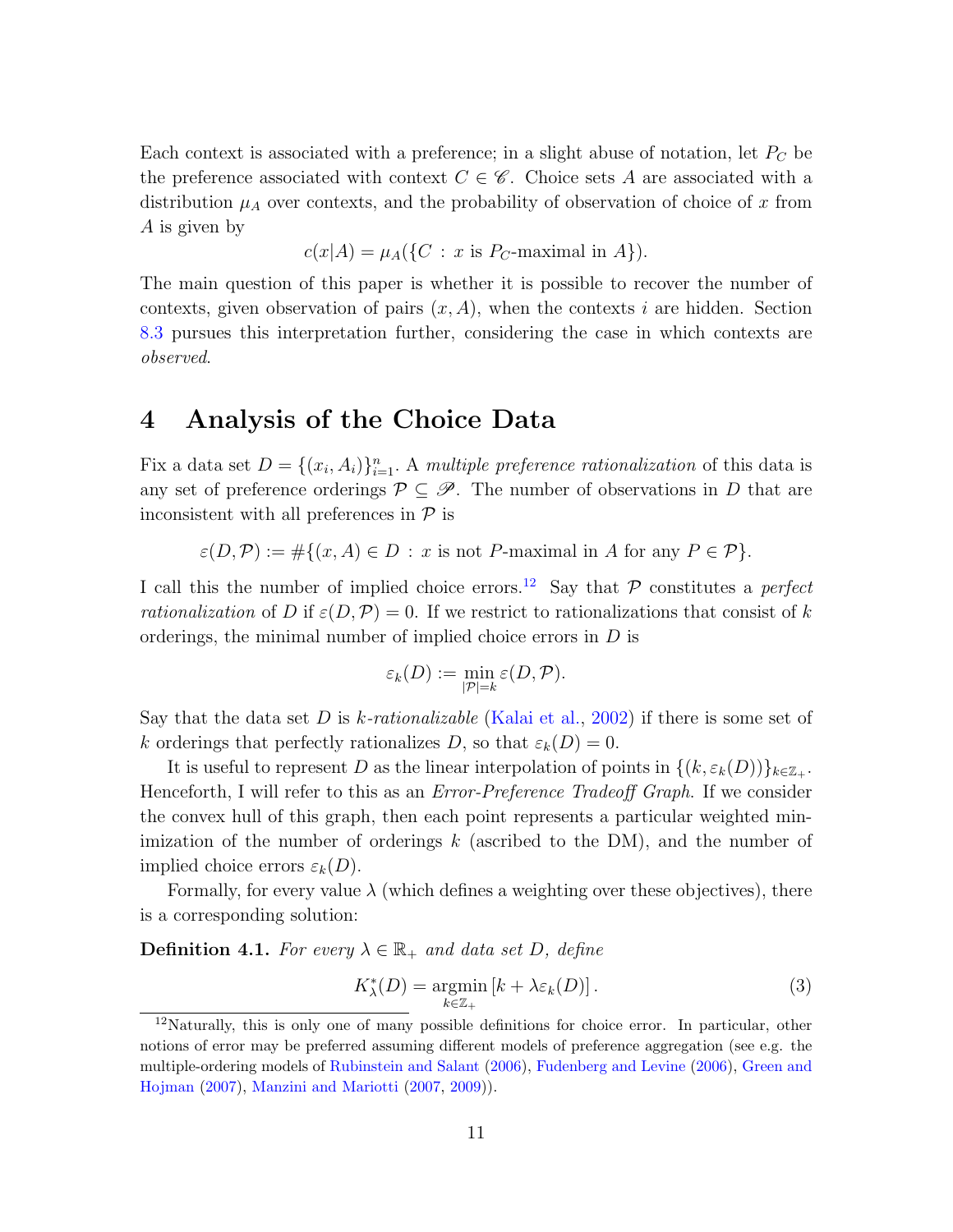Each context is associated with a preference; in a slight abuse of notation, let $P_C$ be the preference associated with context $C \in \mathscr{C}$. Choice sets $A$ are associated with a distribution $\mu_A$ over contexts, and the probability of observation of choice of $x$ from $A$ is given by

$$c(x|A) = \mu_A(\{C : x \text{ is } P_C\text{-maximal in } A\}).$$

The main question of this paper is whether it is possible to recover the number of contexts, given observation of pairs $(x, A)$, when the contexts $i$ are hidden. Section 8.3 pursues this interpretation further, considering the case in which contexts are *observed*.

# 4 Analysis of the Choice Data

Fix a data set $D = \{(x_i, A_i)\}_{i=1}^n$. A *multiple preference rationalization* of this data is any set of preference orderings $\mathcal{P} \subseteq \mathscr{P}$. The number of observations in $D$ that are inconsistent with all preferences in $\mathcal{P}$ is

$$\varepsilon(D, \mathcal{P}) := \#\{(x, A) \in D : x \text{ is not } P\text{-maximal in } A \text{ for any } P \in \mathcal{P}\}.$$

I call this the number of implied choice errors.[12] Say that $\mathcal{P}$ constitutes a *perfect rationalization* of $D$ if $\varepsilon(D, \mathcal{P}) = 0$. If we restrict to rationalizations that consist of $k$ orderings, the minimal number of implied choice errors in $D$ is

$$\varepsilon_k(D) := \min_{|\mathcal{P}|=k} \varepsilon(D, \mathcal{P}).$$

Say that the data set $D$ is *$k$-rationalizable* (Kalai et al., 2002) if there is some set of $k$ orderings that perfectly rationalizes $D$, so that $\varepsilon_k(D) = 0$.

It is useful to represent $D$ as the linear interpolation of points in $\{(k, \varepsilon_k(D))\}_{k \in \mathbb{Z}_+}$. Henceforth, I will refer to this as an *Error-Preference Tradeoff Graph*. If we consider the convex hull of this graph, then each point represents a particular weighted minimization of the number of orderings $k$ (ascribed to the DM), and the number of implied choice errors $\varepsilon_k(D)$.

Formally, for every value $\lambda$ (which defines a weighting over these objectives), there is a corresponding solution:

**Definition 4.1.** *For every $\lambda \in \mathbb{R}_+$ and data set $D$, define*

$$K^*_\lambda(D) = \operatorname*{argmin}_{k \in \mathbb{Z}_+} \left[k + \lambda \varepsilon_k(D)\right]. \tag{3}$$

[12] Naturally, this is only one of many possible definitions for choice error. In particular, other notions of error may be preferred assuming different models of preference aggregation (see e.g. the multiple-ordering models of Rubinstein and Salant (2006), Fudenberg and Levine (2006), Green and Hojman (2007), Manzini and Mariotti (2007, 2009)).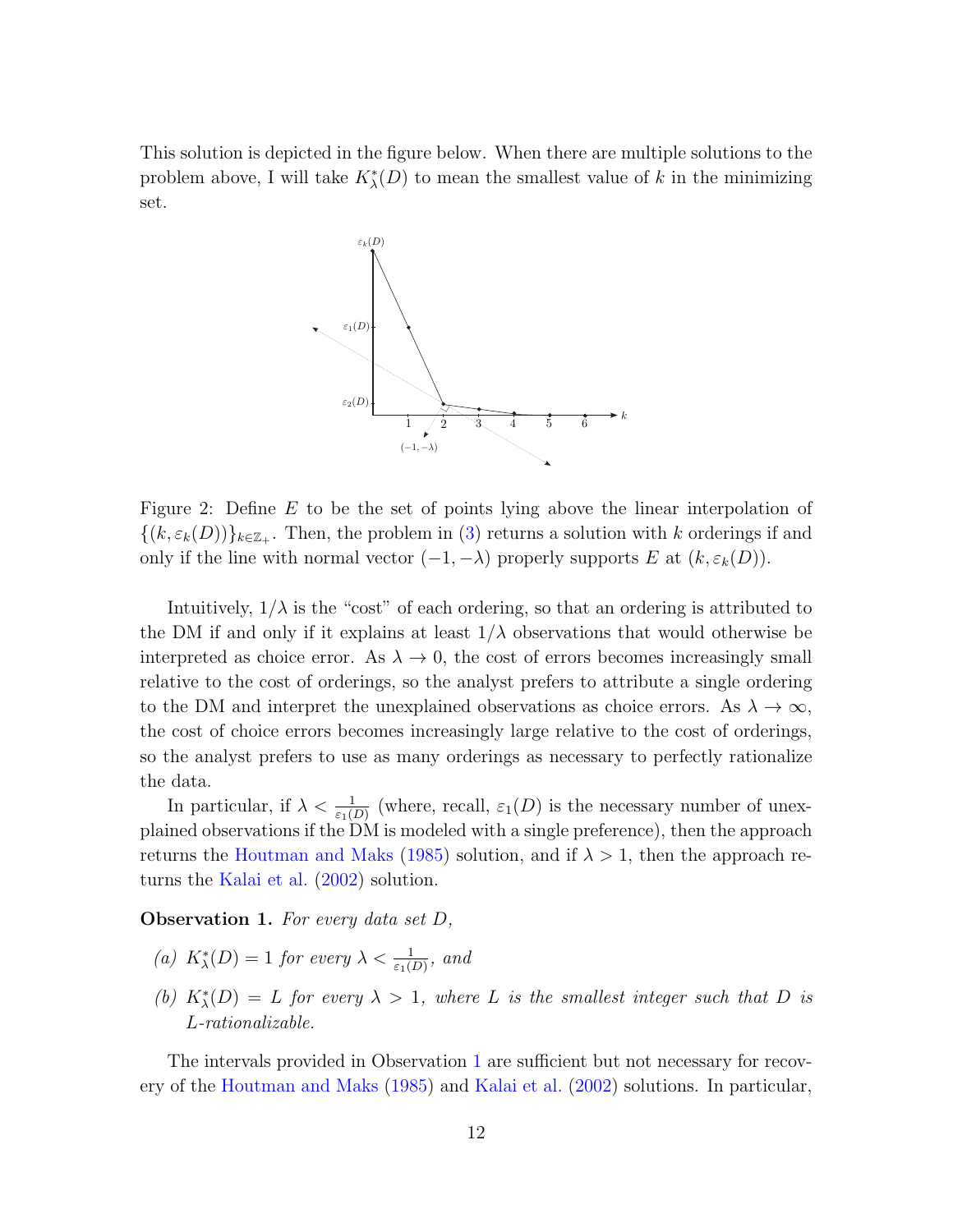This solution is depicted in the figure below. When there are multiple solutions to the problem above, I will take $K^*_\lambda(D)$ to mean the smallest value of $k$ in the minimizing set.

Figure 2: Define $E$ to be the set of points lying above the linear interpolation of $\{(k, \varepsilon_k(D))\}_{k \in \mathbb{Z}_+}$. Then, the problem in (3) returns a solution with $k$ orderings if and only if the line with normal vector $(-1, -\lambda)$ properly supports $E$ at $(k, \varepsilon_k(D))$.

Intuitively, $1/\lambda$ is the "cost" of each ordering, so that an ordering is attributed to the DM if and only if it explains at least $1/\lambda$ observations that would otherwise be interpreted as choice error. As $\lambda \to 0$, the cost of errors becomes increasingly small relative to the cost of orderings, so the analyst prefers to attribute a single ordering to the DM and interpret the unexplained observations as choice errors. As $\lambda \to \infty$, the cost of choice errors becomes increasingly large relative to the cost of orderings, so the analyst prefers to use as many orderings as necessary to perfectly rationalize the data.

In particular, if $\lambda < \frac{1}{\varepsilon_1(D)}$ (where, recall, $\varepsilon_1(D)$ is the necessary number of unexplained observations if the DM is modeled with a single preference), then the approach returns the Houtman and Maks (1985) solution, and if $\lambda > 1$, then the approach returns the Kalai et al. (2002) solution.

**Observation 1.** *For every data set $D$,*

*(a) $K^*_\lambda(D) = 1$ for every $\lambda < \frac{1}{\varepsilon_1(D)}$, and*

*(b) $K^*_\lambda(D) = L$ for every $\lambda > 1$, where $L$ is the smallest integer such that $D$ is $L$-rationalizable.*

The intervals provided in Observation 1 are sufficient but not necessary for recovery of the Houtman and Maks (1985) and Kalai et al. (2002) solutions. In particular,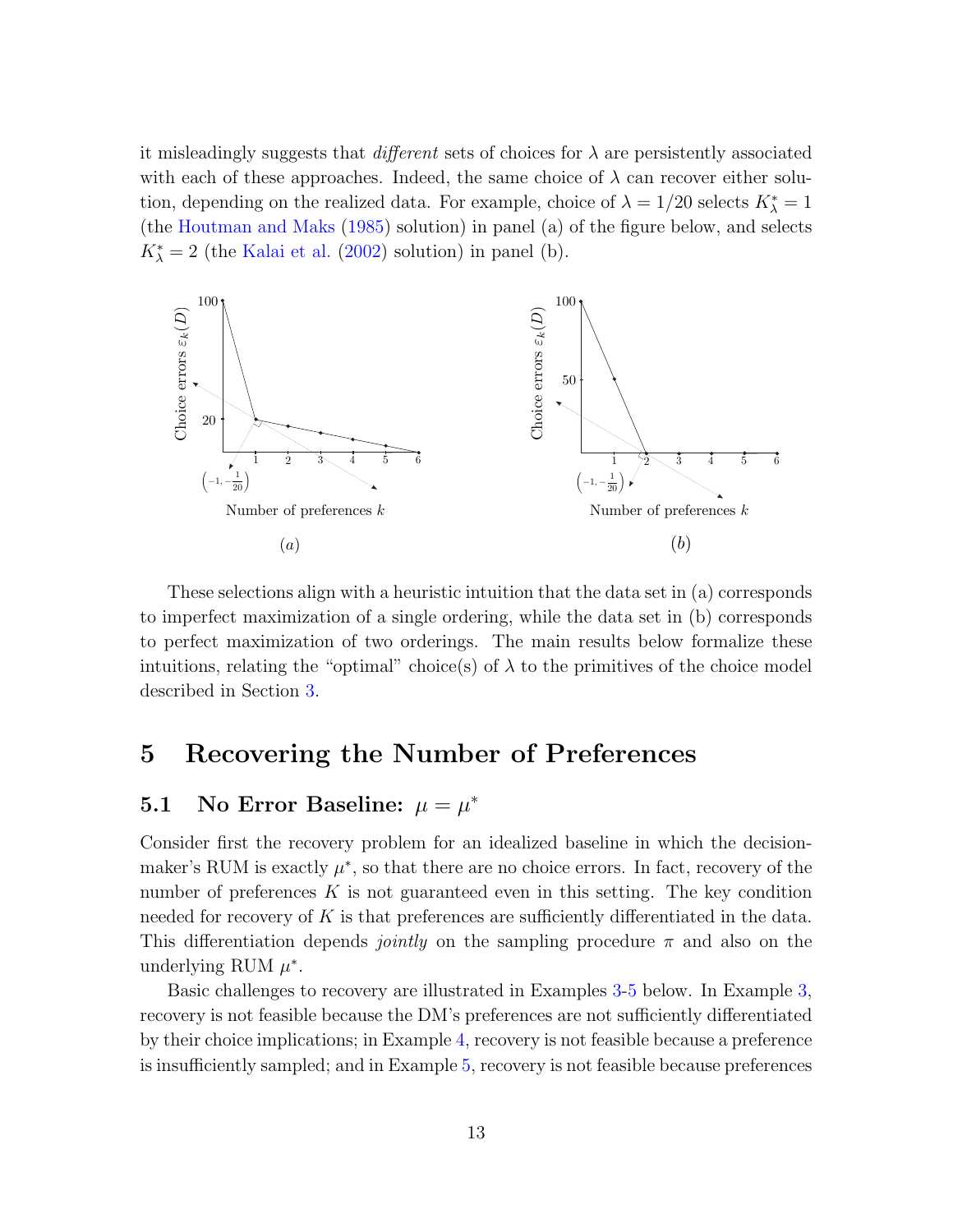it misleadingly suggests that *different* sets of choices for $\lambda$ are persistently associated with each of these approaches. Indeed, the same choice of $\lambda$ can recover either solution, depending on the realized data. For example, choice of $\lambda = 1/20$ selects $K^*_\lambda = 1$ (the Houtman and Maks (1985) solution) in panel (a) of the figure below, and selects $K^*_\lambda = 2$ (the Kalai et al. (2002) solution) in panel (b).

(a)

(b)

These selections align with a heuristic intuition that the data set in (a) corresponds to imperfect maximization of a single ordering, while the data set in (b) corresponds to perfect maximization of two orderings. The main results below formalize these intuitions, relating the "optimal" choice(s) of $\lambda$ to the primitives of the choice model described in Section 3.

# 5 Recovering the Number of Preferences

## 5.1 No Error Baseline: $\mu = \mu^*$

Consider first the recovery problem for an idealized baseline in which the decision-maker's RUM is exactly $\mu^*$, so that there are no choice errors. In fact, recovery of the number of preferences $K$ is not guaranteed even in this setting. The key condition needed for recovery of $K$ is that preferences are sufficiently differentiated in the data. This differentiation depends *jointly* on the sampling procedure $\pi$ and also on the underlying RUM $\mu^*$.

Basic challenges to recovery are illustrated in Examples 3-5 below. In Example 3, recovery is not feasible because the DM's preferences are not sufficiently differentiated by their choice implications; in Example 4, recovery is not feasible because a preference is insufficiently sampled; and in Example 5, recovery is not feasible because preferences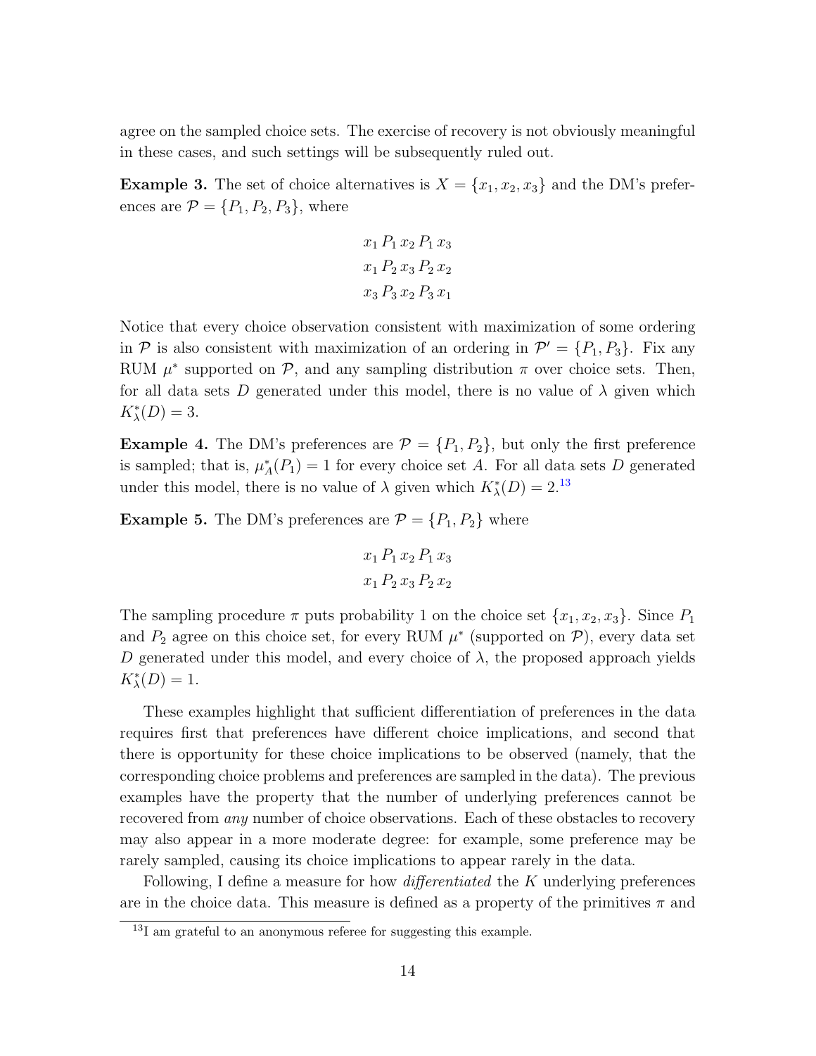agree on the sampled choice sets. The exercise of recovery is not obviously meaningful in these cases, and such settings will be subsequently ruled out.

**Example 3.** The set of choice alternatives is $X = \{x_1, x_2, x_3\}$ and the DM's preferences are $\mathcal{P} = \{P_1, P_2, P_3\}$, where

$$x_1 \, P_1 \, x_2 \, P_1 \, x_3$$
$$x_1 \, P_2 \, x_3 \, P_2 \, x_2$$
$$x_3 \, P_3 \, x_2 \, P_3 \, x_1$$

Notice that every choice observation consistent with maximization of some ordering in $\mathcal{P}$ is also consistent with maximization of an ordering in $\mathcal{P}' = \{P_1, P_3\}$. Fix any RUM $\mu^*$ supported on $\mathcal{P}$, and any sampling distribution $\pi$ over choice sets. Then, for all data sets $D$ generated under this model, there is no value of $\lambda$ given which $K^*_\lambda(D) = 3$.

**Example 4.** The DM's preferences are $\mathcal{P} = \{P_1, P_2\}$, but only the first preference is sampled; that is, $\mu^*_A(P_1) = 1$ for every choice set $A$. For all data sets $D$ generated under this model, there is no value of $\lambda$ given which $K^*_\lambda(D) = 2$.[13]

**Example 5.** The DM's preferences are $\mathcal{P} = \{P_1, P_2\}$ where

$$x_1 \, P_1 \, x_2 \, P_1 \, x_3$$
$$x_1 \, P_2 \, x_3 \, P_2 \, x_2$$

The sampling procedure $\pi$ puts probability 1 on the choice set $\{x_1, x_2, x_3\}$. Since $P_1$ and $P_2$ agree on this choice set, for every RUM $\mu^*$ (supported on $\mathcal{P}$), every data set $D$ generated under this model, and every choice of $\lambda$, the proposed approach yields $K^*_\lambda(D) = 1$.

These examples highlight that sufficient differentiation of preferences in the data requires first that preferences have different choice implications, and second that there is opportunity for these choice implications to be observed (namely, that the corresponding choice problems and preferences are sampled in the data). The previous examples have the property that the number of underlying preferences cannot be recovered from *any* number of choice observations. Each of these obstacles to recovery may also appear in a more moderate degree: for example, some preference may be rarely sampled, causing its choice implications to appear rarely in the data.

Following, I define a measure for how *differentiated* the $K$ underlying preferences are in the choice data. This measure is defined as a property of the primitives $\pi$ and

[13] I am grateful to an anonymous referee for suggesting this example.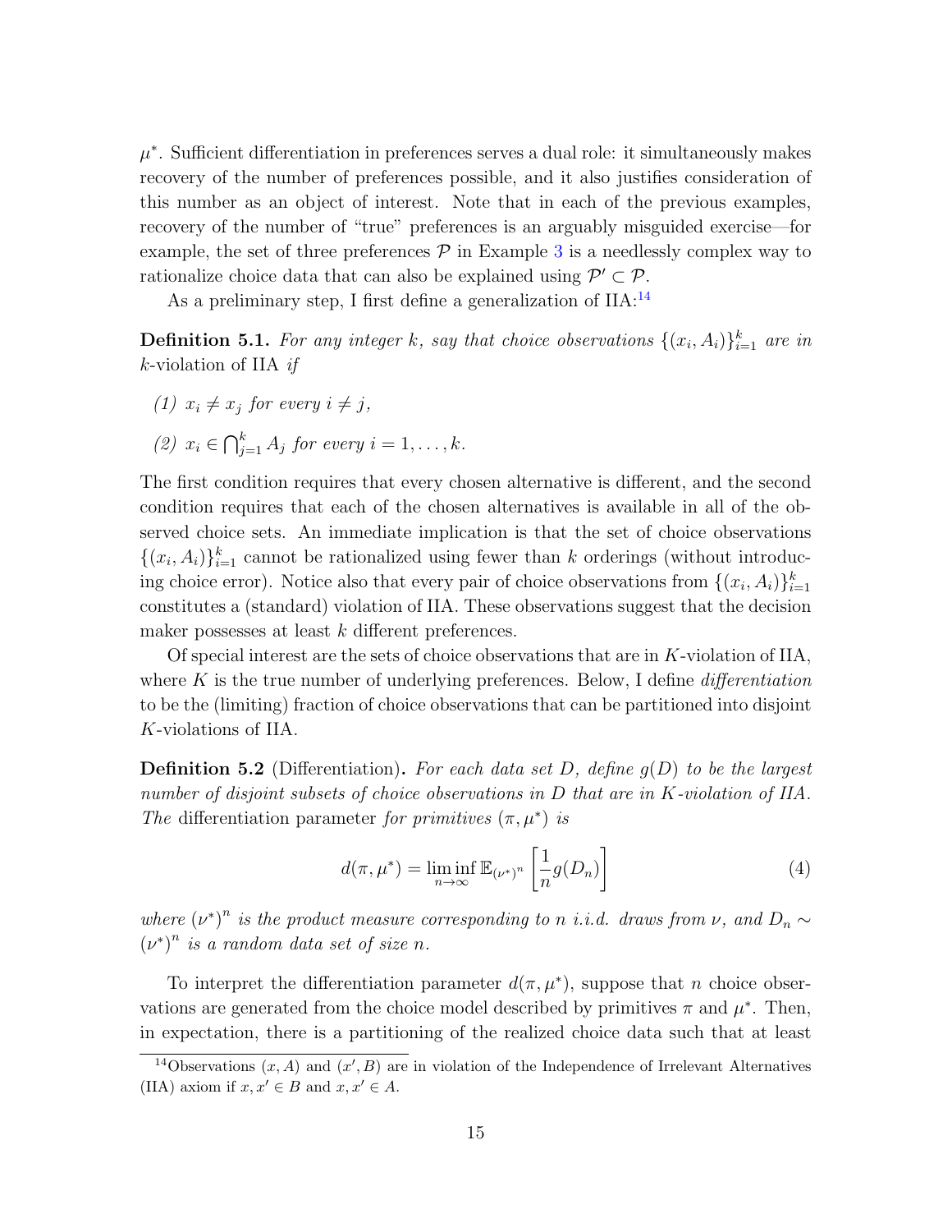$\mu^*$. Sufficient differentiation in preferences serves a dual role: it simultaneously makes recovery of the number of preferences possible, and it also justifies consideration of this number as an object of interest. Note that in each of the previous examples, recovery of the number of "true" preferences is an arguably misguided exercise—for example, the set of three preferences $\mathcal{P}$ in Example 3 is a needlessly complex way to rationalize choice data that can also be explained using $\mathcal{P}' \subset \mathcal{P}$.

As a preliminary step, I first define a generalization of IIA:[14]

**Definition 5.1.** *For any integer $k$, say that choice observations $\{(x_i, A_i)\}_{i=1}^k$ are in* $k$-violation of IIA *if*

*(1) $x_i \neq x_j$ for every $i \neq j$,*

*(2) $x_i \in \bigcap_{j=1}^k A_j$ for every $i = 1, \ldots, k$.*

The first condition requires that every chosen alternative is different, and the second condition requires that each of the chosen alternatives is available in all of the observed choice sets. An immediate implication is that the set of choice observations $\{(x_i, A_i)\}_{i=1}^k$ cannot be rationalized using fewer than $k$ orderings (without introducing choice error). Notice also that every pair of choice observations from $\{(x_i, A_i)\}_{i=1}^k$ constitutes a (standard) violation of IIA. These observations suggest that the decision maker possesses at least $k$ different preferences.

Of special interest are the sets of choice observations that are in $K$-violation of IIA, where $K$ is the true number of underlying preferences. Below, I define *differentiation* to be the (limiting) fraction of choice observations that can be partitioned into disjoint $K$-violations of IIA.

**Definition 5.2** (Differentiation)**.** *For each data set $D$, define $g(D)$ to be the largest number of disjoint subsets of choice observations in $D$ that are in $K$-violation of IIA. The* differentiation parameter *for primitives $(\pi, \mu^*)$ is*

$$d(\pi, \mu^*) = \liminf_{n \to \infty} \mathbb{E}_{(\nu^*)^n} \left[ \frac{1}{n} g(D_n) \right] \tag{4}$$

*where $(\nu^*)^n$ is the product measure corresponding to $n$ i.i.d. draws from $\nu$, and $D_n \sim (\nu^*)^n$ is a random data set of size $n$.*

To interpret the differentiation parameter $d(\pi, \mu^*)$, suppose that $n$ choice observations are generated from the choice model described by primitives $\pi$ and $\mu^*$. Then, in expectation, there is a partitioning of the realized choice data such that at least

[14] Observations $(x, A)$ and $(x', B)$ are in violation of the Independence of Irrelevant Alternatives (IIA) axiom if $x, x' \in B$ and $x, x' \in A$.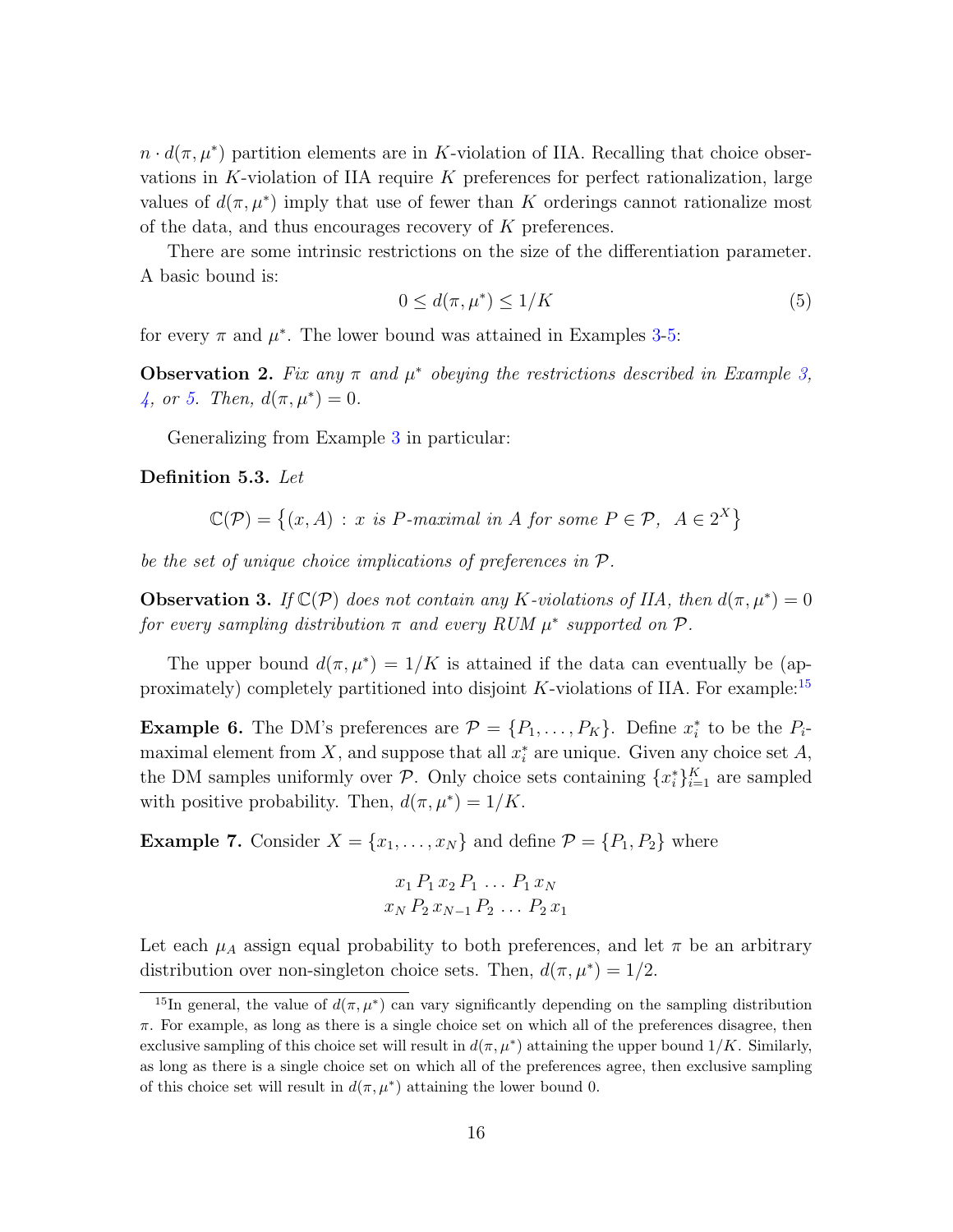$n \cdot d(\pi, \mu^*)$ partition elements are in $K$-violation of IIA. Recalling that choice observations in $K$-violation of IIA require $K$ preferences for perfect rationalization, large values of $d(\pi, \mu^*)$ imply that use of fewer than $K$ orderings cannot rationalize most of the data, and thus encourages recovery of $K$ preferences.

There are some intrinsic restrictions on the size of the differentiation parameter. A basic bound is:

$$0 \leq d(\pi, \mu^*) \leq 1/K \tag{5}$$

for every $\pi$ and $\mu^*$. The lower bound was attained in Examples 3-5:

**Observation 2.** *Fix any $\pi$ and $\mu^*$ obeying the restrictions described in Example 3, 4, or 5. Then, $d(\pi, \mu^*) = 0$.*

Generalizing from Example 3 in particular:

**Definition 5.3.** *Let*

$$\mathbb{C}(\mathcal{P}) = \{(x, A) : x \text{ is } P\text{-maximal in } A \text{ for some } P \in \mathcal{P},\ A \in 2^X\}$$

*be the set of unique choice implications of preferences in $\mathcal{P}$.*

**Observation 3.** *If $\mathbb{C}(\mathcal{P})$ does not contain any $K$-violations of IIA, then $d(\pi, \mu^*) = 0$ for every sampling distribution $\pi$ and every RUM $\mu^*$ supported on $\mathcal{P}$.*

The upper bound $d(\pi, \mu^*) = 1/K$ is attained if the data can eventually be (approximately) completely partitioned into disjoint $K$-violations of IIA. For example:[15]

**Example 6.** The DM's preferences are $\mathcal{P} = \{P_1, \ldots, P_K\}$. Define $x_i^*$ to be the $P_i$-maximal element from $X$, and suppose that all $x_i^*$ are unique. Given any choice set $A$, the DM samples uniformly over $\mathcal{P}$. Only choice sets containing $\{x_i^*\}_{i=1}^K$ are sampled with positive probability. Then, $d(\pi, \mu^*) = 1/K$.

**Example 7.** Consider $X = \{x_1, \ldots, x_N\}$ and define $\mathcal{P} = \{P_1, P_2\}$ where

$$x_1 \, P_1 \, x_2 \, P_1 \, \ldots \, P_1 \, x_N$$
$$x_N \, P_2 \, x_{N-1} \, P_2 \, \ldots \, P_2 \, x_1$$

Let each $\mu_A$ assign equal probability to both preferences, and let $\pi$ be an arbitrary distribution over non-singleton choice sets. Then, $d(\pi, \mu^*) = 1/2$.

[15] In general, the value of $d(\pi, \mu^*)$ can vary significantly depending on the sampling distribution $\pi$. For example, as long as there is a single choice set on which all of the preferences disagree, then exclusive sampling of this choice set will result in $d(\pi, \mu^*)$ attaining the upper bound $1/K$. Similarly, as long as there is a single choice set on which all of the preferences agree, then exclusive sampling of this choice set will result in $d(\pi, \mu^*)$ attaining the lower bound 0.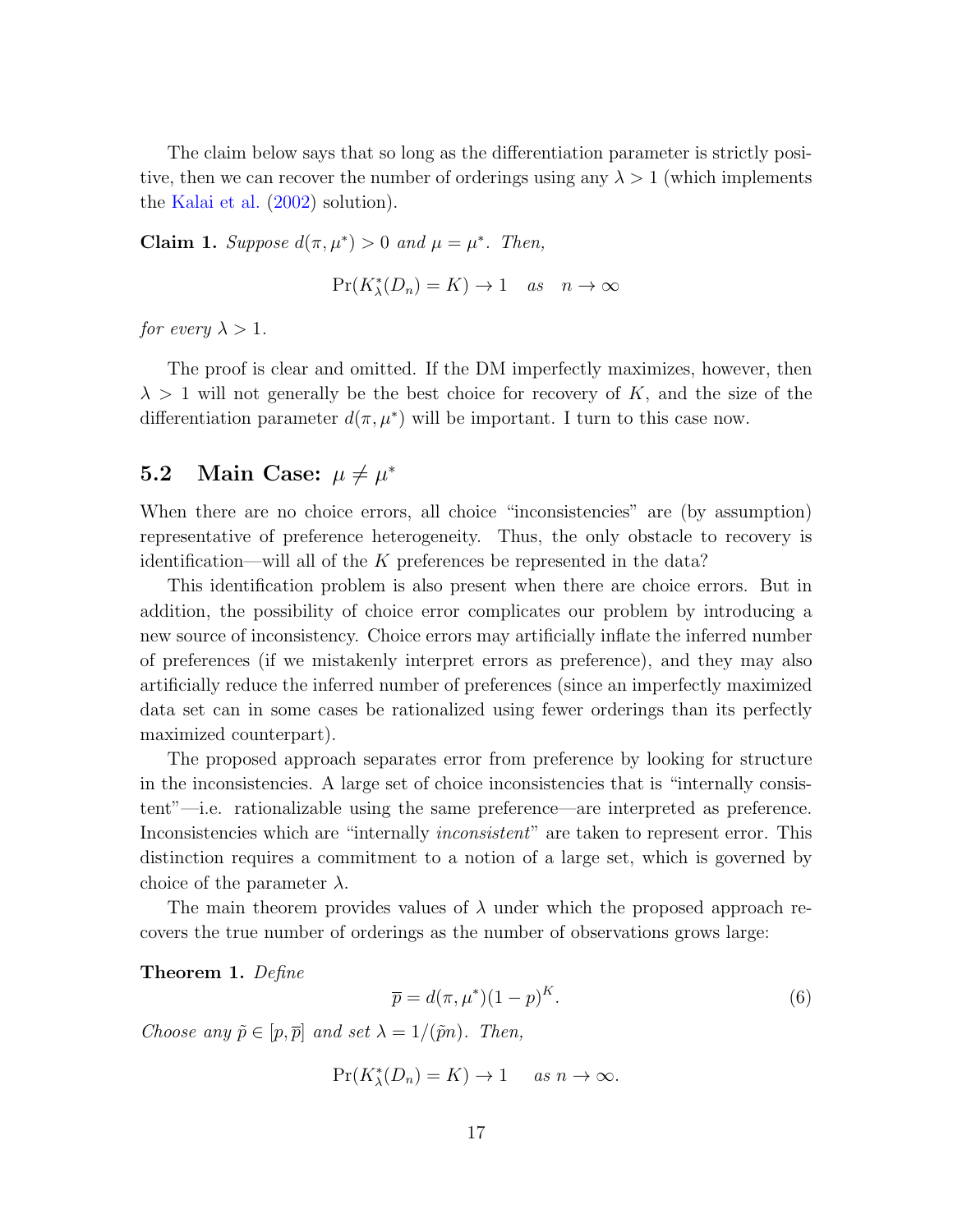The claim below says that so long as the differentiation parameter is strictly positive, then we can recover the number of orderings using any $\lambda > 1$ (which implements the Kalai et al. (2002) solution).

**Claim 1.** *Suppose $d(\pi, \mu^*) > 0$ and $\mu = \mu^*$. Then,*

$$\Pr(K^*_\lambda(D_n) = K) \to 1 \quad \text{as} \quad n \to \infty$$

*for every $\lambda > 1$.*

The proof is clear and omitted. If the DM imperfectly maximizes, however, then $\lambda > 1$ will not generally be the best choice for recovery of $K$, and the size of the differentiation parameter $d(\pi, \mu^*)$ will be important. I turn to this case now.

## 5.2 Main Case: $\mu \neq \mu^*$

When there are no choice errors, all choice "inconsistencies" are (by assumption) representative of preference heterogeneity. Thus, the only obstacle to recovery is identification—will all of the $K$ preferences be represented in the data?

This identification problem is also present when there are choice errors. But in addition, the possibility of choice error complicates our problem by introducing a new source of inconsistency. Choice errors may artificially inflate the inferred number of preferences (if we mistakenly interpret errors as preference), and they may also artificially reduce the inferred number of preferences (since an imperfectly maximized data set can in some cases be rationalized using fewer orderings than its perfectly maximized counterpart).

The proposed approach separates error from preference by looking for structure in the inconsistencies. A large set of choice inconsistencies that is "internally consistent"—i.e. rationalizable using the same preference—are interpreted as preference. Inconsistencies which are "internally *inconsistent*" are taken to represent error. This distinction requires a commitment to a notion of a large set, which is governed by choice of the parameter $\lambda$.

The main theorem provides values of $\lambda$ under which the proposed approach recovers the true number of orderings as the number of observations grows large:

**Theorem 1.** *Define*

$$\overline{p} = d(\pi, \mu^*)(1 - p)^K. \tag{6}$$

*Choose any $\tilde{p} \in [p, \overline{p}]$ and set $\lambda = 1/(\tilde{p}n)$. Then,*

$$\Pr(K^*_\lambda(D_n) = K) \to 1 \quad \text{as } n \to \infty.$$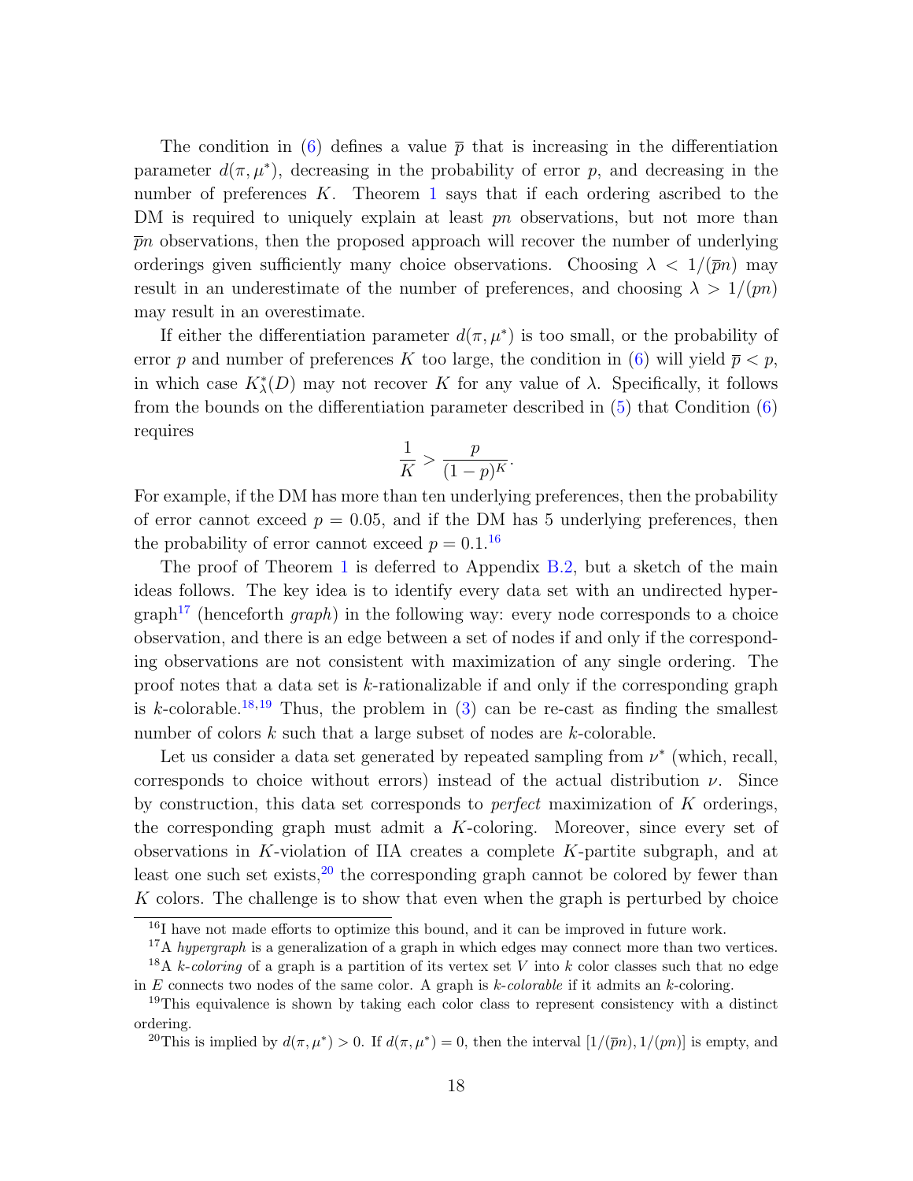The condition in (6) defines a value $\overline{p}$ that is increasing in the differentiation parameter $d(\pi, \mu^*)$, decreasing in the probability of error $p$, and decreasing in the number of preferences $K$. Theorem 1 says that if each ordering ascribed to the DM is required to uniquely explain at least $pn$ observations, but not more than $\overline{p}n$ observations, then the proposed approach will recover the number of underlying orderings given sufficiently many choice observations. Choosing $\lambda < 1/(\overline{p}n)$ may result in an underestimate of the number of preferences, and choosing $\lambda > 1/(pn)$ may result in an overestimate.

If either the differentiation parameter $d(\pi, \mu^*)$ is too small, or the probability of error $p$ and number of preferences $K$ too large, the condition in (6) will yield $\overline{p} < p$, in which case $K^*_\lambda(D)$ may not recover $K$ for any value of $\lambda$. Specifically, it follows from the bounds on the differentiation parameter described in (5) that Condition (6) requires

$$\frac{1}{K} > \frac{p}{(1-p)^K}.$$

For example, if the DM has more than ten underlying preferences, then the probability of error cannot exceed $p = 0.05$, and if the DM has 5 underlying preferences, then the probability of error cannot exceed $p = 0.1$.[16]

The proof of Theorem 1 is deferred to Appendix B.2, but a sketch of the main ideas follows. The key idea is to identify every data set with an undirected hypergraph[17] (henceforth *graph*) in the following way: every node corresponds to a choice observation, and there is an edge between a set of nodes if and only if the corresponding observations are not consistent with maximization of any single ordering. The proof notes that a data set is $k$-rationalizable if and only if the corresponding graph is $k$-colorable.[18,19] Thus, the problem in (3) can be re-cast as finding the smallest number of colors $k$ such that a large subset of nodes are $k$-colorable.

Let us consider a data set generated by repeated sampling from $\nu^*$ (which, recall, corresponds to choice without errors) instead of the actual distribution $\nu$. Since by construction, this data set corresponds to *perfect* maximization of $K$ orderings, the corresponding graph must admit a $K$-coloring. Moreover, since every set of observations in $K$-violation of IIA creates a complete $K$-partite subgraph, and at least one such set exists,[20] the corresponding graph cannot be colored by fewer than $K$ colors. The challenge is to show that even when the graph is perturbed by choice

---

[16] I have not made efforts to optimize this bound, and it can be improved in future work.

[17] A *hypergraph* is a generalization of a graph in which edges may connect more than two vertices.

[18] A *k-coloring* of a graph is a partition of its vertex set $V$ into $k$ color classes such that no edge in $E$ connects two nodes of the same color. A graph is *k-colorable* if it admits an $k$-coloring.

[19] This equivalence is shown by taking each color class to represent consistency with a distinct ordering.

[20] This is implied by $d(\pi, \mu^*) > 0$. If $d(\pi, \mu^*) = 0$, then the interval $[1/(\overline{p}n), 1/(pn)]$ is empty, and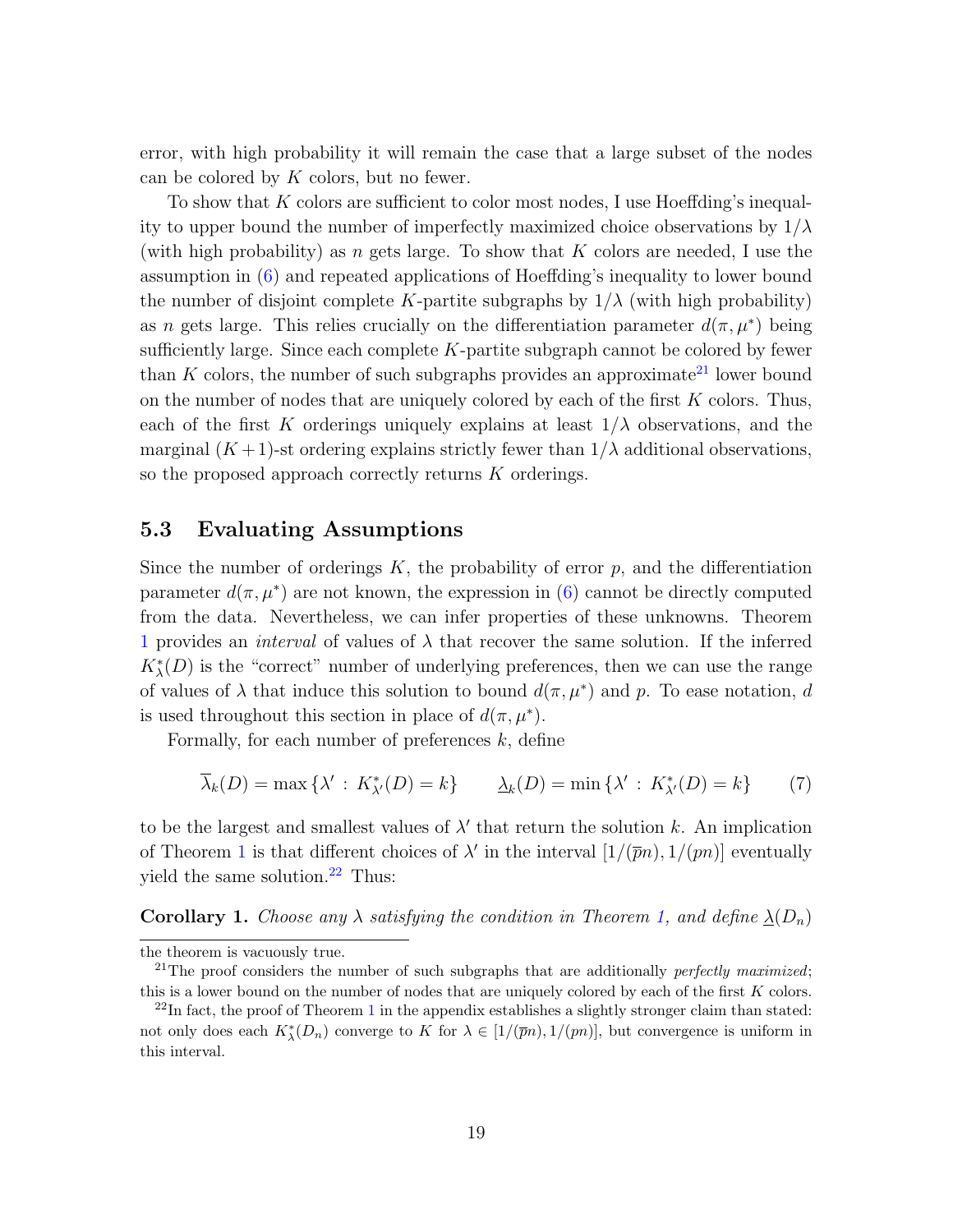error, with high probability it will remain the case that a large subset of the nodes can be colored by $K$ colors, but no fewer.

To show that $K$ colors are sufficient to color most nodes, I use Hoeffding's inequality to upper bound the number of imperfectly maximized choice observations by $1/\lambda$ (with high probability) as $n$ gets large. To show that $K$ colors are needed, I use the assumption in (6) and repeated applications of Hoeffding's inequality to lower bound the number of disjoint complete $K$-partite subgraphs by $1/\lambda$ (with high probability) as $n$ gets large. This relies crucially on the differentiation parameter $d(\pi, \mu^*)$ being sufficiently large. Since each complete $K$-partite subgraph cannot be colored by fewer than $K$ colors, the number of such subgraphs provides an approximate[21] lower bound on the number of nodes that are uniquely colored by each of the first $K$ colors. Thus, each of the first $K$ orderings uniquely explains at least $1/\lambda$ observations, and the marginal $(K+1)$-st ordering explains strictly fewer than $1/\lambda$ additional observations, so the proposed approach correctly returns $K$ orderings.

## 5.3 Evaluating Assumptions

Since the number of orderings $K$, the probability of error $p$, and the differentiation parameter $d(\pi, \mu^*)$ are not known, the expression in (6) cannot be directly computed from the data. Nevertheless, we can infer properties of these unknowns. Theorem 1 provides an *interval* of values of $\lambda$ that recover the same solution. If the inferred $K^*_\lambda(D)$ is the "correct" number of underlying preferences, then we can use the range of values of $\lambda$ that induce this solution to bound $d(\pi, \mu^*)$ and $p$. To ease notation, $d$ is used throughout this section in place of $d(\pi, \mu^*)$.

Formally, for each number of preferences $k$, define

$$\overline{\lambda}_k(D) = \max \{\lambda' \,:\, K^*_{\lambda'}(D) = k\} \qquad \underline{\lambda}_k(D) = \min \{\lambda' \,:\, K^*_{\lambda'}(D) = k\} \tag{7}$$

to be the largest and smallest values of $\lambda'$ that return the solution $k$. An implication of Theorem 1 is that different choices of $\lambda'$ in the interval $[1/(\overline{p}n), 1/(pn)]$ eventually yield the same solution.[22] Thus:

**Corollary 1.** *Choose any $\lambda$ satisfying the condition in Theorem 1, and define $\underline{\lambda}(D_n)$*

---

the theorem is vacuously true.

[21] The proof considers the number of such subgraphs that are additionally *perfectly maximized*; this is a lower bound on the number of nodes that are uniquely colored by each of the first $K$ colors.

[22] In fact, the proof of Theorem 1 in the appendix establishes a slightly stronger claim than stated: not only does each $K^*_\lambda(D_n)$ converge to $K$ for $\lambda \in [1/(\overline{p}n), 1/(pn)]$, but convergence is uniform in this interval.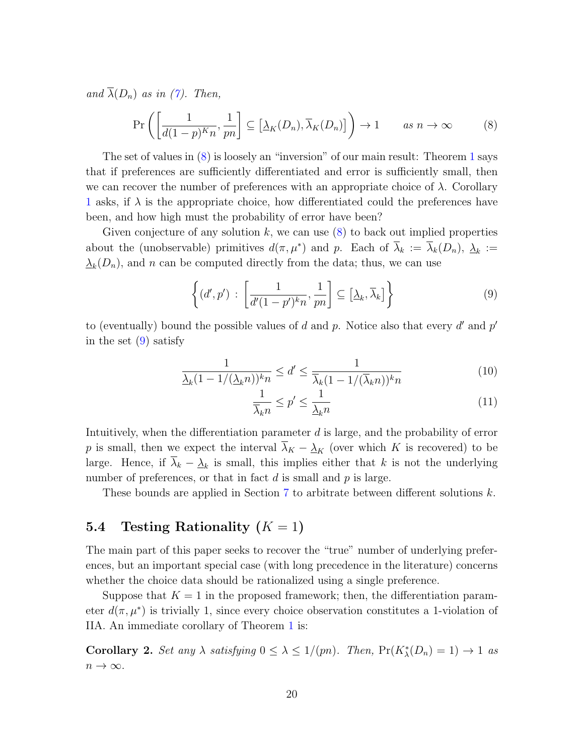*and* $\overline{\lambda}(D_n)$ *as in (7). Then,*

$$\Pr\left(\left[\frac{1}{d(1-p)^K n}, \frac{1}{pn}\right] \subseteq \left[\underline{\lambda}_K(D_n), \overline{\lambda}_K(D_n)\right]\right) \to 1 \qquad \text{as } n \to \infty \tag{8}$$

The set of values in (8) is loosely an "inversion" of our main result: Theorem 1 says that if preferences are sufficiently differentiated and error is sufficiently small, then we can recover the number of preferences with an appropriate choice of $\lambda$. Corollary 1 asks, if $\lambda$ is the appropriate choice, how differentiated could the preferences have been, and how high must the probability of error have been?

Given conjecture of any solution $k$, we can use (8) to back out implied properties about the (unobservable) primitives $d(\pi, \mu^*)$ and $p$. Each of $\overline{\lambda}_k := \overline{\lambda}_k(D_n)$, $\underline{\lambda}_k := \underline{\lambda}_k(D_n)$, and $n$ can be computed directly from the data; thus, we can use

$$\left\{(d', p') : \left[\frac{1}{d'(1-p')^k n}, \frac{1}{pn}\right] \subseteq \left[\underline{\lambda}_k, \overline{\lambda}_k\right]\right\} \tag{9}$$

to (eventually) bound the possible values of $d$ and $p$. Notice also that every $d'$ and $p'$ in the set (9) satisfy

$$\frac{1}{\underline{\lambda}_k(1-1/(\underline{\lambda}_k n))^k n} \leq d' \leq \frac{1}{\overline{\lambda}_k(1-1/(\overline{\lambda}_k n))^k n} \tag{10}$$

$$\frac{1}{\overline{\lambda}_k n} \leq p' \leq \frac{1}{\underline{\lambda}_k n} \tag{11}$$

Intuitively, when the differentiation parameter $d$ is large, and the probability of error $p$ is small, then we expect the interval $\overline{\lambda}_K - \underline{\lambda}_K$ (over which $K$ is recovered) to be large. Hence, if $\overline{\lambda}_k - \underline{\lambda}_k$ is small, this implies either that $k$ is not the underlying number of preferences, or that in fact $d$ is small and $p$ is large.

These bounds are applied in Section 7 to arbitrate between different solutions $k$.

### 5.4 Testing Rationality ($K = 1$)

The main part of this paper seeks to recover the "true" number of underlying preferences, but an important special case (with long precedence in the literature) concerns whether the choice data should be rationalized using a single preference.

Suppose that $K = 1$ in the proposed framework; then, the differentiation parameter $d(\pi, \mu^*)$ is trivially 1, since every choice observation constitutes a 1-violation of IIA. An immediate corollary of Theorem 1 is:

**Corollary 2.** *Set any $\lambda$ satisfying $0 \leq \lambda \leq 1/(pn)$. Then, $\Pr(K^*_\lambda(D_n) = 1) \to 1$ as $n \to \infty$.*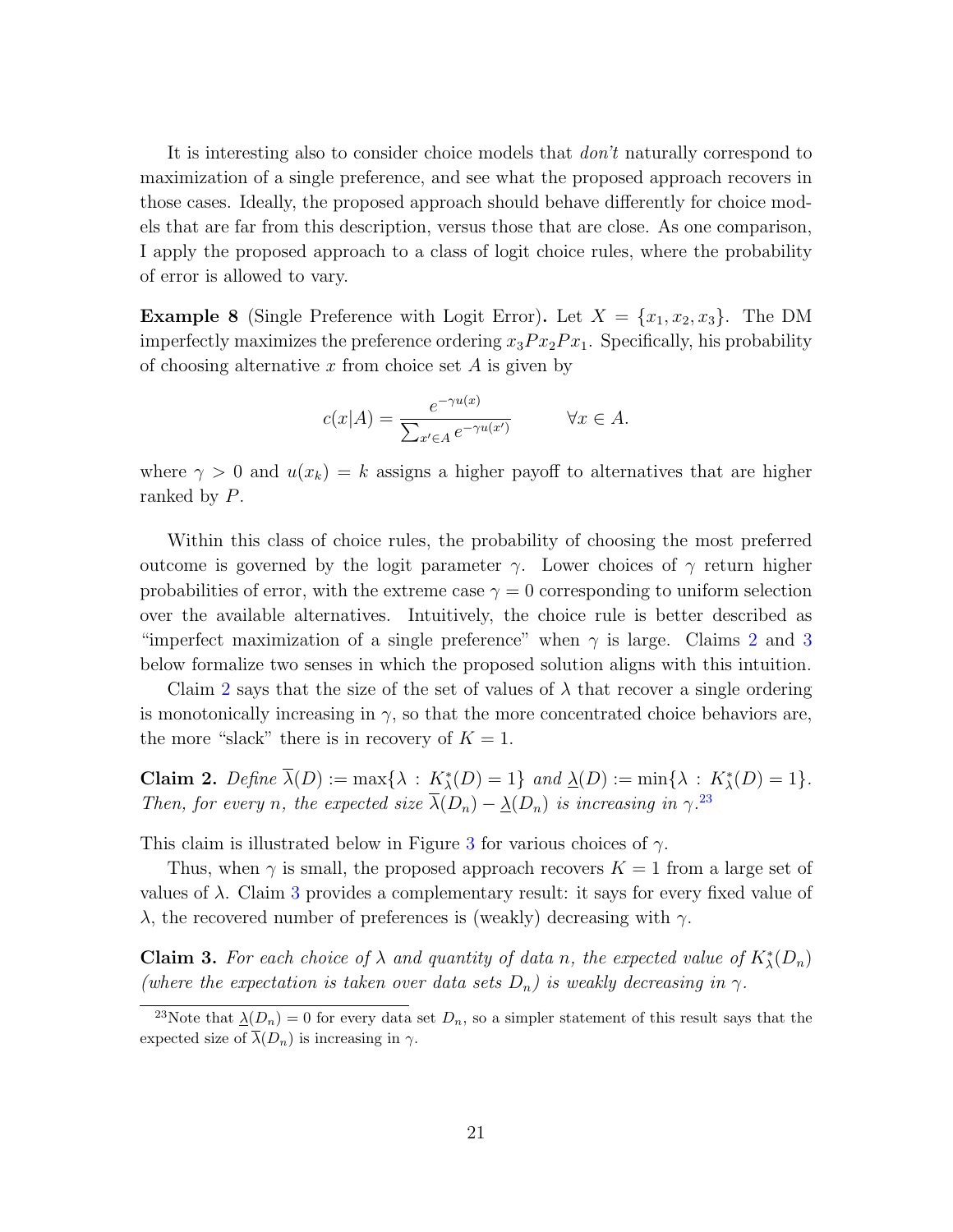It is interesting also to consider choice models that *don't* naturally correspond to maximization of a single preference, and see what the proposed approach recovers in those cases. Ideally, the proposed approach should behave differently for choice models that are far from this description, versus those that are close. As one comparison, I apply the proposed approach to a class of logit choice rules, where the probability of error is allowed to vary.

**Example 8** (Single Preference with Logit Error)**.** Let $X = \{x_1, x_2, x_3\}$. The DM imperfectly maximizes the preference ordering $x_3 P x_2 P x_1$. Specifically, his probability of choosing alternative $x$ from choice set $A$ is given by

$$c(x|A) = \frac{e^{-\gamma u(x)}}{\sum_{x' \in A} e^{-\gamma u(x')}} \qquad \forall x \in A.$$

where $\gamma > 0$ and $u(x_k) = k$ assigns a higher payoff to alternatives that are higher ranked by $P$.

Within this class of choice rules, the probability of choosing the most preferred outcome is governed by the logit parameter $\gamma$. Lower choices of $\gamma$ return higher probabilities of error, with the extreme case $\gamma = 0$ corresponding to uniform selection over the available alternatives. Intuitively, the choice rule is better described as "imperfect maximization of a single preference" when $\gamma$ is large. Claims 2 and 3 below formalize two senses in which the proposed solution aligns with this intuition.

Claim 2 says that the size of the set of values of $\lambda$ that recover a single ordering is monotonically increasing in $\gamma$, so that the more concentrated choice behaviors are, the more "slack" there is in recovery of $K = 1$.

**Claim 2.** *Define* $\overline{\lambda}(D) := \max\{\lambda : K^*_\lambda(D) = 1\}$ *and* $\underline{\lambda}(D) := \min\{\lambda : K^*_\lambda(D) = 1\}$*. Then, for every* $n$*, the expected size* $\overline{\lambda}(D_n) - \underline{\lambda}(D_n)$ *is increasing in* $\gamma$*.*[23]

This claim is illustrated below in Figure 3 for various choices of $\gamma$.

Thus, when $\gamma$ is small, the proposed approach recovers $K = 1$ from a large set of values of $\lambda$. Claim 3 provides a complementary result: it says for every fixed value of $\lambda$, the recovered number of preferences is (weakly) decreasing with $\gamma$.

**Claim 3.** *For each choice of* $\lambda$ *and quantity of data* $n$*, the expected value of* $K^*_\lambda(D_n)$ *(where the expectation is taken over data sets* $D_n$*) is weakly decreasing in* $\gamma$*.*

[23]Note that $\underline{\lambda}(D_n) = 0$ for every data set $D_n$, so a simpler statement of this result says that the expected size of $\overline{\lambda}(D_n)$ is increasing in $\gamma$.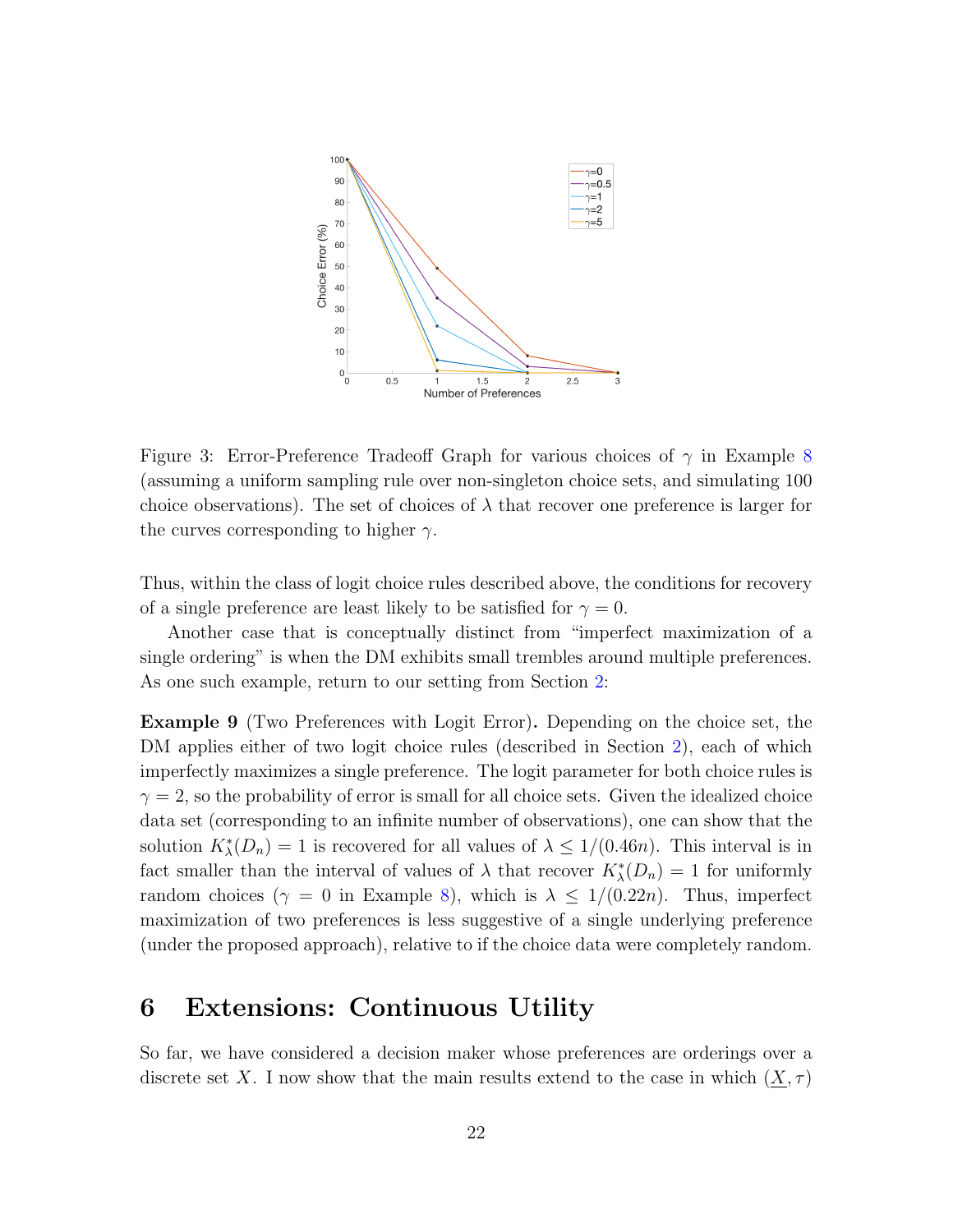Figure 3: Error-Preference Tradeoff Graph for various choices of $\gamma$ in Example 8 (assuming a uniform sampling rule over non-singleton choice sets, and simulating 100 choice observations). The set of choices of $\lambda$ that recover one preference is larger for the curves corresponding to higher $\gamma$.

Thus, within the class of logit choice rules described above, the conditions for recovery of a single preference are least likely to be satisfied for $\gamma = 0$.

Another case that is conceptually distinct from "imperfect maximization of a single ordering" is when the DM exhibits small trembles around multiple preferences. As one such example, return to our setting from Section 2:

**Example 9** (Two Preferences with Logit Error)**.** Depending on the choice set, the DM applies either of two logit choice rules (described in Section 2), each of which imperfectly maximizes a single preference. The logit parameter for both choice rules is $\gamma = 2$, so the probability of error is small for all choice sets. Given the idealized choice data set (corresponding to an infinite number of observations), one can show that the solution $K^*_\lambda(D_n) = 1$ is recovered for all values of $\lambda \leq 1/(0.46n)$. This interval is in fact smaller than the interval of values of $\lambda$ that recover $K^*_\lambda(D_n) = 1$ for uniformly random choices ($\gamma = 0$ in Example 8), which is $\lambda \leq 1/(0.22n)$. Thus, imperfect maximization of two preferences is less suggestive of a single underlying preference (under the proposed approach), relative to if the choice data were completely random.

# 6 Extensions: Continuous Utility

So far, we have considered a decision maker whose preferences are orderings over a discrete set $X$. I now show that the main results extend to the case in which $(\underline{X}, \tau)$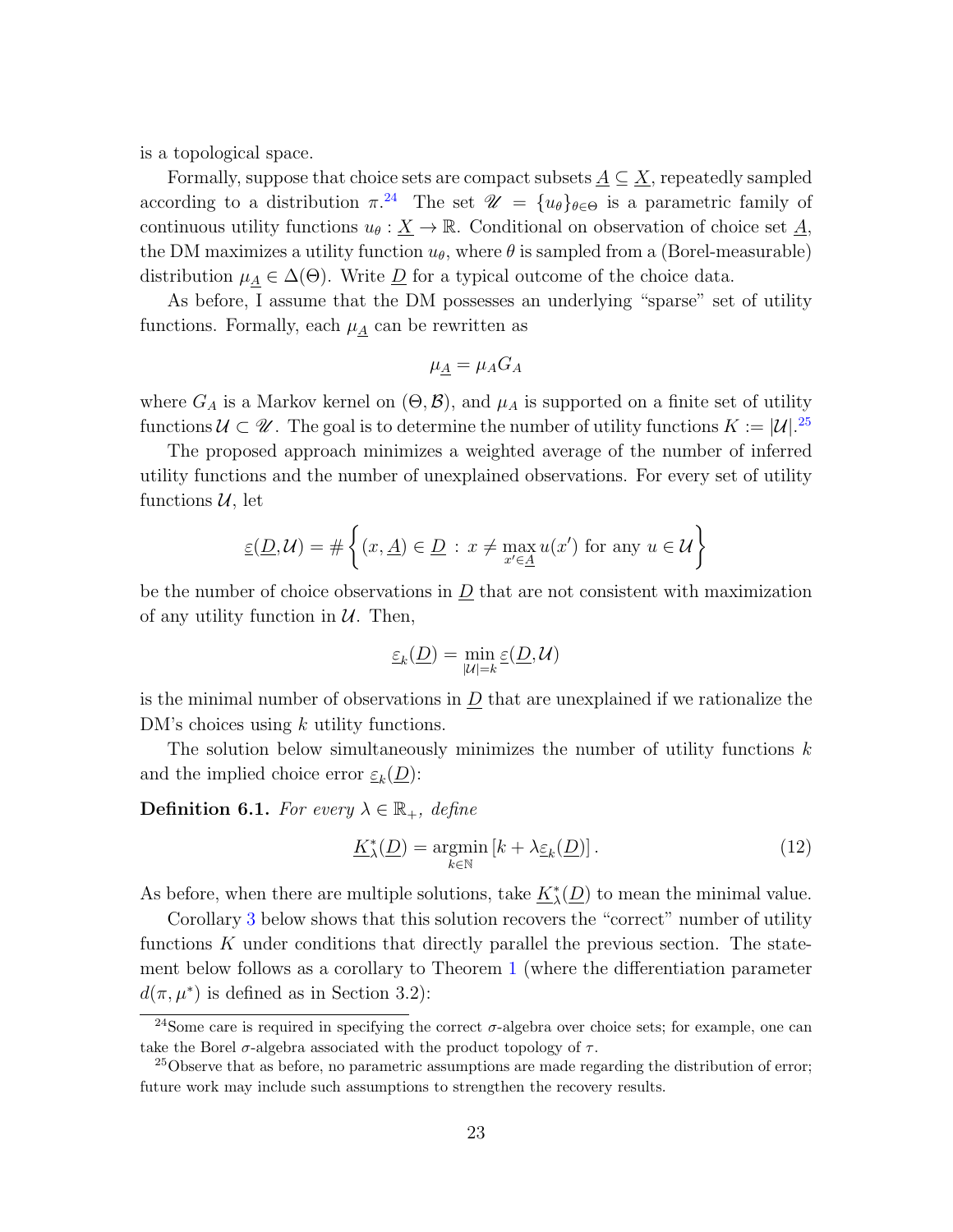is a topological space.

Formally, suppose that choice sets are compact subsets $\underline{A} \subseteq \underline{X}$, repeatedly sampled according to a distribution $\pi$.[24] The set $\mathscr{U} = \{u_\theta\}_{\theta \in \Theta}$ is a parametric family of continuous utility functions $u_\theta : \underline{X} \to \mathbb{R}$. Conditional on observation of choice set $\underline{A}$, the DM maximizes a utility function $u_\theta$, where $\theta$ is sampled from a (Borel-measurable) distribution $\mu_{\underline{A}} \in \Delta(\Theta)$. Write $\underline{D}$ for a typical outcome of the choice data.

As before, I assume that the DM possesses an underlying "sparse" set of utility functions. Formally, each $\mu_{\underline{A}}$ can be rewritten as

$$\mu_{\underline{A}} = \mu_A G_A$$

where $G_A$ is a Markov kernel on $(\Theta, \mathcal{B})$, and $\mu_A$ is supported on a finite set of utility functions $\mathcal{U} \subset \mathscr{U}$. The goal is to determine the number of utility functions $K := |\mathcal{U}|$.[25]

The proposed approach minimizes a weighted average of the number of inferred utility functions and the number of unexplained observations. For every set of utility functions $\mathcal{U}$, let

$$\underline{\varepsilon}(\underline{D}, \mathcal{U}) = \# \left\{ (x, \underline{A}) \in \underline{D} \,:\, x \neq \max_{x' \in \underline{A}} u(x') \text{ for any } u \in \mathcal{U} \right\}$$

be the number of choice observations in $\underline{D}$ that are not consistent with maximization of any utility function in $\mathcal{U}$. Then,

$$\underline{\varepsilon}_k(\underline{D}) = \min_{|\mathcal{U}|=k} \underline{\varepsilon}(\underline{D}, \mathcal{U})$$

is the minimal number of observations in $\underline{D}$ that are unexplained if we rationalize the DM's choices using $k$ utility functions.

The solution below simultaneously minimizes the number of utility functions $k$ and the implied choice error $\underline{\varepsilon}_k(\underline{D})$:

**Definition 6.1.** *For every $\lambda \in \mathbb{R}_+$, define*

$$\underline{K}^*_\lambda(\underline{D}) = \operatorname*{argmin}_{k \in \mathbb{N}} \left[ k + \lambda \underline{\varepsilon}_k(\underline{D}) \right]. \tag{12}$$

As before, when there are multiple solutions, take $\underline{K}^*_\lambda(\underline{D})$ to mean the minimal value.

Corollary 3 below shows that this solution recovers the "correct" number of utility functions $K$ under conditions that directly parallel the previous section. The statement below follows as a corollary to Theorem 1 (where the differentiation parameter $d(\pi, \mu^*)$ is defined as in Section 3.2):

---

[24] Some care is required in specifying the correct $\sigma$-algebra over choice sets; for example, one can take the Borel $\sigma$-algebra associated with the product topology of $\tau$.

[25] Observe that as before, no parametric assumptions are made regarding the distribution of error; future work may include such assumptions to strengthen the recovery results.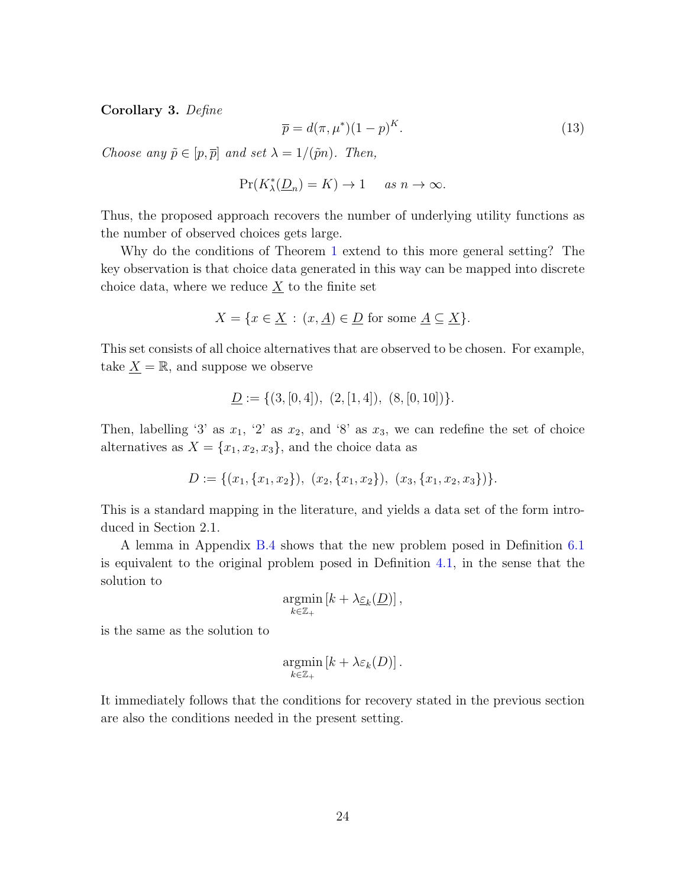**Corollary 3.** *Define*

$$\overline{p} = d(\pi, \mu^*)(1-p)^K. \tag{13}$$

*Choose any $\tilde{p} \in [p, \overline{p}]$ and set $\lambda = 1/(\tilde{p}n)$. Then,*

$$\Pr(K^*_\lambda(\underline{D}_n) = K) \to 1 \quad \text{as } n \to \infty.$$

Thus, the proposed approach recovers the number of underlying utility functions as the number of observed choices gets large.

Why do the conditions of Theorem 1 extend to this more general setting? The key observation is that choice data generated in this way can be mapped into discrete choice data, where we reduce $\underline{X}$ to the finite set

$$X = \{x \in \underline{X} \,:\, (x, \underline{A}) \in \underline{D} \text{ for some } \underline{A} \subseteq \underline{X}\}.$$

This set consists of all choice alternatives that are observed to be chosen. For example, take $\underline{X} = \mathbb{R}$, and suppose we observe

$$\underline{D} := \{(3, [0,4]),\ (2, [1,4]),\ (8, [0,10])\}.$$

Then, labelling '3' as $x_1$, '2' as $x_2$, and '8' as $x_3$, we can redefine the set of choice alternatives as $X = \{x_1, x_2, x_3\}$, and the choice data as

$$D := \{(x_1, \{x_1, x_2\}),\ (x_2, \{x_1, x_2\}),\ (x_3, \{x_1, x_2, x_3\})\}.$$

This is a standard mapping in the literature, and yields a data set of the form introduced in Section 2.1.

A lemma in Appendix B.4 shows that the new problem posed in Definition 6.1 is equivalent to the original problem posed in Definition 4.1, in the sense that the solution to

$$\underset{k \in \mathbb{Z}_+}{\operatorname{argmin}} \left[k + \lambda \underline{\varepsilon}_k(\underline{D})\right],$$

is the same as the solution to

$$\underset{k \in \mathbb{Z}_+}{\operatorname{argmin}} \left[k + \lambda \varepsilon_k(D)\right].$$

It immediately follows that the conditions for recovery stated in the previous section are also the conditions needed in the present setting.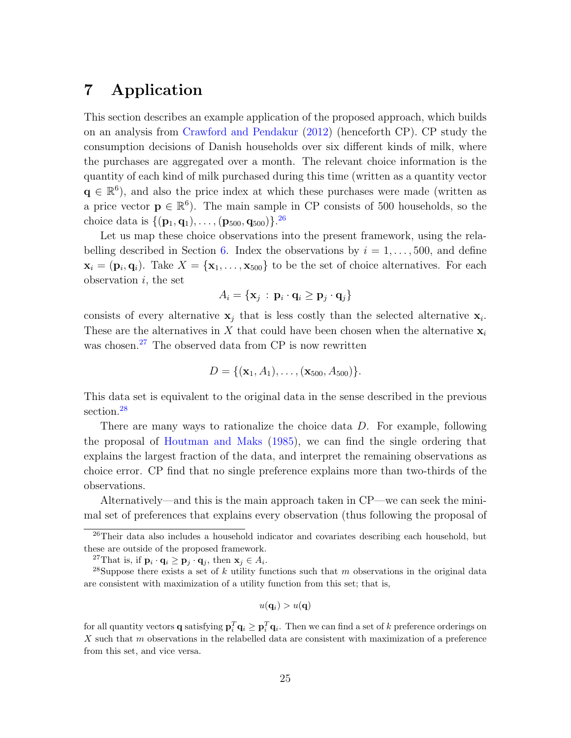# 7 Application

This section describes an example application of the proposed approach, which builds on an analysis from Crawford and Pendakur (2012) (henceforth CP). CP study the consumption decisions of Danish households over six different kinds of milk, where the purchases are aggregated over a month. The relevant choice information is the quantity of each kind of milk purchased during this time (written as a quantity vector $\mathbf{q} \in \mathbb{R}^6$), and also the price index at which these purchases were made (written as a price vector $\mathbf{p} \in \mathbb{R}^6$). The main sample in CP consists of 500 households, so the choice data is $\{(\mathbf{p}_1, \mathbf{q}_1), \ldots, (\mathbf{p}_{500}, \mathbf{q}_{500})\}$.[26]

Let us map these choice observations into the present framework, using the relabelling described in Section 6. Index the observations by $i = 1, \ldots, 500$, and define $\mathbf{x}_i = (\mathbf{p}_i, \mathbf{q}_i)$. Take $X = \{\mathbf{x}_1, \ldots, \mathbf{x}_{500}\}$ to be the set of choice alternatives. For each observation $i$, the set

$$A_i = \{\mathbf{x}_j \,:\, \mathbf{p}_i \cdot \mathbf{q}_i \geq \mathbf{p}_j \cdot \mathbf{q}_j\}$$

consists of every alternative $\mathbf{x}_j$ that is less costly than the selected alternative $\mathbf{x}_i$. These are the alternatives in $X$ that could have been chosen when the alternative $\mathbf{x}_i$ was chosen.[27] The observed data from CP is now rewritten

$$D = \{(\mathbf{x}_1, A_1), \ldots, (\mathbf{x}_{500}, A_{500})\}.$$

This data set is equivalent to the original data in the sense described in the previous section.[28]

There are many ways to rationalize the choice data $D$. For example, following the proposal of Houtman and Maks (1985), we can find the single ordering that explains the largest fraction of the data, and interpret the remaining observations as choice error. CP find that no single preference explains more than two-thirds of the observations.

Alternatively—and this is the main approach taken in CP—we can seek the minimal set of preferences that explains every observation (thus following the proposal of

---

[26] Their data also includes a household indicator and covariates describing each household, but these are outside of the proposed framework.

[27] That is, if $\mathbf{p}_i \cdot \mathbf{q}_i \geq \mathbf{p}_j \cdot \mathbf{q}_j$, then $\mathbf{x}_j \in A_i$.

[28] Suppose there exists a set of $k$ utility functions such that $m$ observations in the original data are consistent with maximization of a utility function from this set; that is,

$$u(\mathbf{q}_i) > u(\mathbf{q})$$

for all quantity vectors $\mathbf{q}$ satisfying $\mathbf{p}_i^T \mathbf{q}_i \geq \mathbf{p}_i^T \mathbf{q}_i$. Then we can find a set of $k$ preference orderings on $X$ such that $m$ observations in the relabelled data are consistent with maximization of a preference from this set, and vice versa.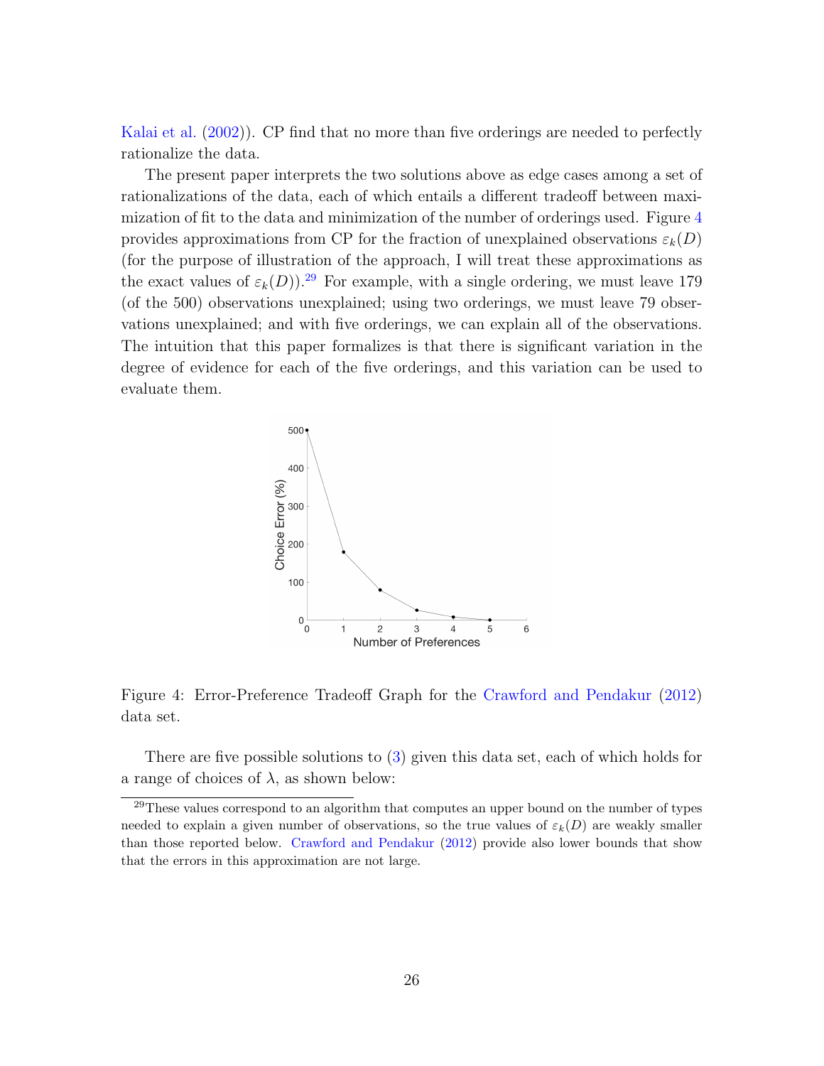Kalai et al. (2002)). CP find that no more than five orderings are needed to perfectly rationalize the data.

The present paper interprets the two solutions above as edge cases among a set of rationalizations of the data, each of which entails a different tradeoff between maximization of fit to the data and minimization of the number of orderings used. Figure 4 provides approximations from CP for the fraction of unexplained observations $\varepsilon_k(D)$ (for the purpose of illustration of the approach, I will treat these approximations as the exact values of $\varepsilon_k(D)$).[29] For example, with a single ordering, we must leave 179 (of the 500) observations unexplained; using two orderings, we must leave 79 observations unexplained; and with five orderings, we can explain all of the observations. The intuition that this paper formalizes is that there is significant variation in the degree of evidence for each of the five orderings, and this variation can be used to evaluate them.

Figure 4: Error-Preference Tradeoff Graph for the Crawford and Pendakur (2012) data set.

There are five possible solutions to (3) given this data set, each of which holds for a range of choices of $\lambda$, as shown below:

[29] These values correspond to an algorithm that computes an upper bound on the number of types needed to explain a given number of observations, so the true values of $\varepsilon_k(D)$ are weakly smaller than those reported below. Crawford and Pendakur (2012) provide also lower bounds that show that the errors in this approximation are not large.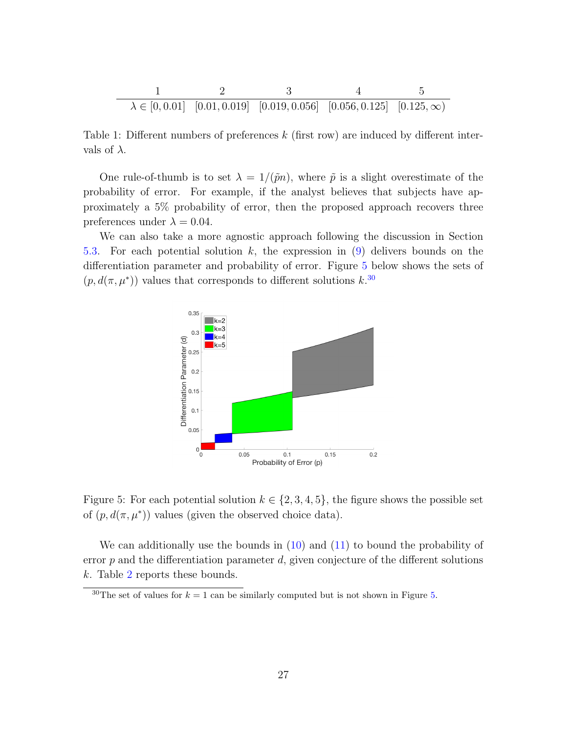| 1 | 2 | 3 | 4 | 5 |
|---|---|---|---|---|
| $\lambda \in [0, 0.01]$ | $[0.01, 0.019]$ | $[0.019, 0.056]$ | $[0.056, 0.125]$ | $[0.125, \infty)$ |

Table 1: Different numbers of preferences $k$ (first row) are induced by different intervals of $\lambda$.

One rule-of-thumb is to set $\lambda = 1/(\tilde{p}n)$, where $\tilde{p}$ is a slight overestimate of the probability of error. For example, if the analyst believes that subjects have approximately a 5% probability of error, then the proposed approach recovers three preferences under $\lambda = 0.04$.

We can also take a more agnostic approach following the discussion in Section 5.3. For each potential solution $k$, the expression in (9) delivers bounds on the differentiation parameter and probability of error. Figure 5 below shows the sets of $(p, d(\pi, \mu^*))$ values that corresponds to different solutions $k$.[30]

Figure 5: For each potential solution $k \in \{2, 3, 4, 5\}$, the figure shows the possible set of $(p, d(\pi, \mu^*))$ values (given the observed choice data).

We can additionally use the bounds in (10) and (11) to bound the probability of error $p$ and the differentiation parameter $d$, given conjecture of the different solutions $k$. Table 2 reports these bounds.

[30]The set of values for $k = 1$ can be similarly computed but is not shown in Figure 5.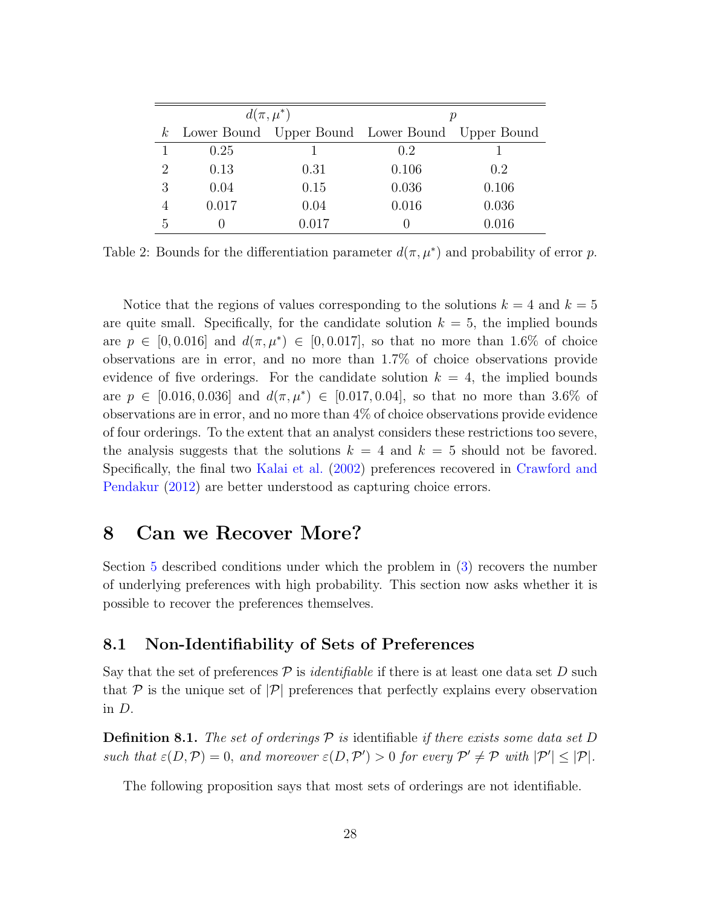| | $d(\pi, \mu^*)$ | | $p$ | |
|---|---|---|---|---|
| $k$ | Lower Bound | Upper Bound | Lower Bound | Upper Bound |
| 1 | 0.25 | 1 | 0.2 | 1 |
| 2 | 0.13 | 0.31 | 0.106 | 0.2 |
| 3 | 0.04 | 0.15 | 0.036 | 0.106 |
| 4 | 0.017 | 0.04 | 0.016 | 0.036 |
| 5 | 0 | 0.017 | 0 | 0.016 |

Table 2: Bounds for the differentiation parameter $d(\pi, \mu^*)$ and probability of error $p$.

Notice that the regions of values corresponding to the solutions $k = 4$ and $k = 5$ are quite small. Specifically, for the candidate solution $k = 5$, the implied bounds are $p \in [0, 0.016]$ and $d(\pi, \mu^*) \in [0, 0.017]$, so that no more than 1.6% of choice observations are in error, and no more than 1.7% of choice observations provide evidence of five orderings. For the candidate solution $k = 4$, the implied bounds are $p \in [0.016, 0.036]$ and $d(\pi, \mu^*) \in [0.017, 0.04]$, so that no more than 3.6% of observations are in error, and no more than 4% of choice observations provide evidence of four orderings. To the extent that an analyst considers these restrictions too severe, the analysis suggests that the solutions $k = 4$ and $k = 5$ should not be favored. Specifically, the final two Kalai et al. (2002) preferences recovered in Crawford and Pendakur (2012) are better understood as capturing choice errors.

# 8 Can we Recover More?

Section 5 described conditions under which the problem in (3) recovers the number of underlying preferences with high probability. This section now asks whether it is possible to recover the preferences themselves.

## 8.1 Non-Identifiability of Sets of Preferences

Say that the set of preferences $\mathcal{P}$ is *identifiable* if there is at least one data set $D$ such that $\mathcal{P}$ is the unique set of $|\mathcal{P}|$ preferences that perfectly explains every observation in $D$.

**Definition 8.1.** *The set of orderings $\mathcal{P}$ is* identifiable *if there exists some data set $D$ such that $\varepsilon(D, \mathcal{P}) = 0$, and moreover $\varepsilon(D, \mathcal{P}') > 0$ for every $\mathcal{P}' \neq \mathcal{P}$ with $|\mathcal{P}'| \leq |\mathcal{P}|$.*

The following proposition says that most sets of orderings are not identifiable.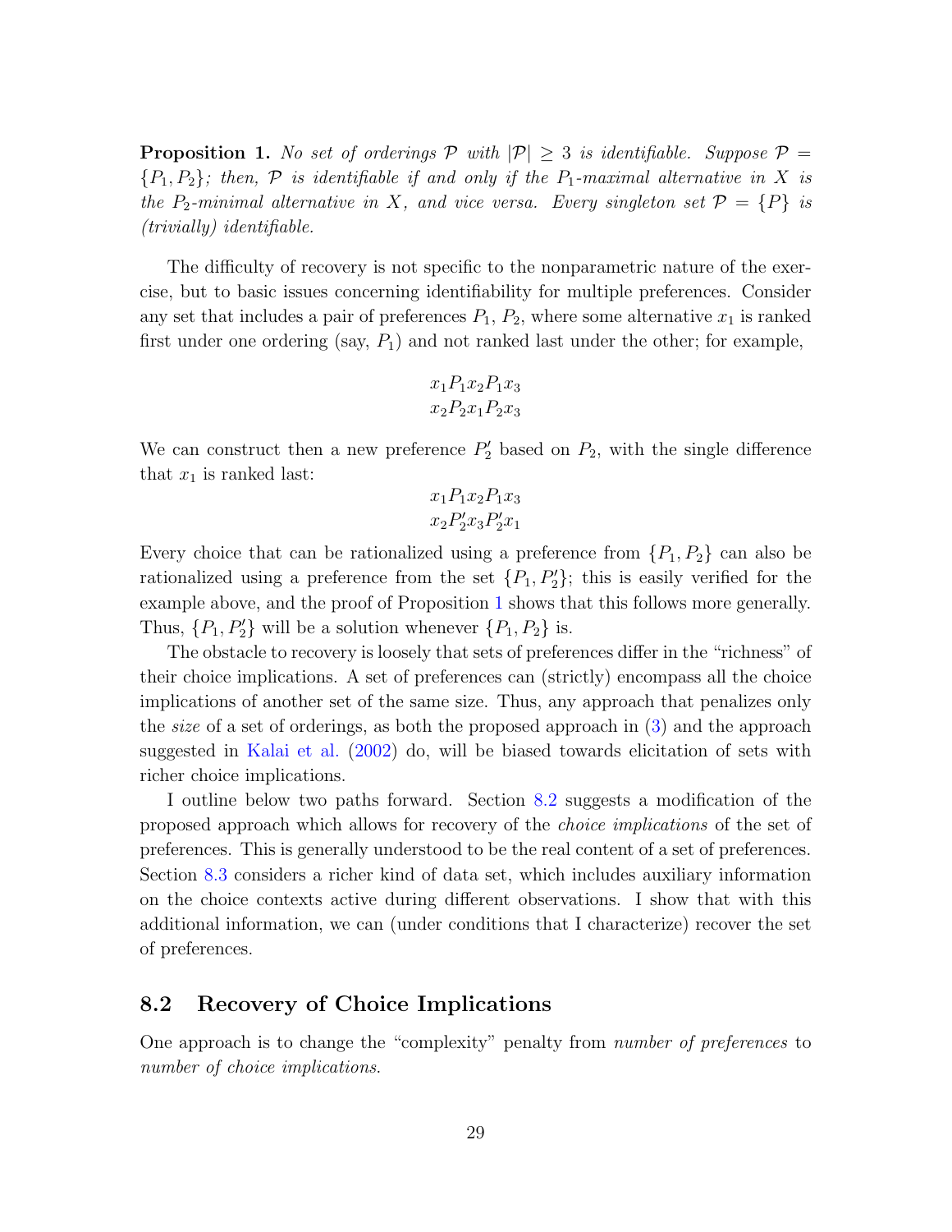**Proposition 1.** *No set of orderings $\mathcal{P}$ with $|\mathcal{P}| \geq 3$ is identifiable. Suppose $\mathcal{P} = \{P_1, P_2\}$; then, $\mathcal{P}$ is identifiable if and only if the $P_1$-maximal alternative in $X$ is the $P_2$-minimal alternative in $X$, and vice versa. Every singleton set $\mathcal{P} = \{P\}$ is (trivially) identifiable.*

The difficulty of recovery is not specific to the nonparametric nature of the exercise, but to basic issues concerning identifiability for multiple preferences. Consider any set that includes a pair of preferences $P_1$, $P_2$, where some alternative $x_1$ is ranked first under one ordering (say, $P_1$) and not ranked last under the other; for example,

$$x_1 P_1 x_2 P_1 x_3$$
$$x_2 P_2 x_1 P_2 x_3$$

We can construct then a new preference $P_2'$ based on $P_2$, with the single difference that $x_1$ is ranked last:

$$x_1 P_1 x_2 P_1 x_3$$
$$x_2 P_2' x_3 P_2' x_1$$

Every choice that can be rationalized using a preference from $\{P_1, P_2\}$ can also be rationalized using a preference from the set $\{P_1, P_2'\}$; this is easily verified for the example above, and the proof of Proposition 1 shows that this follows more generally. Thus, $\{P_1, P_2'\}$ will be a solution whenever $\{P_1, P_2\}$ is.

The obstacle to recovery is loosely that sets of preferences differ in the "richness" of their choice implications. A set of preferences can (strictly) encompass all the choice implications of another set of the same size. Thus, any approach that penalizes only the *size* of a set of orderings, as both the proposed approach in (3) and the approach suggested in Kalai et al. (2002) do, will be biased towards elicitation of sets with richer choice implications.

I outline below two paths forward. Section 8.2 suggests a modification of the proposed approach which allows for recovery of the *choice implications* of the set of preferences. This is generally understood to be the real content of a set of preferences. Section 8.3 considers a richer kind of data set, which includes auxiliary information on the choice contexts active during different observations. I show that with this additional information, we can (under conditions that I characterize) recover the set of preferences.

## 8.2 Recovery of Choice Implications

One approach is to change the "complexity" penalty from *number of preferences* to *number of choice implications*.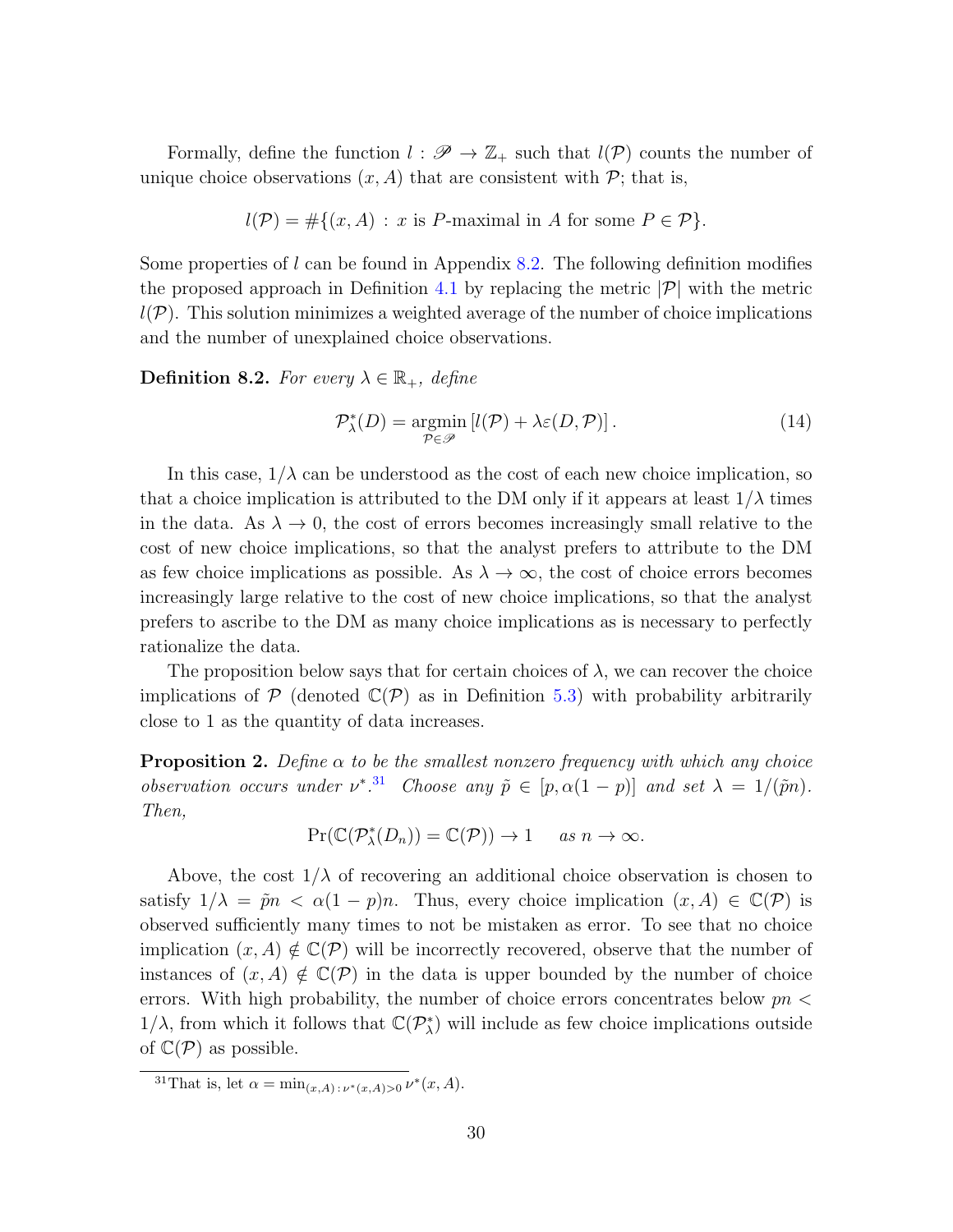Formally, define the function $l : \mathscr{P} \to \mathbb{Z}_+$ such that $l(\mathcal{P})$ counts the number of unique choice observations $(x, A)$ that are consistent with $\mathcal{P}$; that is,

$$l(\mathcal{P}) = \#\{(x, A) : x \text{ is } P\text{-maximal in } A \text{ for some } P \in \mathcal{P}\}.$$

Some properties of $l$ can be found in Appendix 8.2. The following definition modifies the proposed approach in Definition 4.1 by replacing the metric $|\mathcal{P}|$ with the metric $l(\mathcal{P})$. This solution minimizes a weighted average of the number of choice implications and the number of unexplained choice observations.

**Definition 8.2.** *For every $\lambda \in \mathbb{R}_+$, define*

$$\mathcal{P}^*_\lambda(D) = \underset{\mathcal{P} \in \mathscr{P}}{\operatorname{argmin}} \left[ l(\mathcal{P}) + \lambda \varepsilon(D, \mathcal{P}) \right]. \tag{14}$$

In this case, $1/\lambda$ can be understood as the cost of each new choice implication, so that a choice implication is attributed to the DM only if it appears at least $1/\lambda$ times in the data. As $\lambda \to 0$, the cost of errors becomes increasingly small relative to the cost of new choice implications, so that the analyst prefers to attribute to the DM as few choice implications as possible. As $\lambda \to \infty$, the cost of choice errors becomes increasingly large relative to the cost of new choice implications, so that the analyst prefers to ascribe to the DM as many choice implications as is necessary to perfectly rationalize the data.

The proposition below says that for certain choices of $\lambda$, we can recover the choice implications of $\mathcal{P}$ (denoted $\mathbb{C}(\mathcal{P})$ as in Definition 5.3) with probability arbitrarily close to 1 as the quantity of data increases.

**Proposition 2.** *Define $\alpha$ to be the smallest nonzero frequency with which any choice observation occurs under $\nu^*$.*[31] *Choose any $\tilde{p} \in [p, \alpha(1-p)]$ and set $\lambda = 1/(\tilde{p}n)$. Then,*

$$\Pr(\mathbb{C}(\mathcal{P}^*_\lambda(D_n)) = \mathbb{C}(\mathcal{P})) \to 1 \quad \textit{as } n \to \infty.$$

Above, the cost $1/\lambda$ of recovering an additional choice observation is chosen to satisfy $1/\lambda = \tilde{p}n < \alpha(1-p)n$. Thus, every choice implication $(x, A) \in \mathbb{C}(\mathcal{P})$ is observed sufficiently many times to not be mistaken as error. To see that no choice implication $(x, A) \notin \mathbb{C}(\mathcal{P})$ will be incorrectly recovered, observe that the number of instances of $(x, A) \notin \mathbb{C}(\mathcal{P})$ in the data is upper bounded by the number of choice errors. With high probability, the number of choice errors concentrates below $pn < 1/\lambda$, from which it follows that $\mathbb{C}(\mathcal{P}^*_\lambda)$ will include as few choice implications outside of $\mathbb{C}(\mathcal{P})$ as possible.

[31] That is, let $\alpha = \min_{(x,A) : \nu^*(x,A) > 0} \nu^*(x, A)$.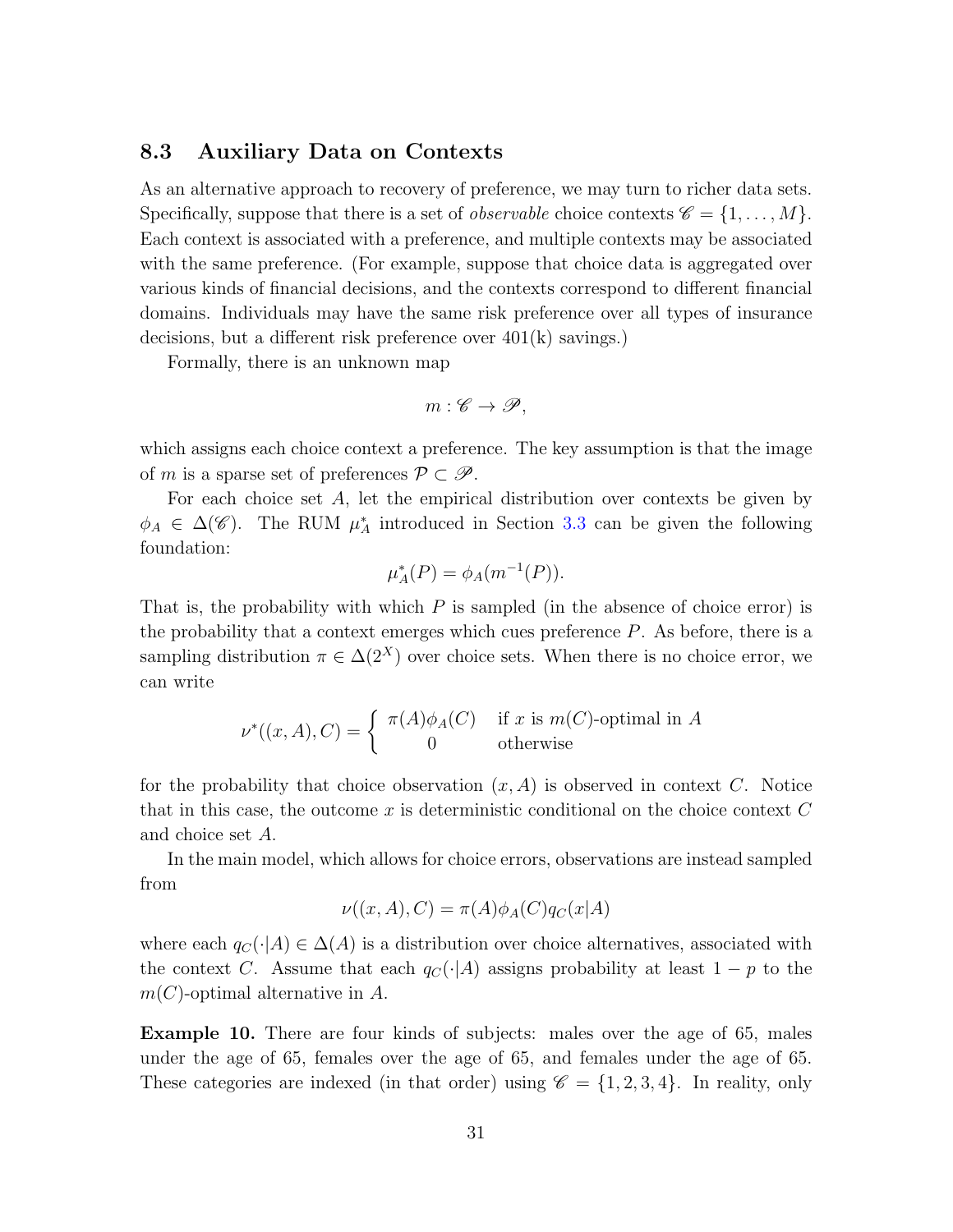### 8.3 Auxiliary Data on Contexts

As an alternative approach to recovery of preference, we may turn to richer data sets. Specifically, suppose that there is a set of *observable* choice contexts $\mathscr{C} = \{1, \ldots, M\}$. Each context is associated with a preference, and multiple contexts may be associated with the same preference. (For example, suppose that choice data is aggregated over various kinds of financial decisions, and the contexts correspond to different financial domains. Individuals may have the same risk preference over all types of insurance decisions, but a different risk preference over 401(k) savings.)

Formally, there is an unknown map

$$m : \mathscr{C} \to \mathscr{P},$$

which assigns each choice context a preference. The key assumption is that the image of $m$ is a sparse set of preferences $\mathcal{P} \subset \mathscr{P}$.

For each choice set $A$, let the empirical distribution over contexts be given by $\phi_A \in \Delta(\mathscr{C})$. The RUM $\mu^*_A$ introduced in Section 3.3 can be given the following foundation:

$$\mu^*_A(P) = \phi_A(m^{-1}(P)).$$

That is, the probability with which $P$ is sampled (in the absence of choice error) is the probability that a context emerges which cues preference $P$. As before, there is a sampling distribution $\pi \in \Delta(2^X)$ over choice sets. When there is no choice error, we can write

$$\nu^*((x, A), C) = \begin{cases} \pi(A)\phi_A(C) & \text{if } x \text{ is } m(C)\text{-optimal in } A \\ 0 & \text{otherwise} \end{cases}$$

for the probability that choice observation $(x, A)$ is observed in context $C$. Notice that in this case, the outcome $x$ is deterministic conditional on the choice context $C$ and choice set $A$.

In the main model, which allows for choice errors, observations are instead sampled from

$$\nu((x, A), C) = \pi(A)\phi_A(C)q_C(x|A)$$

where each $q_C(\cdot|A) \in \Delta(A)$ is a distribution over choice alternatives, associated with the context $C$. Assume that each $q_C(\cdot|A)$ assigns probability at least $1 - p$ to the $m(C)$-optimal alternative in $A$.

**Example 10.** There are four kinds of subjects: males over the age of 65, males under the age of 65, females over the age of 65, and females under the age of 65. These categories are indexed (in that order) using $\mathscr{C} = \{1, 2, 3, 4\}$. In reality, only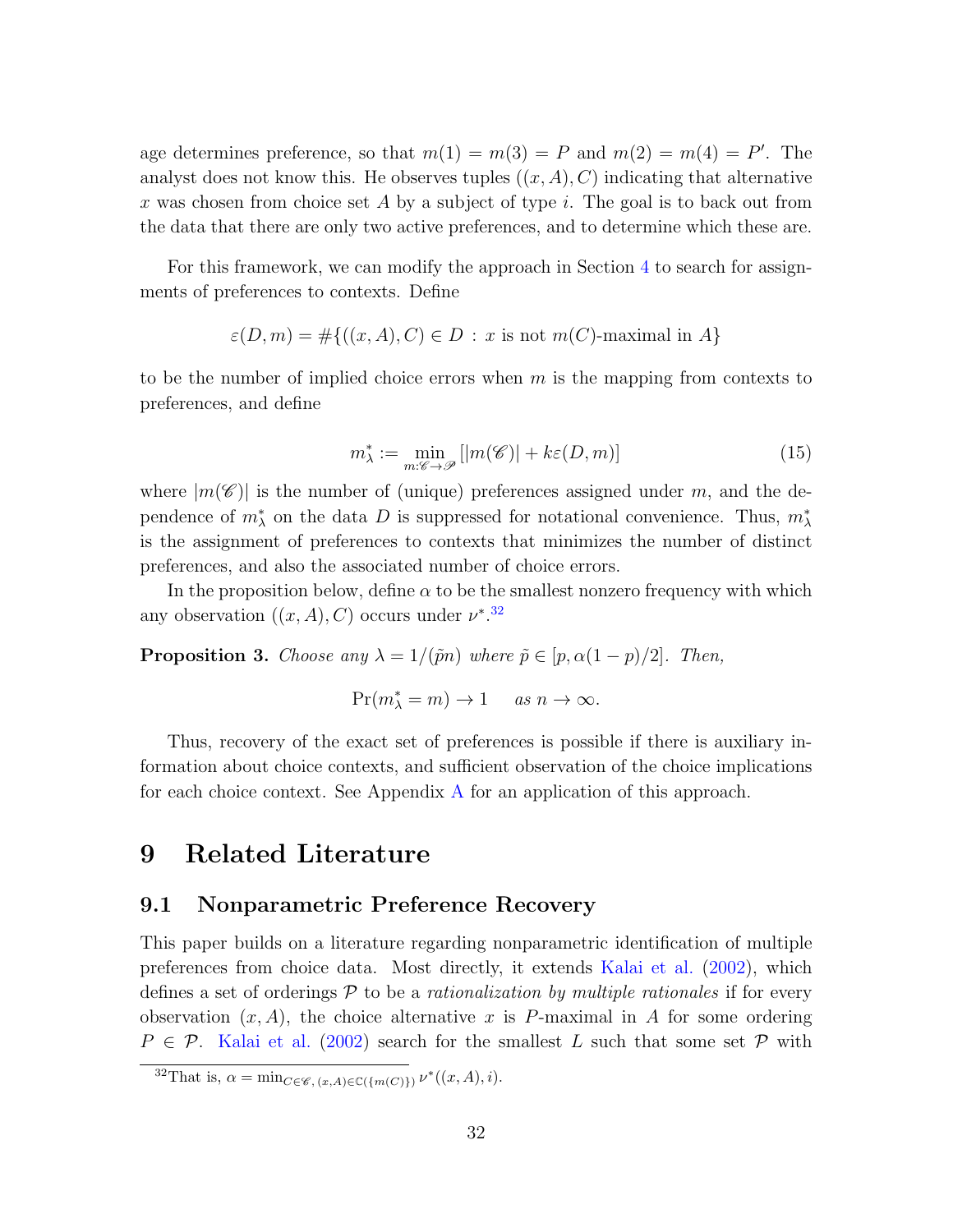age determines preference, so that $m(1) = m(3) = P$ and $m(2) = m(4) = P'$. The analyst does not know this. He observes tuples $((x, A), C)$ indicating that alternative $x$ was chosen from choice set $A$ by a subject of type $i$. The goal is to back out from the data that there are only two active preferences, and to determine which these are.

For this framework, we can modify the approach in Section 4 to search for assignments of preferences to contexts. Define

$$\varepsilon(D, m) = \#\{((x, A), C) \in D \,:\, x \text{ is not } m(C)\text{-maximal in } A\}$$

to be the number of implied choice errors when $m$ is the mapping from contexts to preferences, and define

$$m^*_\lambda := \min_{m:\mathscr{C}\to\mathscr{P}} \left[|m(\mathscr{C})| + k\varepsilon(D, m)\right] \tag{15}$$

where $|m(\mathscr{C})|$ is the number of (unique) preferences assigned under $m$, and the dependence of $m^*_\lambda$ on the data $D$ is suppressed for notational convenience. Thus, $m^*_\lambda$ is the assignment of preferences to contexts that minimizes the number of distinct preferences, and also the associated number of choice errors.

In the proposition below, define $\alpha$ to be the smallest nonzero frequency with which any observation $((x, A), C)$ occurs under $\nu^*$.[32]

**Proposition 3.** *Choose any $\lambda = 1/(\tilde{p}n)$ where $\tilde{p} \in [p, \alpha(1-p)/2]$. Then,*

$$\Pr(m^*_\lambda = m) \to 1 \quad \text{ as } n \to \infty.$$

Thus, recovery of the exact set of preferences is possible if there is auxiliary information about choice contexts, and sufficient observation of the choice implications for each choice context. See Appendix A for an application of this approach.

# 9 Related Literature

## 9.1 Nonparametric Preference Recovery

This paper builds on a literature regarding nonparametric identification of multiple preferences from choice data. Most directly, it extends Kalai et al. (2002), which defines a set of orderings $\mathcal{P}$ to be a *rationalization by multiple rationales* if for every observation $(x, A)$, the choice alternative $x$ is $P$-maximal in $A$ for some ordering $P \in \mathcal{P}$. Kalai et al. (2002) search for the smallest $L$ such that some set $\mathcal{P}$ with

[32]That is, $\alpha = \min_{C\in\mathscr{C},\,(x,A)\in\mathbb{C}(\{m(C)\})} \nu^*((x, A), i)$.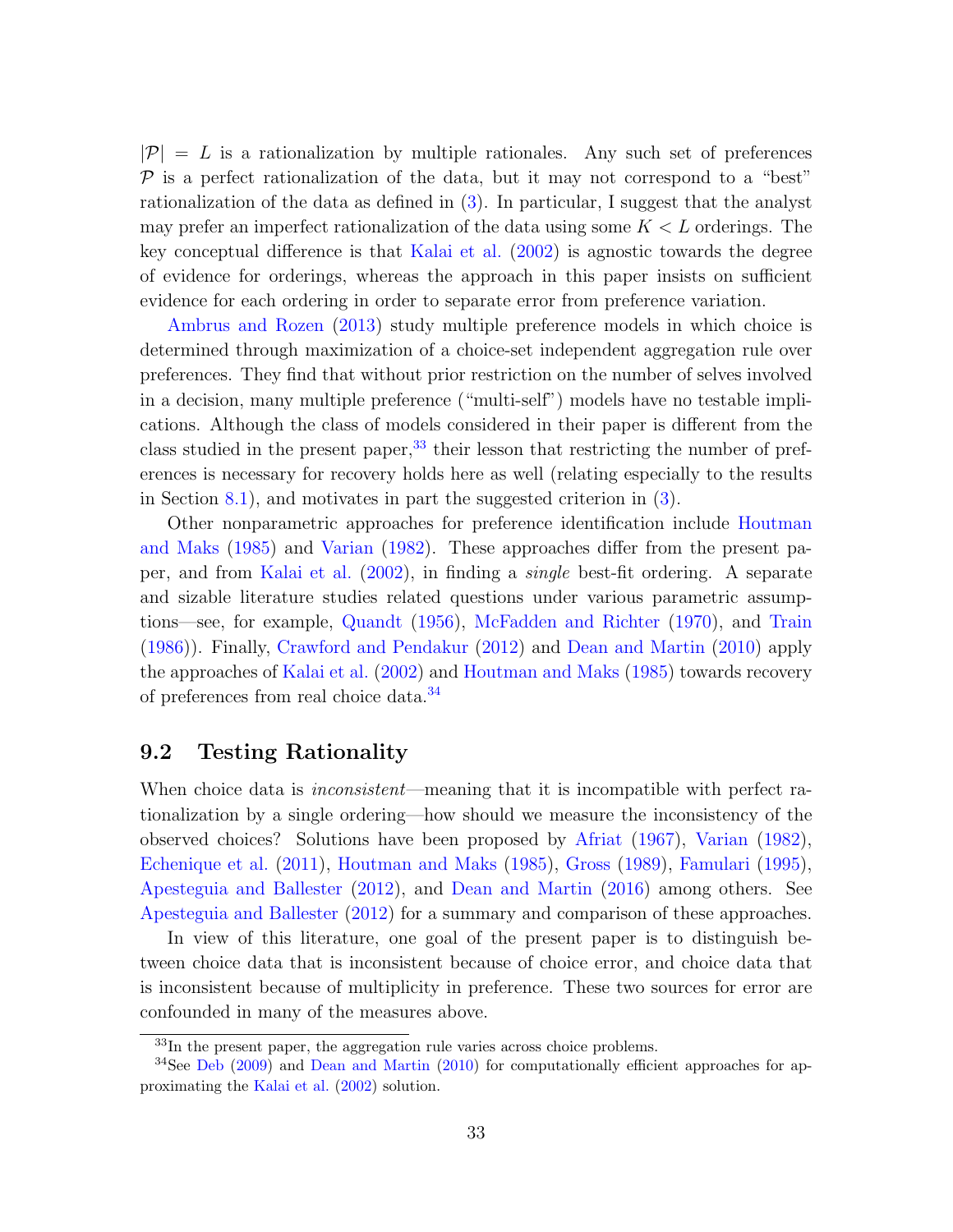$|\mathcal{P}| = L$ is a rationalization by multiple rationales. Any such set of preferences $\mathcal{P}$ is a perfect rationalization of the data, but it may not correspond to a "best" rationalization of the data as defined in (3). In particular, I suggest that the analyst may prefer an imperfect rationalization of the data using some $K < L$ orderings. The key conceptual difference is that Kalai et al. (2002) is agnostic towards the degree of evidence for orderings, whereas the approach in this paper insists on sufficient evidence for each ordering in order to separate error from preference variation.

Ambrus and Rozen (2013) study multiple preference models in which choice is determined through maximization of a choice-set independent aggregation rule over preferences. They find that without prior restriction on the number of selves involved in a decision, many multiple preference ("multi-self") models have no testable implications. Although the class of models considered in their paper is different from the class studied in the present paper,[33] their lesson that restricting the number of preferences is necessary for recovery holds here as well (relating especially to the results in Section 8.1), and motivates in part the suggested criterion in (3).

Other nonparametric approaches for preference identification include Houtman and Maks (1985) and Varian (1982). These approaches differ from the present paper, and from Kalai et al. (2002), in finding a *single* best-fit ordering. A separate and sizable literature studies related questions under various parametric assumptions—see, for example, Quandt (1956), McFadden and Richter (1970), and Train (1986)). Finally, Crawford and Pendakur (2012) and Dean and Martin (2010) apply the approaches of Kalai et al. (2002) and Houtman and Maks (1985) towards recovery of preferences from real choice data.[34]

## 9.2 Testing Rationality

When choice data is *inconsistent*—meaning that it is incompatible with perfect rationalization by a single ordering—how should we measure the inconsistency of the observed choices? Solutions have been proposed by Afriat (1967), Varian (1982), Echenique et al. (2011), Houtman and Maks (1985), Gross (1989), Famulari (1995), Apesteguia and Ballester (2012), and Dean and Martin (2016) among others. See Apesteguia and Ballester (2012) for a summary and comparison of these approaches.

In view of this literature, one goal of the present paper is to distinguish between choice data that is inconsistent because of choice error, and choice data that is inconsistent because of multiplicity in preference. These two sources for error are confounded in many of the measures above.

[33] In the present paper, the aggregation rule varies across choice problems.

[34] See Deb (2009) and Dean and Martin (2010) for computationally efficient approaches for approximating the Kalai et al. (2002) solution.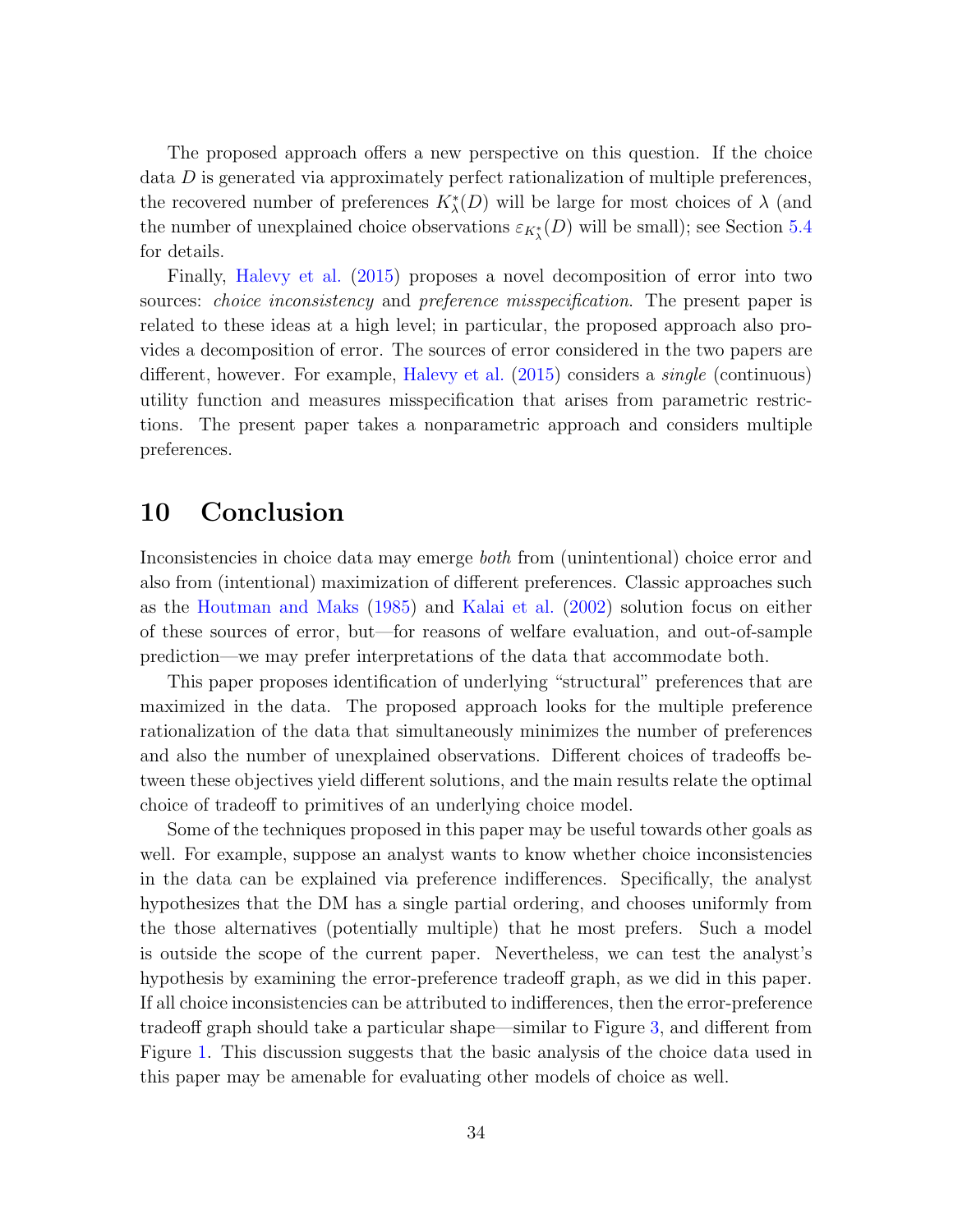The proposed approach offers a new perspective on this question. If the choice data $D$ is generated via approximately perfect rationalization of multiple preferences, the recovered number of preferences $K^*_\lambda(D)$ will be large for most choices of $\lambda$ (and the number of unexplained choice observations $\varepsilon_{K^*_\lambda}(D)$ will be small); see Section 5.4 for details.

Finally, Halevy et al. (2015) proposes a novel decomposition of error into two sources: *choice inconsistency* and *preference misspecification.* The present paper is related to these ideas at a high level; in particular, the proposed approach also provides a decomposition of error. The sources of error considered in the two papers are different, however. For example, Halevy et al. (2015) considers a *single* (continuous) utility function and measures misspecification that arises from parametric restrictions. The present paper takes a nonparametric approach and considers multiple preferences.

# 10 Conclusion

Inconsistencies in choice data may emerge *both* from (unintentional) choice error and also from (intentional) maximization of different preferences. Classic approaches such as the Houtman and Maks (1985) and Kalai et al. (2002) solution focus on either of these sources of error, but—for reasons of welfare evaluation, and out-of-sample prediction—we may prefer interpretations of the data that accommodate both.

This paper proposes identification of underlying "structural" preferences that are maximized in the data. The proposed approach looks for the multiple preference rationalization of the data that simultaneously minimizes the number of preferences and also the number of unexplained observations. Different choices of tradeoffs between these objectives yield different solutions, and the main results relate the optimal choice of tradeoff to primitives of an underlying choice model.

Some of the techniques proposed in this paper may be useful towards other goals as well. For example, suppose an analyst wants to know whether choice inconsistencies in the data can be explained via preference indifferences. Specifically, the analyst hypothesizes that the DM has a single partial ordering, and chooses uniformly from the those alternatives (potentially multiple) that he most prefers. Such a model is outside the scope of the current paper. Nevertheless, we can test the analyst's hypothesis by examining the error-preference tradeoff graph, as we did in this paper. If all choice inconsistencies can be attributed to indifferences, then the error-preference tradeoff graph should take a particular shape—similar to Figure 3, and different from Figure 1. This discussion suggests that the basic analysis of the choice data used in this paper may be amenable for evaluating other models of choice as well.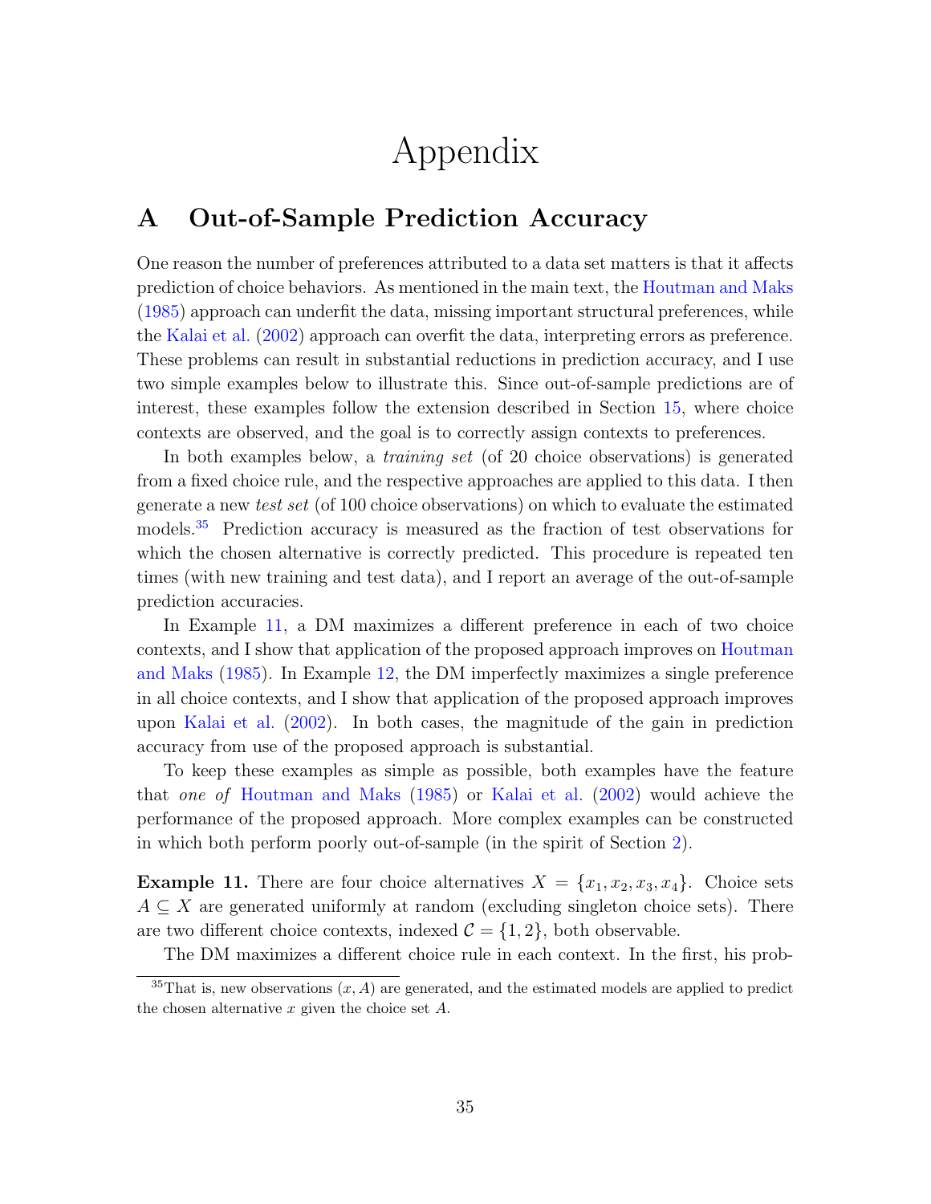# Appendix

## A Out-of-Sample Prediction Accuracy

One reason the number of preferences attributed to a data set matters is that it affects prediction of choice behaviors. As mentioned in the main text, the Houtman and Maks (1985) approach can underfit the data, missing important structural preferences, while the Kalai et al. (2002) approach can overfit the data, interpreting errors as preference. These problems can result in substantial reductions in prediction accuracy, and I use two simple examples below to illustrate this. Since out-of-sample predictions are of interest, these examples follow the extension described in Section 15, where choice contexts are observed, and the goal is to correctly assign contexts to preferences.

In both examples below, a *training set* (of 20 choice observations) is generated from a fixed choice rule, and the respective approaches are applied to this data. I then generate a new *test set* (of 100 choice observations) on which to evaluate the estimated models.[35] Prediction accuracy is measured as the fraction of test observations for which the chosen alternative is correctly predicted. This procedure is repeated ten times (with new training and test data), and I report an average of the out-of-sample prediction accuracies.

In Example 11, a DM maximizes a different preference in each of two choice contexts, and I show that application of the proposed approach improves on Houtman and Maks (1985). In Example 12, the DM imperfectly maximizes a single preference in all choice contexts, and I show that application of the proposed approach improves upon Kalai et al. (2002). In both cases, the magnitude of the gain in prediction accuracy from use of the proposed approach is substantial.

To keep these examples as simple as possible, both examples have the feature that *one of* Houtman and Maks (1985) or Kalai et al. (2002) would achieve the performance of the proposed approach. More complex examples can be constructed in which both perform poorly out-of-sample (in the spirit of Section 2).

**Example 11.** There are four choice alternatives $X = \{x_1, x_2, x_3, x_4\}$. Choice sets $A \subseteq X$ are generated uniformly at random (excluding singleton choice sets). There are two different choice contexts, indexed $\mathcal{C} = \{1, 2\}$, both observable.

The DM maximizes a different choice rule in each context. In the first, his prob-

[35] That is, new observations $(x, A)$ are generated, and the estimated models are applied to predict the chosen alternative $x$ given the choice set $A$.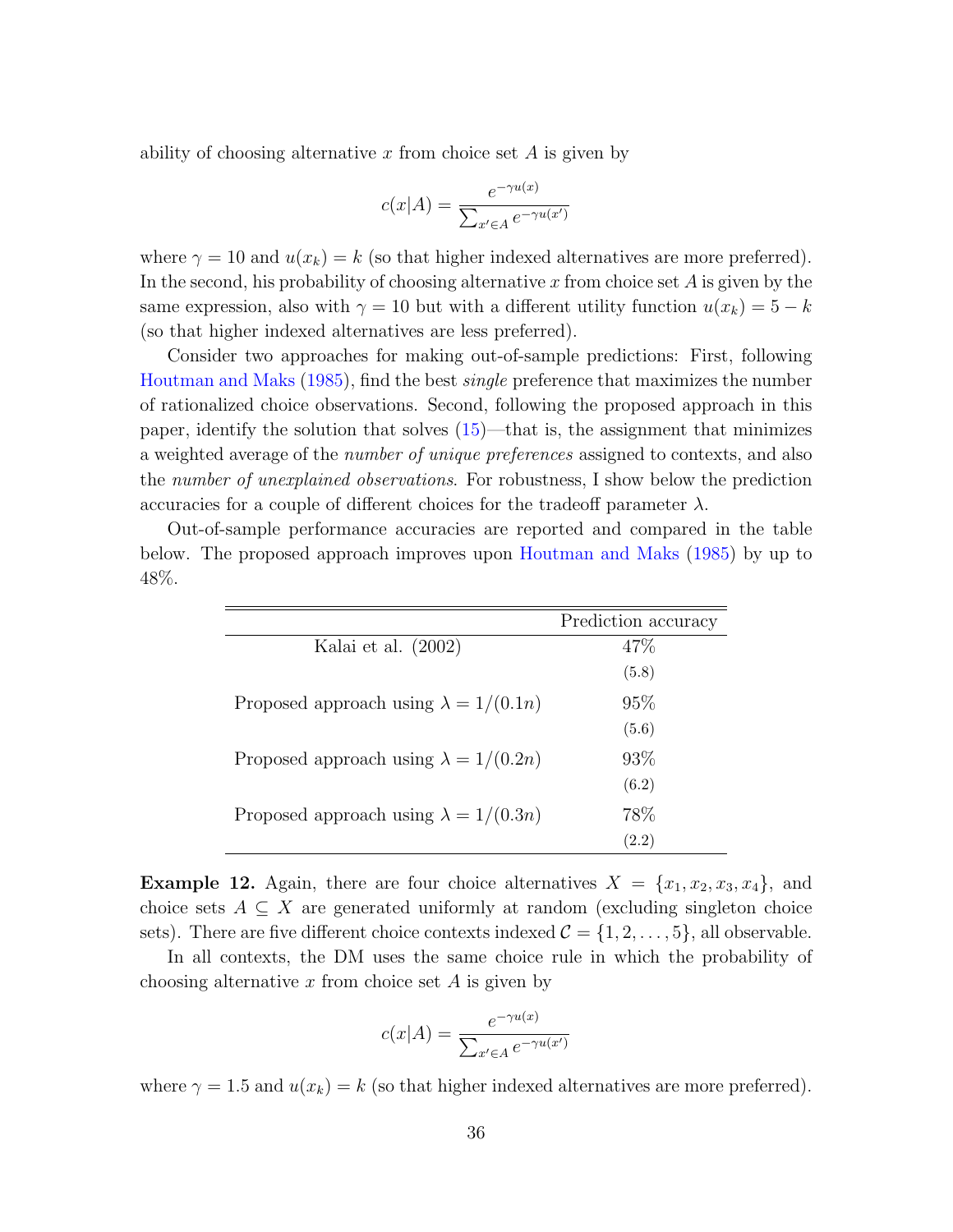ability of choosing alternative $x$ from choice set $A$ is given by

$$c(x|A) = \frac{e^{-\gamma u(x)}}{\sum_{x' \in A} e^{-\gamma u(x')}}$$

where $\gamma = 10$ and $u(x_k) = k$ (so that higher indexed alternatives are more preferred). In the second, his probability of choosing alternative $x$ from choice set $A$ is given by the same expression, also with $\gamma = 10$ but with a different utility function $u(x_k) = 5 - k$ (so that higher indexed alternatives are less preferred).

Consider two approaches for making out-of-sample predictions: First, following Houtman and Maks (1985), find the best *single* preference that maximizes the number of rationalized choice observations. Second, following the proposed approach in this paper, identify the solution that solves (15)—that is, the assignment that minimizes a weighted average of the *number of unique preferences* assigned to contexts, and also the *number of unexplained observations*. For robustness, I show below the prediction accuracies for a couple of different choices for the tradeoff parameter $\lambda$.

Out-of-sample performance accuracies are reported and compared in the table below. The proposed approach improves upon Houtman and Maks (1985) by up to 48%.

| | Prediction accuracy |
|---|---|
| Kalai et al. (2002) | 47% (5.8) |
| Proposed approach using $\lambda = 1/(0.1n)$ | 95% (5.6) |
| Proposed approach using $\lambda = 1/(0.2n)$ | 93% (6.2) |
| Proposed approach using $\lambda = 1/(0.3n)$ | 78% (2.2) |

**Example 12.** Again, there are four choice alternatives $X = \{x_1, x_2, x_3, x_4\}$, and choice sets $A \subseteq X$ are generated uniformly at random (excluding singleton choice sets). There are five different choice contexts indexed $\mathcal{C} = \{1, 2, \ldots, 5\}$, all observable.

In all contexts, the DM uses the same choice rule in which the probability of choosing alternative $x$ from choice set $A$ is given by

$$c(x|A) = \frac{e^{-\gamma u(x)}}{\sum_{x' \in A} e^{-\gamma u(x')}}$$

where $\gamma = 1.5$ and $u(x_k) = k$ (so that higher indexed alternatives are more preferred).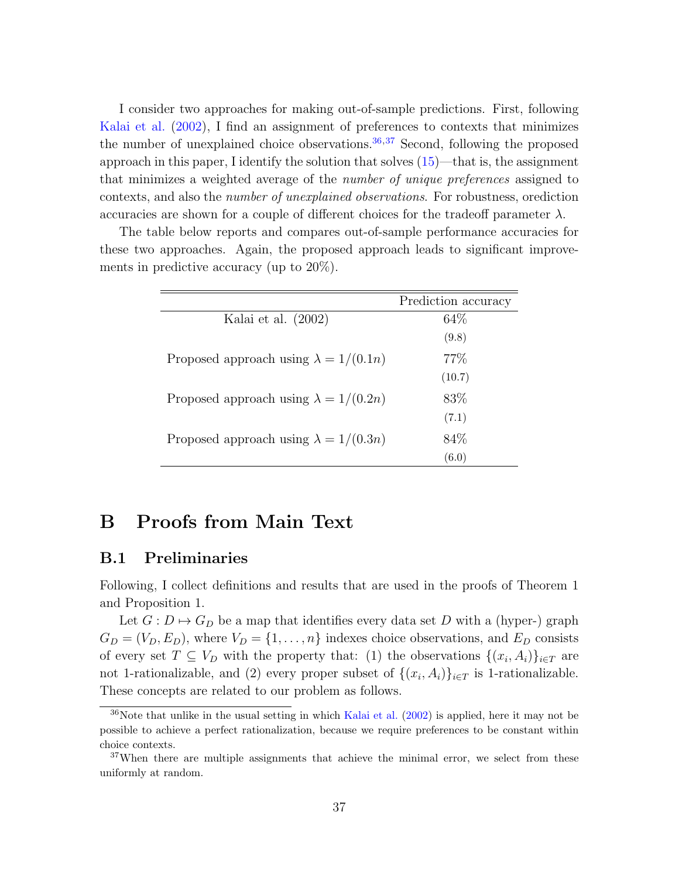I consider two approaches for making out-of-sample predictions. First, following Kalai et al. (2002), I find an assignment of preferences to contexts that minimizes the number of unexplained choice observations.[36,37] Second, following the proposed approach in this paper, I identify the solution that solves (15)—that is, the assignment that minimizes a weighted average of the *number of unique preferences* assigned to contexts, and also the *number of unexplained observations*. For robustness, orediction accuracies are shown for a couple of different choices for the tradeoff parameter $\lambda$.

The table below reports and compares out-of-sample performance accuracies for these two approaches. Again, the proposed approach leads to significant improvements in predictive accuracy (up to 20%).

| | Prediction accuracy |
|---|---|
| Kalai et al. (2002) | 64% |
| | (9.8) |
| Proposed approach using $\lambda = 1/(0.1n)$ | 77% |
| | (10.7) |
| Proposed approach using $\lambda = 1/(0.2n)$ | 83% |
| | (7.1) |
| Proposed approach using $\lambda = 1/(0.3n)$ | 84% |
| | (6.0) |

# B Proofs from Main Text

## B.1 Preliminaries

Following, I collect definitions and results that are used in the proofs of Theorem 1 and Proposition 1.

Let $G : D \mapsto G_D$ be a map that identifies every data set $D$ with a (hyper-) graph $G_D = (V_D, E_D)$, where $V_D = \{1, \ldots, n\}$ indexes choice observations, and $E_D$ consists of every set $T \subseteq V_D$ with the property that: (1) the observations $\{(x_i, A_i)\}_{i \in T}$ are not 1-rationalizable, and (2) every proper subset of $\{(x_i, A_i)\}_{i \in T}$ is 1-rationalizable. These concepts are related to our problem as follows.

[36] Note that unlike in the usual setting in which Kalai et al. (2002) is applied, here it may not be possible to achieve a perfect rationalization, because we require preferences to be constant within choice contexts.

[37] When there are multiple assignments that achieve the minimal error, we select from these uniformly at random.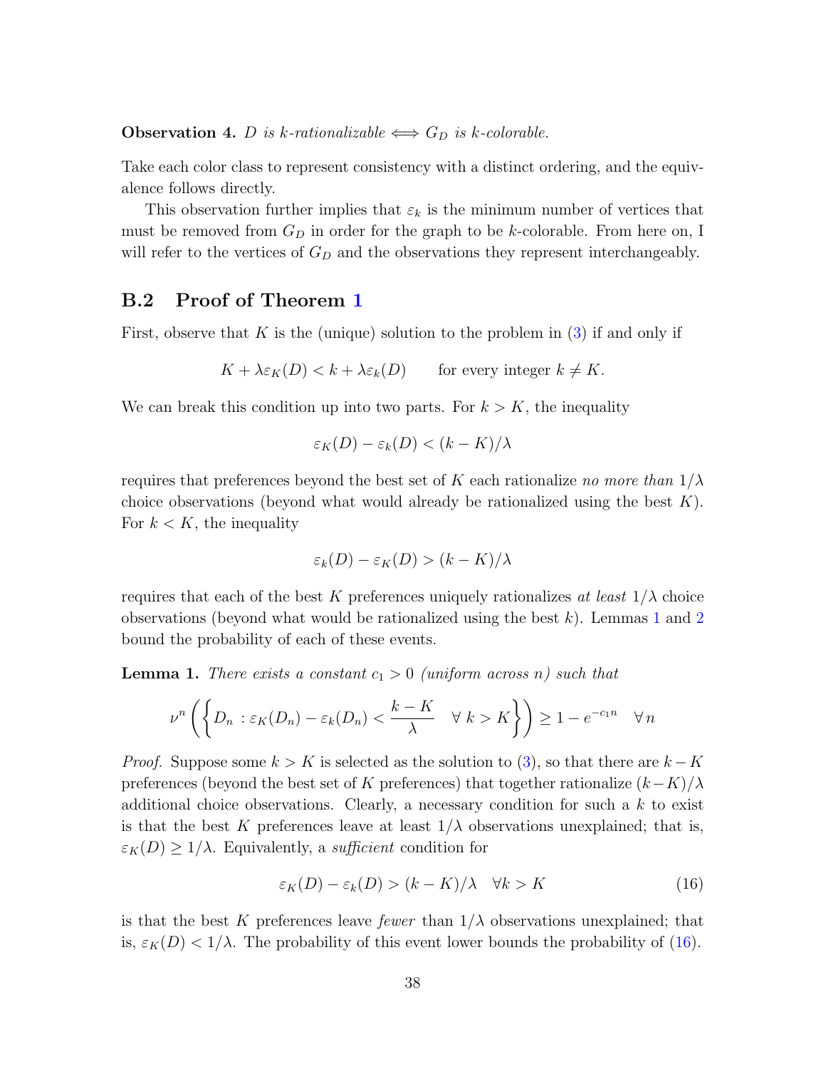**Observation 4.** *$D$ is $k$-rationalizable $\iff$ $G_D$ is $k$-colorable.*

Take each color class to represent consistency with a distinct ordering, and the equivalence follows directly.

This observation further implies that $\varepsilon_k$ is the minimum number of vertices that must be removed from $G_D$ in order for the graph to be $k$-colorable. From here on, I will refer to the vertices of $G_D$ and the observations they represent interchangeably.

## B.2 Proof of Theorem 1

First, observe that $K$ is the (unique) solution to the problem in (3) if and only if

$$K + \lambda\varepsilon_K(D) < k + \lambda\varepsilon_k(D) \qquad \text{for every integer } k \neq K.$$

We can break this condition up into two parts. For $k > K$, the inequality

$$\varepsilon_K(D) - \varepsilon_k(D) < (k - K)/\lambda$$

requires that preferences beyond the best set of $K$ each rationalize *no more than* $1/\lambda$ choice observations (beyond what would already be rationalized using the best $K$). For $k < K$, the inequality

$$\varepsilon_k(D) - \varepsilon_K(D) > (k - K)/\lambda$$

requires that each of the best $K$ preferences uniquely rationalizes *at least* $1/\lambda$ choice observations (beyond what would be rationalized using the best $k$). Lemmas 1 and 2 bound the probability of each of these events.

**Lemma 1.** *There exists a constant $c_1 > 0$ (uniform across $n$) such that*

$$\nu^n\left(\left\{D_n : \varepsilon_K(D_n) - \varepsilon_k(D_n) < \frac{k-K}{\lambda} \quad \forall\ k > K\right\}\right) \geq 1 - e^{-c_1 n} \quad \forall\, n$$

*Proof.* Suppose some $k > K$ is selected as the solution to (3), so that there are $k - K$ preferences (beyond the best set of $K$ preferences) that together rationalize $(k-K)/\lambda$ additional choice observations. Clearly, a necessary condition for such a $k$ to exist is that the best $K$ preferences leave at least $1/\lambda$ observations unexplained; that is, $\varepsilon_K(D) \geq 1/\lambda$. Equivalently, a *sufficient* condition for

$$\varepsilon_K(D) - \varepsilon_k(D) > (k - K)/\lambda \quad \forall k > K \tag{16}$$

is that the best $K$ preferences leave *fewer* than $1/\lambda$ observations unexplained; that is, $\varepsilon_K(D) < 1/\lambda$. The probability of this event lower bounds the probability of (16).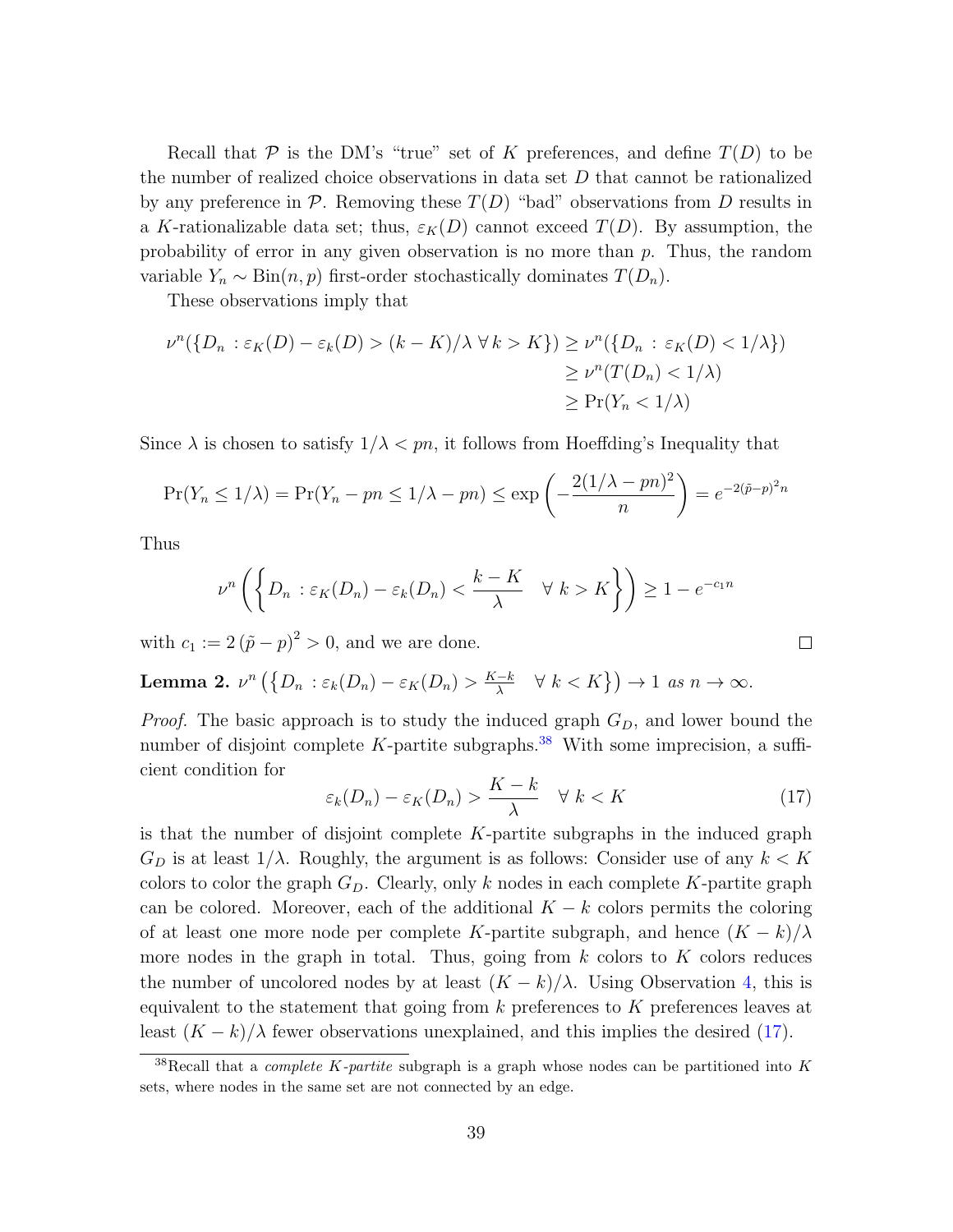Recall that $\mathcal{P}$ is the DM's "true" set of $K$ preferences, and define $T(D)$ to be the number of realized choice observations in data set $D$ that cannot be rationalized by any preference in $\mathcal{P}$. Removing these $T(D)$ "bad" observations from $D$ results in a $K$-rationalizable data set; thus, $\varepsilon_K(D)$ cannot exceed $T(D)$. By assumption, the probability of error in any given observation is no more than $p$. Thus, the random variable $Y_n \sim \text{Bin}(n, p)$ first-order stochastically dominates $T(D_n)$.

These observations imply that

$$
\begin{aligned}
\nu^n(\{D_n : \varepsilon_K(D) - \varepsilon_k(D) > (k-K)/\lambda \; \forall \, k > K\}) &\geq \nu^n(\{D_n : \varepsilon_K(D) < 1/\lambda\}) \\
&\geq \nu^n(T(D_n) < 1/\lambda) \\
&\geq \Pr(Y_n < 1/\lambda)
\end{aligned}
$$

Since $\lambda$ is chosen to satisfy $1/\lambda < pn$, it follows from Hoeffding's Inequality that

$$
\Pr(Y_n \leq 1/\lambda) = \Pr(Y_n - pn \leq 1/\lambda - pn) \leq \exp\left(-\frac{2(1/\lambda - pn)^2}{n}\right) = e^{-2(\tilde{p}-p)^2 n}
$$

Thus

$$
\nu^n\left(\left\{D_n : \varepsilon_K(D_n) - \varepsilon_k(D_n) < \frac{k-K}{\lambda} \quad \forall \; k > K\right\}\right) \geq 1 - e^{-c_1 n}
$$

with $c_1 := 2\left(\tilde{p} - p\right)^2 > 0$, and we are done. $\square$

**Lemma 2.** $\nu^n\left(\left\{D_n : \varepsilon_k(D_n) - \varepsilon_K(D_n) > \frac{K-k}{\lambda} \quad \forall \; k < K\right\}\right) \to 1$ *as* $n \to \infty$.

*Proof.* The basic approach is to study the induced graph $G_D$, and lower bound the number of disjoint complete $K$-partite subgraphs.[38] With some imprecision, a sufficient condition for

$$
\varepsilon_k(D_n) - \varepsilon_K(D_n) > \frac{K-k}{\lambda} \quad \forall \; k < K \tag{17}
$$

is that the number of disjoint complete $K$-partite subgraphs in the induced graph $G_D$ is at least $1/\lambda$. Roughly, the argument is as follows: Consider use of any $k < K$ colors to color the graph $G_D$. Clearly, only $k$ nodes in each complete $K$-partite graph can be colored. Moreover, each of the additional $K - k$ colors permits the coloring of at least one more node per complete $K$-partite subgraph, and hence $(K-k)/\lambda$ more nodes in the graph in total. Thus, going from $k$ colors to $K$ colors reduces the number of uncolored nodes by at least $(K-k)/\lambda$. Using Observation 4, this is equivalent to the statement that going from $k$ preferences to $K$ preferences leaves at least $(K-k)/\lambda$ fewer observations unexplained, and this implies the desired (17).

[38] Recall that a *complete $K$-partite* subgraph is a graph whose nodes can be partitioned into $K$ sets, where nodes in the same set are not connected by an edge.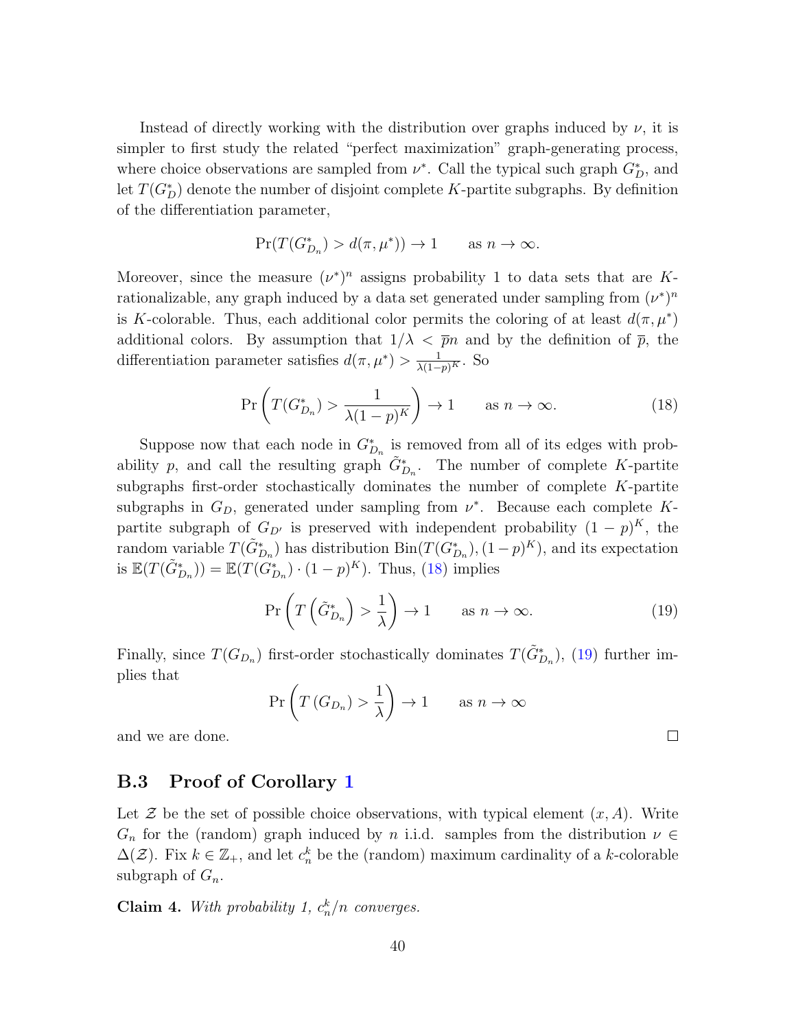Instead of directly working with the distribution over graphs induced by $\nu$, it is simpler to first study the related "perfect maximization" graph-generating process, where choice observations are sampled from $\nu^*$. Call the typical such graph $G^*_D$, and let $T(G^*_D)$ denote the number of disjoint complete $K$-partite subgraphs. By definition of the differentiation parameter,

$$\Pr(T(G^*_{D_n}) > d(\pi, \mu^*)) \to 1 \qquad \text{as } n \to \infty.$$

Moreover, since the measure $(\nu^*)^n$ assigns probability 1 to data sets that are $K$-rationalizable, any graph induced by a data set generated under sampling from $(\nu^*)^n$ is $K$-colorable. Thus, each additional color permits the coloring of at least $d(\pi, \mu^*)$ additional colors. By assumption that $1/\lambda < \overline{p}n$ and by the definition of $\overline{p}$, the differentiation parameter satisfies $d(\pi, \mu^*) > \frac{1}{\lambda(1-p)^K}$. So

$$\Pr\left(T(G^*_{D_n}) > \frac{1}{\lambda(1-p)^K}\right) \to 1 \qquad \text{as } n \to \infty. \tag{18}$$

Suppose now that each node in $G^*_{D_n}$ is removed from all of its edges with probability $p$, and call the resulting graph $\tilde{G}^*_{D_n}$. The number of complete $K$-partite subgraphs first-order stochastically dominates the number of complete $K$-partite subgraphs in $G_D$, generated under sampling from $\nu^*$. Because each complete $K$-partite subgraph of $G_{D'}$ is preserved with independent probability $(1-p)^K$, the random variable $T(\tilde{G}^*_{D_n})$ has distribution $\text{Bin}(T(G^*_{D_n}), (1-p)^K)$, and its expectation is $\mathbb{E}(T(\tilde{G}^*_{D_n})) = \mathbb{E}(T(G^*_{D_n}) \cdot (1-p)^K)$. Thus, (18) implies

$$\Pr\left(T\left(\tilde{G}^*_{D_n}\right) > \frac{1}{\lambda}\right) \to 1 \qquad \text{as } n \to \infty. \tag{19}$$

Finally, since $T(G_{D_n})$ first-order stochastically dominates $T(\tilde{G}^*_{D_n})$, (19) further implies that

$$\Pr\left(T\left(G_{D_n}\right) > \frac{1}{\lambda}\right) \to 1 \qquad \text{as } n \to \infty$$

and we are done. □

### B.3 Proof of Corollary 1

Let $\mathcal{Z}$ be the set of possible choice observations, with typical element $(x, A)$. Write $G_n$ for the (random) graph induced by $n$ i.i.d. samples from the distribution $\nu \in \Delta(\mathcal{Z})$. Fix $k \in \mathbb{Z}_+$, and let $c^k_n$ be the (random) maximum cardinality of a $k$-colorable subgraph of $G_n$.

**Claim 4.** *With probability 1, $c^k_n/n$ converges.*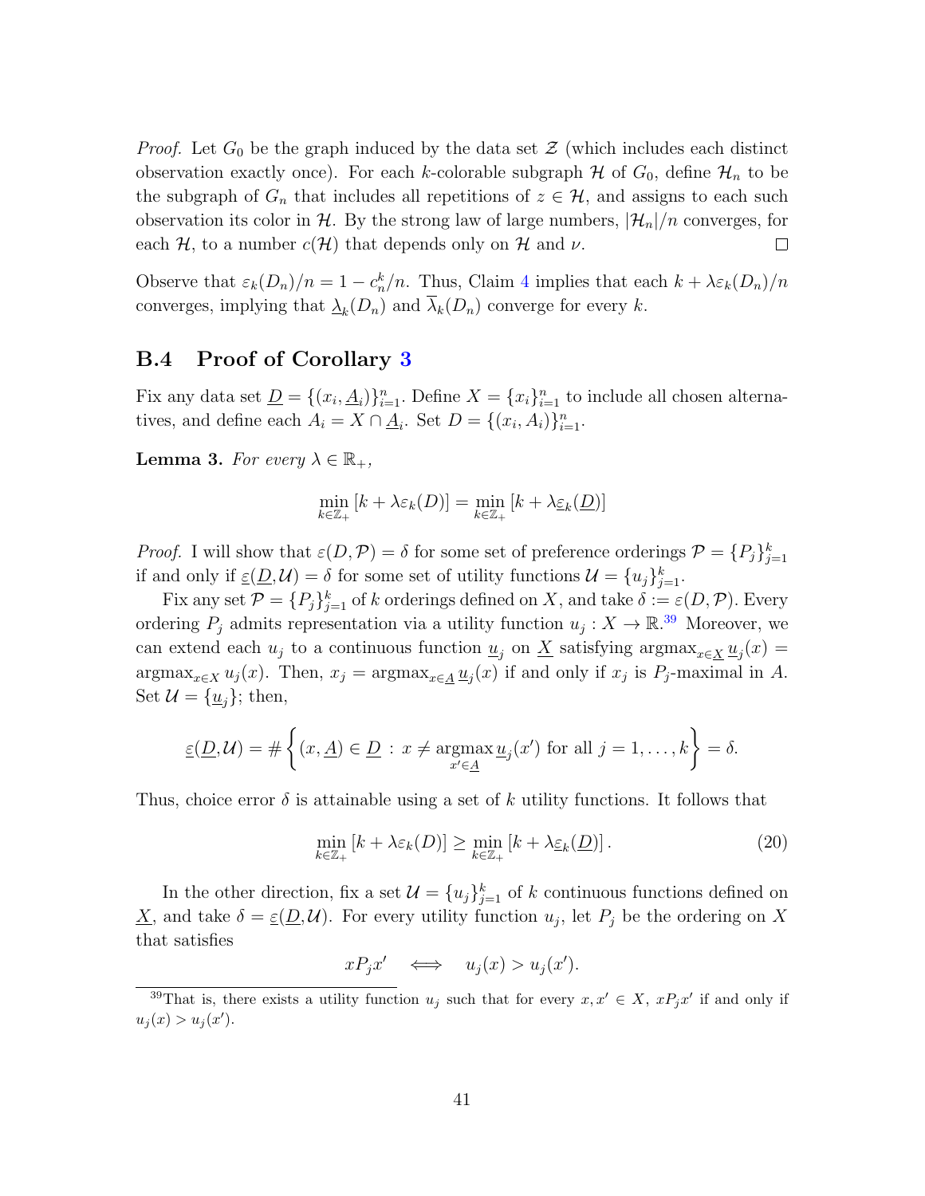*Proof.* Let $G_0$ be the graph induced by the data set $\mathcal{Z}$ (which includes each distinct observation exactly once). For each $k$-colorable subgraph $\mathcal{H}$ of $G_0$, define $\mathcal{H}_n$ to be the subgraph of $G_n$ that includes all repetitions of $z \in \mathcal{H}$, and assigns to each such observation its color in $\mathcal{H}$. By the strong law of large numbers, $|\mathcal{H}_n|/n$ converges, for each $\mathcal{H}$, to a number $c(\mathcal{H})$ that depends only on $\mathcal{H}$ and $\nu$. $\square$

Observe that $\varepsilon_k(D_n)/n = 1 - c_n^k/n$. Thus, Claim 4 implies that each $k + \lambda\varepsilon_k(D_n)/n$ converges, implying that $\underline{\lambda}_k(D_n)$ and $\overline{\lambda}_k(D_n)$ converge for every $k$.

## B.4 Proof of Corollary 3

Fix any data set $\underline{D} = \{(x_i, \underline{A}_i)\}_{i=1}^n$. Define $X = \{x_i\}_{i=1}^n$ to include all chosen alternatives, and define each $A_i = X \cap \underline{A}_i$. Set $D = \{(x_i, A_i)\}_{i=1}^n$.

**Lemma 3.** *For every $\lambda \in \mathbb{R}_+$,*

$$\min_{k \in \mathbb{Z}_+} [k + \lambda\varepsilon_k(D)] = \min_{k \in \mathbb{Z}_+} [k + \lambda\underline{\varepsilon}_k(\underline{D})]$$

*Proof.* I will show that $\varepsilon(D, \mathcal{P}) = \delta$ for some set of preference orderings $\mathcal{P} = \{P_j\}_{j=1}^k$ if and only if $\underline{\varepsilon}(\underline{D}, \mathcal{U}) = \delta$ for some set of utility functions $\mathcal{U} = \{u_j\}_{j=1}^k$.

Fix any set $\mathcal{P} = \{P_j\}_{j=1}^k$ of $k$ orderings defined on $X$, and take $\delta := \varepsilon(D, \mathcal{P})$. Every ordering $P_j$ admits representation via a utility function $u_j : X \to \mathbb{R}$.[39] Moreover, we can extend each $u_j$ to a continuous function $\underline{u}_j$ on $\underline{X}$ satisfying $\text{argmax}_{x \in \underline{X}}\, \underline{u}_j(x) = \text{argmax}_{x \in X}\, u_j(x)$. Then, $x_j = \text{argmax}_{x \in \underline{A}}\, \underline{u}_j(x)$ if and only if $x_j$ is $P_j$-maximal in $A$. Set $\mathcal{U} = \{\underline{u}_j\}$; then,

$$\underline{\varepsilon}(\underline{D}, \mathcal{U}) = \#\left\{(x, \underline{A}) \in \underline{D} \,:\, x \neq \underset{x' \in \underline{A}}{\text{argmax}}\, \underline{u}_j(x') \text{ for all } j = 1, \ldots, k\right\} = \delta.$$

Thus, choice error $\delta$ is attainable using a set of $k$ utility functions. It follows that

$$\min_{k \in \mathbb{Z}_+} [k + \lambda\varepsilon_k(D)] \geq \min_{k \in \mathbb{Z}_+} [k + \lambda\underline{\varepsilon}_k(\underline{D})]. \tag{20}$$

In the other direction, fix a set $\mathcal{U} = \{u_j\}_{j=1}^k$ of $k$ continuous functions defined on $\underline{X}$, and take $\delta = \underline{\varepsilon}(\underline{D}, \mathcal{U})$. For every utility function $u_j$, let $P_j$ be the ordering on $X$ that satisfies

$$xP_jx' \quad \Longleftrightarrow \quad u_j(x) > u_j(x').$$

[39] That is, there exists a utility function $u_j$ such that for every $x, x' \in X$, $xP_jx'$ if and only if $u_j(x) > u_j(x')$.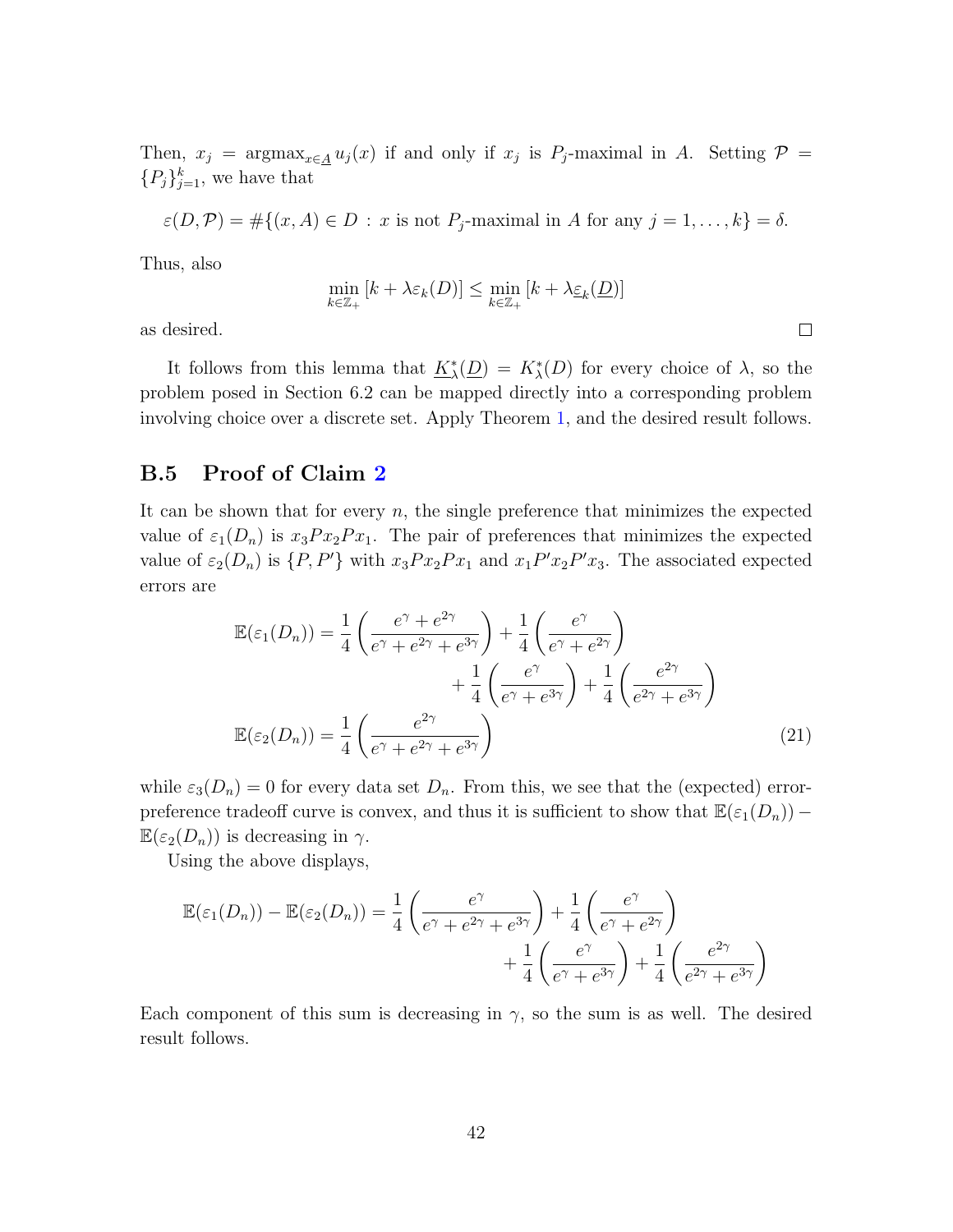Then, $x_j = \text{argmax}_{x \in \underline{A}} u_j(x)$ if and only if $x_j$ is $P_j$-maximal in $A$. Setting $\mathcal{P} = \{P_j\}_{j=1}^k$, we have that

$$\varepsilon(D, \mathcal{P}) = \#\{(x, A) \in D : x \text{ is not } P_j\text{-maximal in } A \text{ for any } j = 1, \ldots, k\} = \delta.$$

Thus, also

$$\min_{k \in \mathbb{Z}_+} [k + \lambda \varepsilon_k(D)] \leq \min_{k \in \mathbb{Z}_+} [k + \lambda \underline{\varepsilon}_k(\underline{D})]$$

as desired. □

It follows from this lemma that $\underline{K}^*_\lambda(\underline{D}) = K^*_\lambda(D)$ for every choice of $\lambda$, so the problem posed in Section 6.2 can be mapped directly into a corresponding problem involving choice over a discrete set. Apply Theorem 1, and the desired result follows.

## B.5 Proof of Claim 2

It can be shown that for every $n$, the single preference that minimizes the expected value of $\varepsilon_1(D_n)$ is $x_3 P x_2 P x_1$. The pair of preferences that minimizes the expected value of $\varepsilon_2(D_n)$ is $\{P, P'\}$ with $x_3 P x_2 P x_1$ and $x_1 P' x_2 P' x_3$. The associated expected errors are

$$\begin{aligned}
\mathbb{E}(\varepsilon_1(D_n)) &= \frac{1}{4}\left(\frac{e^\gamma + e^{2\gamma}}{e^\gamma + e^{2\gamma} + e^{3\gamma}}\right) + \frac{1}{4}\left(\frac{e^\gamma}{e^\gamma + e^{2\gamma}}\right) \\
&\qquad + \frac{1}{4}\left(\frac{e^\gamma}{e^\gamma + e^{3\gamma}}\right) + \frac{1}{4}\left(\frac{e^{2\gamma}}{e^{2\gamma} + e^{3\gamma}}\right) \\
\mathbb{E}(\varepsilon_2(D_n)) &= \frac{1}{4}\left(\frac{e^{2\gamma}}{e^\gamma + e^{2\gamma} + e^{3\gamma}}\right) \qquad (21)
\end{aligned}$$

while $\varepsilon_3(D_n) = 0$ for every data set $D_n$. From this, we see that the (expected) error-preference tradeoff curve is convex, and thus it is sufficient to show that $\mathbb{E}(\varepsilon_1(D_n)) - \mathbb{E}(\varepsilon_2(D_n))$ is decreasing in $\gamma$.

Using the above displays,

$$\begin{aligned}
\mathbb{E}(\varepsilon_1(D_n)) - \mathbb{E}(\varepsilon_2(D_n)) &= \frac{1}{4}\left(\frac{e^\gamma}{e^\gamma + e^{2\gamma} + e^{3\gamma}}\right) + \frac{1}{4}\left(\frac{e^\gamma}{e^\gamma + e^{2\gamma}}\right) \\
&\qquad + \frac{1}{4}\left(\frac{e^\gamma}{e^\gamma + e^{3\gamma}}\right) + \frac{1}{4}\left(\frac{e^{2\gamma}}{e^{2\gamma} + e^{3\gamma}}\right)
\end{aligned}$$

Each component of this sum is decreasing in $\gamma$, so the sum is as well. The desired result follows.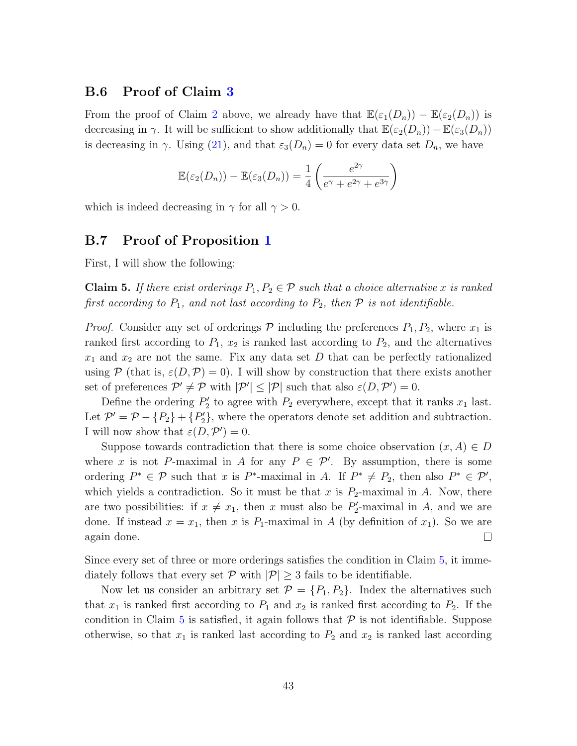### B.6 Proof of Claim 3

From the proof of Claim 2 above, we already have that $\mathbb{E}(\varepsilon_1(D_n)) - \mathbb{E}(\varepsilon_2(D_n))$ is decreasing in $\gamma$. It will be sufficient to show additionally that $\mathbb{E}(\varepsilon_2(D_n)) - \mathbb{E}(\varepsilon_3(D_n))$ is decreasing in $\gamma$. Using (21), and that $\varepsilon_3(D_n) = 0$ for every data set $D_n$, we have

$$\mathbb{E}(\varepsilon_2(D_n)) - \mathbb{E}(\varepsilon_3(D_n)) = \frac{1}{4}\left(\frac{e^{2\gamma}}{e^{\gamma} + e^{2\gamma} + e^{3\gamma}}\right)$$

which is indeed decreasing in $\gamma$ for all $\gamma > 0$.

### B.7 Proof of Proposition 1

First, I will show the following:

**Claim 5.** *If there exist orderings $P_1, P_2 \in \mathcal{P}$ such that a choice alternative $x$ is ranked first according to $P_1$, and not last according to $P_2$, then $\mathcal{P}$ is not identifiable.*

*Proof.* Consider any set of orderings $\mathcal{P}$ including the preferences $P_1, P_2$, where $x_1$ is ranked first according to $P_1$, $x_2$ is ranked last according to $P_2$, and the alternatives $x_1$ and $x_2$ are not the same. Fix any data set $D$ that can be perfectly rationalized using $\mathcal{P}$ (that is, $\varepsilon(D, \mathcal{P}) = 0$). I will show by construction that there exists another set of preferences $\mathcal{P}' \neq \mathcal{P}$ with $|\mathcal{P}'| \leq |\mathcal{P}|$ such that also $\varepsilon(D, \mathcal{P}') = 0$.

Define the ordering $P_2'$ to agree with $P_2$ everywhere, except that it ranks $x_1$ last. Let $\mathcal{P}' = \mathcal{P} - \{P_2\} + \{P_2'\}$, where the operators denote set addition and subtraction. I will now show that $\varepsilon(D, \mathcal{P}') = 0$.

Suppose towards contradiction that there is some choice observation $(x, A) \in D$ where $x$ is not $P$-maximal in $A$ for any $P \in \mathcal{P}'$. By assumption, there is some ordering $P^* \in \mathcal{P}$ such that $x$ is $P^*$-maximal in $A$. If $P^* \neq P_2$, then also $P^* \in \mathcal{P}'$, which yields a contradiction. So it must be that $x$ is $P_2$-maximal in $A$. Now, there are two possibilities: if $x \neq x_1$, then $x$ must also be $P_2'$-maximal in $A$, and we are done. If instead $x = x_1$, then $x$ is $P_1$-maximal in $A$ (by definition of $x_1$). So we are again done. □

Since every set of three or more orderings satisfies the condition in Claim 5, it immediately follows that every set $\mathcal{P}$ with $|\mathcal{P}| \geq 3$ fails to be identifiable.

Now let us consider an arbitrary set $\mathcal{P} = \{P_1, P_2\}$. Index the alternatives such that $x_1$ is ranked first according to $P_1$ and $x_2$ is ranked first according to $P_2$. If the condition in Claim 5 is satisfied, it again follows that $\mathcal{P}$ is not identifiable. Suppose otherwise, so that $x_1$ is ranked last according to $P_2$ and $x_2$ is ranked last according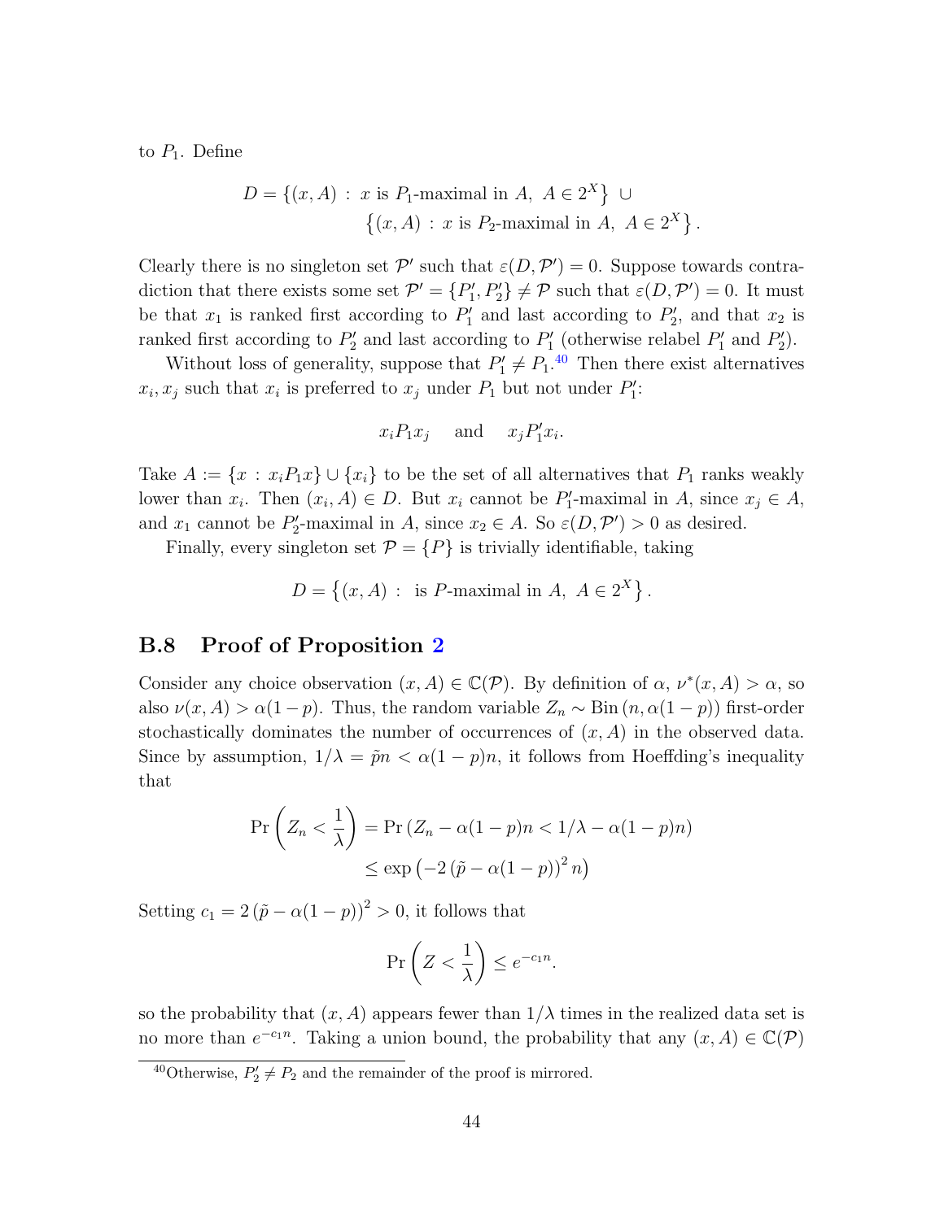to $P_1$. Define

$$D = \{(x, A) : x \text{ is } P_1\text{-maximal in } A,\ A \in 2^X\} \cup \{(x, A) : x \text{ is } P_2\text{-maximal in } A,\ A \in 2^X\}.$$

Clearly there is no singleton set $\mathcal{P}'$ such that $\varepsilon(D, \mathcal{P}') = 0$. Suppose towards contradiction that there exists some set $\mathcal{P}' = \{P_1', P_2'\} \neq \mathcal{P}$ such that $\varepsilon(D, \mathcal{P}') = 0$. It must be that $x_1$ is ranked first according to $P_1'$ and last according to $P_2'$, and that $x_2$ is ranked first according to $P_2'$ and last according to $P_1'$ (otherwise relabel $P_1'$ and $P_2'$).

Without loss of generality, suppose that $P_1' \neq P_1$.[40] Then there exist alternatives $x_i, x_j$ such that $x_i$ is preferred to $x_j$ under $P_1$ but not under $P_1'$:

$$x_i P_1 x_j \quad \text{and} \quad x_j P_1' x_i.$$

Take $A := \{x : x_i P_1 x\} \cup \{x_i\}$ to be the set of all alternatives that $P_1$ ranks weakly lower than $x_i$. Then $(x_i, A) \in D$. But $x_i$ cannot be $P_1'$-maximal in $A$, since $x_j \in A$, and $x_1$ cannot be $P_2'$-maximal in $A$, since $x_2 \in A$. So $\varepsilon(D, \mathcal{P}') > 0$ as desired.

Finally, every singleton set $\mathcal{P} = \{P\}$ is trivially identifiable, taking

$$D = \{(x, A) : \text{ is } P\text{-maximal in } A,\ A \in 2^X\}.$$

## B.8 Proof of Proposition 2

Consider any choice observation $(x, A) \in \mathbb{C}(\mathcal{P})$. By definition of $\alpha$, $\nu^*(x, A) > \alpha$, so also $\nu(x, A) > \alpha(1-p)$. Thus, the random variable $Z_n \sim \text{Bin}(n, \alpha(1-p))$ first-order stochastically dominates the number of occurrences of $(x, A)$ in the observed data. Since by assumption, $1/\lambda = \tilde{p}n < \alpha(1-p)n$, it follows from Hoeffding's inequality that

$$\begin{aligned}
\Pr\left(Z_n < \frac{1}{\lambda}\right) &= \Pr\left(Z_n - \alpha(1-p)n < 1/\lambda - \alpha(1-p)n\right) \\
&\leq \exp\left(-2\left(\tilde{p} - \alpha(1-p)\right)^2 n\right)
\end{aligned}$$

Setting $c_1 = 2\left(\tilde{p} - \alpha(1-p)\right)^2 > 0$, it follows that

$$\Pr\left(Z < \frac{1}{\lambda}\right) \leq e^{-c_1 n}.$$

so the probability that $(x, A)$ appears fewer than $1/\lambda$ times in the realized data set is no more than $e^{-c_1 n}$. Taking a union bound, the probability that any $(x, A) \in \mathbb{C}(\mathcal{P})$

[40] Otherwise, $P_2' \neq P_2$ and the remainder of the proof is mirrored.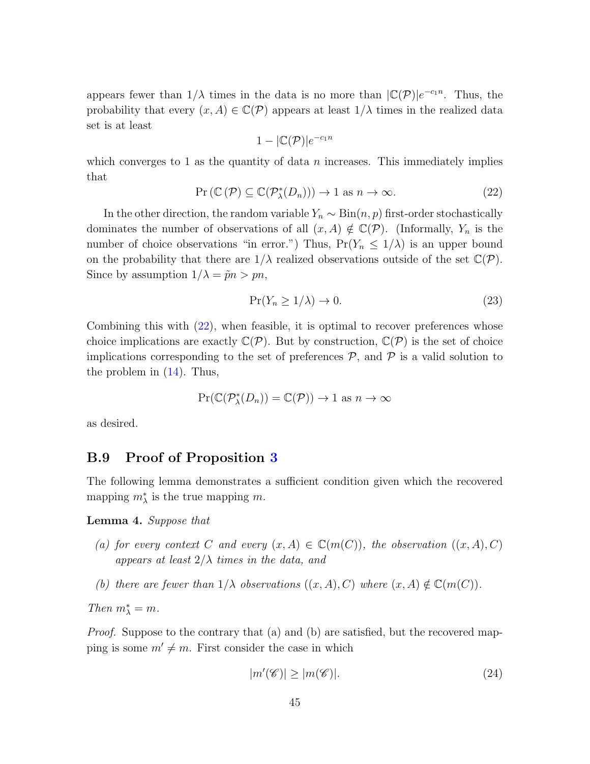appears fewer than $1/\lambda$ times in the data is no more than $|\mathbb{C}(\mathcal{P})|e^{-c_1 n}$. Thus, the probability that every $(x, A) \in \mathbb{C}(\mathcal{P})$ appears at least $1/\lambda$ times in the realized data set is at least

$$1 - |\mathbb{C}(\mathcal{P})|e^{-c_1 n}$$

which converges to 1 as the quantity of data $n$ increases. This immediately implies that

$$\Pr\left(\mathbb{C}\left(\mathcal{P}\right) \subseteq \mathbb{C}(\mathcal{P}^*_\lambda(D_n))\right) \to 1 \text{ as } n \to \infty. \tag{22}$$

In the other direction, the random variable $Y_n \sim \text{Bin}(n, p)$ first-order stochastically dominates the number of observations of all $(x, A) \notin \mathbb{C}(\mathcal{P})$. (Informally, $Y_n$ is the number of choice observations "in error.") Thus, $\Pr(Y_n \leq 1/\lambda)$ is an upper bound on the probability that there are $1/\lambda$ realized observations outside of the set $\mathbb{C}(\mathcal{P})$. Since by assumption $1/\lambda = \tilde{p}n > pn$,

$$\Pr(Y_n \geq 1/\lambda) \to 0. \tag{23}$$

Combining this with (22), when feasible, it is optimal to recover preferences whose choice implications are exactly $\mathbb{C}(\mathcal{P})$. But by construction, $\mathbb{C}(\mathcal{P})$ is the set of choice implications corresponding to the set of preferences $\mathcal{P}$, and $\mathcal{P}$ is a valid solution to the problem in (14). Thus,

$$\Pr(\mathbb{C}(\mathcal{P}^*_\lambda(D_n)) = \mathbb{C}(\mathcal{P})) \to 1 \text{ as } n \to \infty$$

as desired.

## B.9 Proof of Proposition 3

The following lemma demonstrates a sufficient condition given which the recovered mapping $m^*_\lambda$ is the true mapping $m$.

**Lemma 4.** *Suppose that*

*(a) for every context $C$ and every $(x, A) \in \mathbb{C}(m(C))$, the observation $((x, A), C)$ appears at least $2/\lambda$ times in the data, and*

*(b) there are fewer than $1/\lambda$ observations $((x, A), C)$ where $(x, A) \notin \mathbb{C}(m(C))$.*

*Then $m^*_\lambda = m$.*

*Proof.* Suppose to the contrary that (a) and (b) are satisfied, but the recovered mapping is some $m' \neq m$. First consider the case in which

$$|m'(\mathscr{C})| \geq |m(\mathscr{C})|. \tag{24}$$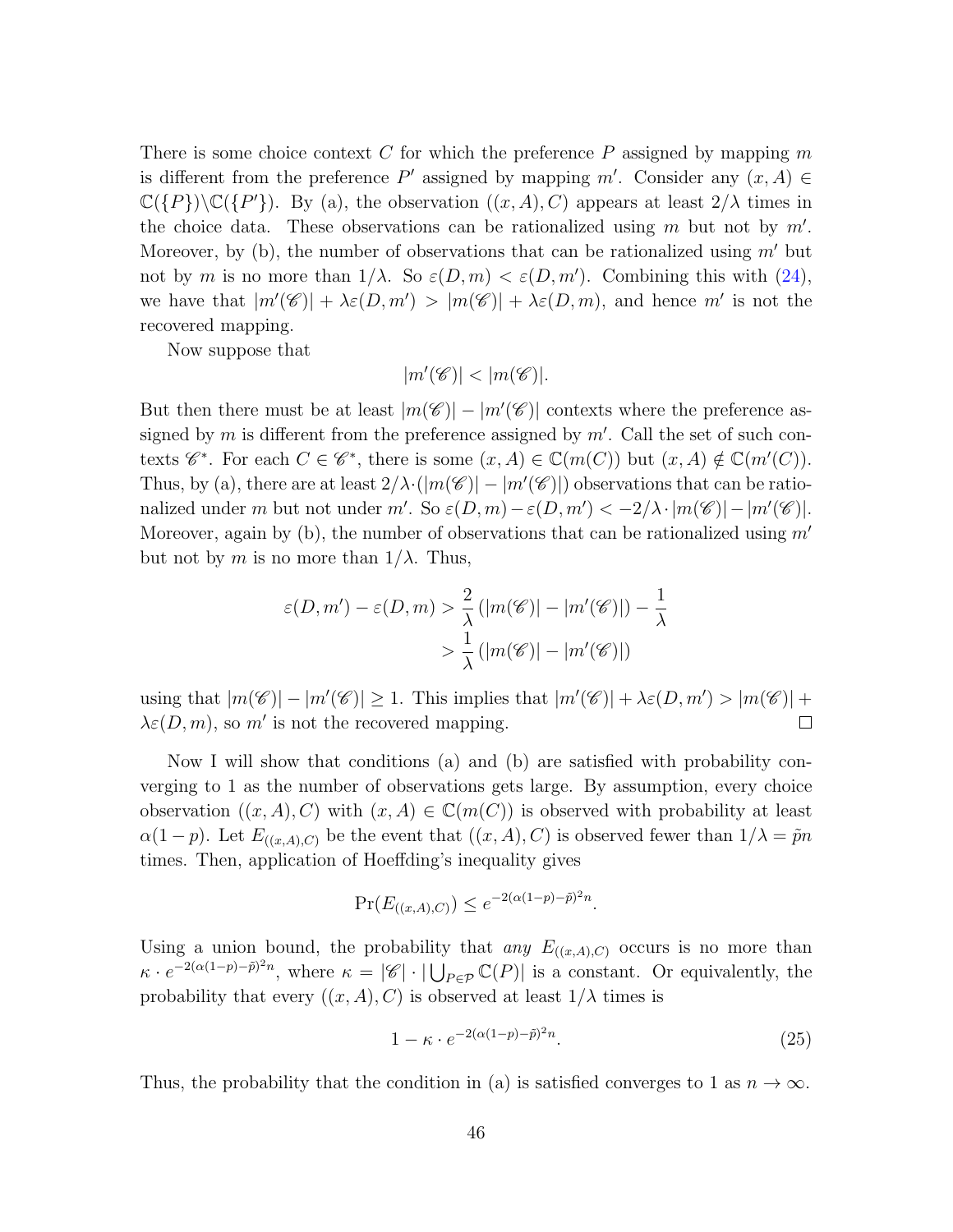There is some choice context $C$ for which the preference $P$ assigned by mapping $m$ is different from the preference $P'$ assigned by mapping $m'$. Consider any $(x, A) \in \mathbb{C}(\{P\})\backslash\mathbb{C}(\{P'\})$. By (a), the observation $((x, A), C)$ appears at least $2/\lambda$ times in the choice data. These observations can be rationalized using $m$ but not by $m'$. Moreover, by (b), the number of observations that can be rationalized using $m'$ but not by $m$ is no more than $1/\lambda$. So $\varepsilon(D, m) < \varepsilon(D, m')$. Combining this with (24), we have that $|m'(\mathscr{C})| + \lambda\varepsilon(D, m') > |m(\mathscr{C})| + \lambda\varepsilon(D, m)$, and hence $m'$ is not the recovered mapping.

Now suppose that

$$|m'(\mathscr{C})| < |m(\mathscr{C})|.$$

But then there must be at least $|m(\mathscr{C})| - |m'(\mathscr{C})|$ contexts where the preference assigned by $m$ is different from the preference assigned by $m'$. Call the set of such contexts $\mathscr{C}^*$. For each $C \in \mathscr{C}^*$, there is some $(x, A) \in \mathbb{C}(m(C))$ but $(x, A) \notin \mathbb{C}(m'(C))$. Thus, by (a), there are at least $2/\lambda \cdot (|m(\mathscr{C})| - |m'(\mathscr{C})|)$ observations that can be rationalized under $m$ but not under $m'$. So $\varepsilon(D, m) - \varepsilon(D, m') < -2/\lambda \cdot |m(\mathscr{C})| - |m'(\mathscr{C})|$. Moreover, again by (b), the number of observations that can be rationalized using $m'$ but not by $m$ is no more than $1/\lambda$. Thus,

$$\begin{aligned}
\varepsilon(D, m') - \varepsilon(D, m) &> \frac{2}{\lambda}\left(|m(\mathscr{C})| - |m'(\mathscr{C})|\right) - \frac{1}{\lambda} \\
&> \frac{1}{\lambda}\left(|m(\mathscr{C})| - |m'(\mathscr{C})|\right)
\end{aligned}$$

using that $|m(\mathscr{C})| - |m'(\mathscr{C})| \geq 1$. This implies that $|m'(\mathscr{C})| + \lambda\varepsilon(D, m') > |m(\mathscr{C})| + \lambda\varepsilon(D, m)$, so $m'$ is not the recovered mapping. $\square$

Now I will show that conditions (a) and (b) are satisfied with probability converging to 1 as the number of observations gets large. By assumption, every choice observation $((x, A), C)$ with $(x, A) \in \mathbb{C}(m(C))$ is observed with probability at least $\alpha(1 - p)$. Let $E_{((x,A),C)}$ be the event that $((x, A), C)$ is observed fewer than $1/\lambda = \tilde{p}n$ times. Then, application of Hoeffding's inequality gives

$$\Pr(E_{((x,A),C)}) \leq e^{-2(\alpha(1-p)-\tilde{p})^2 n}.$$

Using a union bound, the probability that *any* $E_{((x,A),C)}$ occurs is no more than $\kappa \cdot e^{-2(\alpha(1-p)-\tilde{p})^2 n}$, where $\kappa = |\mathscr{C}| \cdot |\bigcup_{P \in \mathcal{P}} \mathbb{C}(P)|$ is a constant. Or equivalently, the probability that every $((x, A), C)$ is observed at least $1/\lambda$ times is

$$1 - \kappa \cdot e^{-2(\alpha(1-p)-\tilde{p})^2 n}. \tag{25}$$

Thus, the probability that the condition in (a) is satisfied converges to 1 as $n \to \infty$.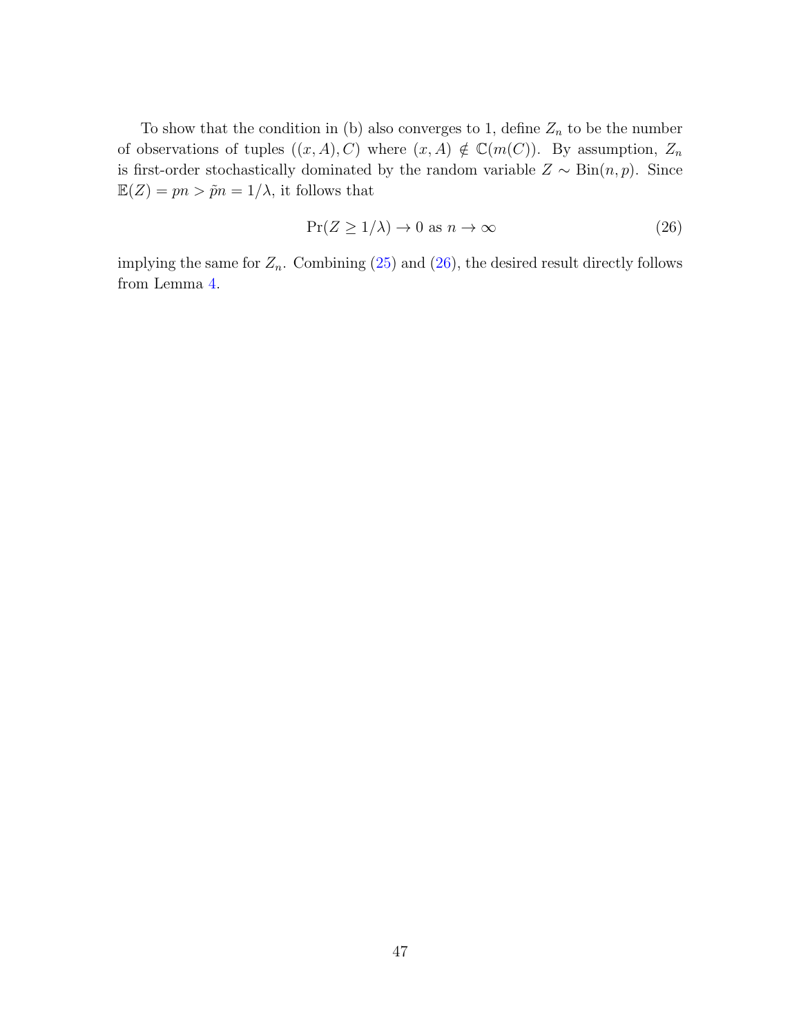To show that the condition in (b) also converges to 1, define $Z_n$ to be the number of observations of tuples $((x, A), C)$ where $(x, A) \notin \mathbb{C}(m(C))$. By assumption, $Z_n$ is first-order stochastically dominated by the random variable $Z \sim \text{Bin}(n, p)$. Since $\mathbb{E}(Z) = pn > \tilde{p}n = 1/\lambda$, it follows that

$$\Pr(Z \geq 1/\lambda) \to 0 \text{ as } n \to \infty \tag{26}$$

implying the same for $Z_n$. Combining (25) and (26), the desired result directly follows from Lemma 4.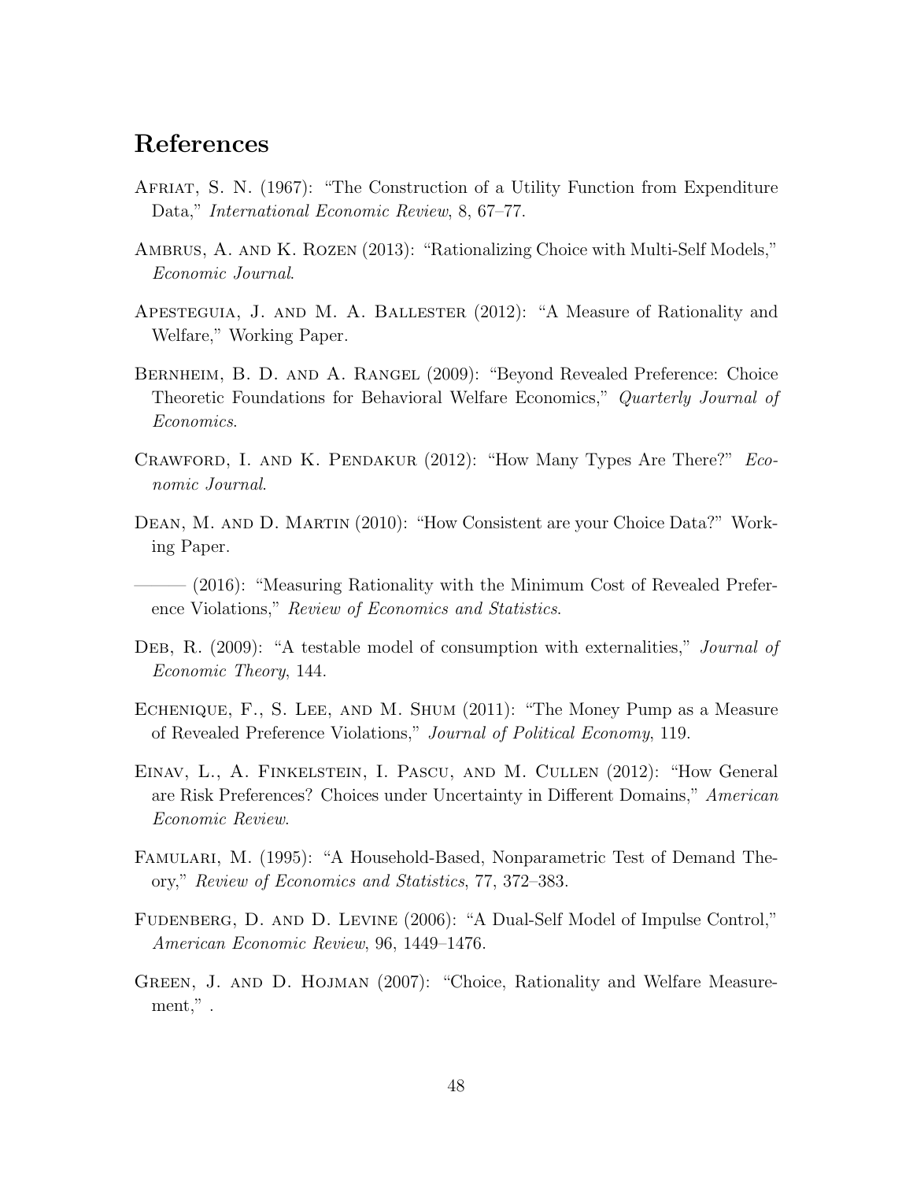# References

Afriat, S. N. (1967): "The Construction of a Utility Function from Expenditure Data," *International Economic Review*, 8, 67–77.

Ambrus, A. and K. Rozen (2013): "Rationalizing Choice with Multi-Self Models," *Economic Journal*.

Apesteguia, J. and M. A. Ballester (2012): "A Measure of Rationality and Welfare," Working Paper.

Bernheim, B. D. and A. Rangel (2009): "Beyond Revealed Preference: Choice Theoretic Foundations for Behavioral Welfare Economics," *Quarterly Journal of Economics*.

Crawford, I. and K. Pendakur (2012): "How Many Types Are There?" *Economic Journal*.

Dean, M. and D. Martin (2010): "How Consistent are your Choice Data?" Working Paper.

——— (2016): "Measuring Rationality with the Minimum Cost of Revealed Preference Violations," *Review of Economics and Statistics*.

Deb, R. (2009): "A testable model of consumption with externalities," *Journal of Economic Theory*, 144.

Echenique, F., S. Lee, and M. Shum (2011): "The Money Pump as a Measure of Revealed Preference Violations," *Journal of Political Economy*, 119.

Einav, L., A. Finkelstein, I. Pascu, and M. Cullen (2012): "How General are Risk Preferences? Choices under Uncertainty in Different Domains," *American Economic Review*.

Famulari, M. (1995): "A Household-Based, Nonparametric Test of Demand Theory," *Review of Economics and Statistics*, 77, 372–383.

Fudenberg, D. and D. Levine (2006): "A Dual-Self Model of Impulse Control," *American Economic Review*, 96, 1449–1476.

Green, J. and D. Hojman (2007): "Choice, Rationality and Welfare Measurement," .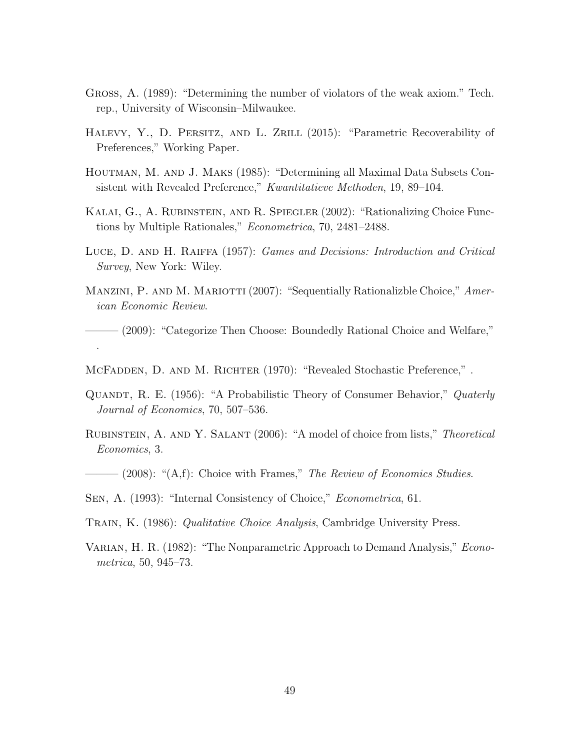Gross, A. (1989): "Determining the number of violators of the weak axiom." Tech. rep., University of Wisconsin–Milwaukee.

Halevy, Y., D. Persitz, and L. Zrill (2015): "Parametric Recoverability of Preferences," Working Paper.

Houtman, M. and J. Maks (1985): "Determining all Maximal Data Subsets Consistent with Revealed Preference," *Kwantitatieve Methoden*, 19, 89–104.

Kalai, G., A. Rubinstein, and R. Spiegler (2002): "Rationalizing Choice Functions by Multiple Rationales," *Econometrica*, 70, 2481–2488.

Luce, D. and H. Raiffa (1957): *Games and Decisions: Introduction and Critical Survey*, New York: Wiley.

Manzini, P. and M. Mariotti (2007): "Sequentially Rationalizble Choice," *American Economic Review*.

——— (2009): "Categorize Then Choose: Boundedly Rational Choice and Welfare," .

McFadden, D. and M. Richter (1970): "Revealed Stochastic Preference," .

Quandt, R. E. (1956): "A Probabilistic Theory of Consumer Behavior," *Quaterly Journal of Economics*, 70, 507–536.

Rubinstein, A. and Y. Salant (2006): "A model of choice from lists," *Theoretical Economics*, 3.

——— (2008): "(A,f): Choice with Frames," *The Review of Economics Studies*.

Sen, A. (1993): "Internal Consistency of Choice," *Econometrica*, 61.

Train, K. (1986): *Qualitative Choice Analysis*, Cambridge University Press.

Varian, H. R. (1982): "The Nonparametric Approach to Demand Analysis," *Econometrica*, 50, 945–73.